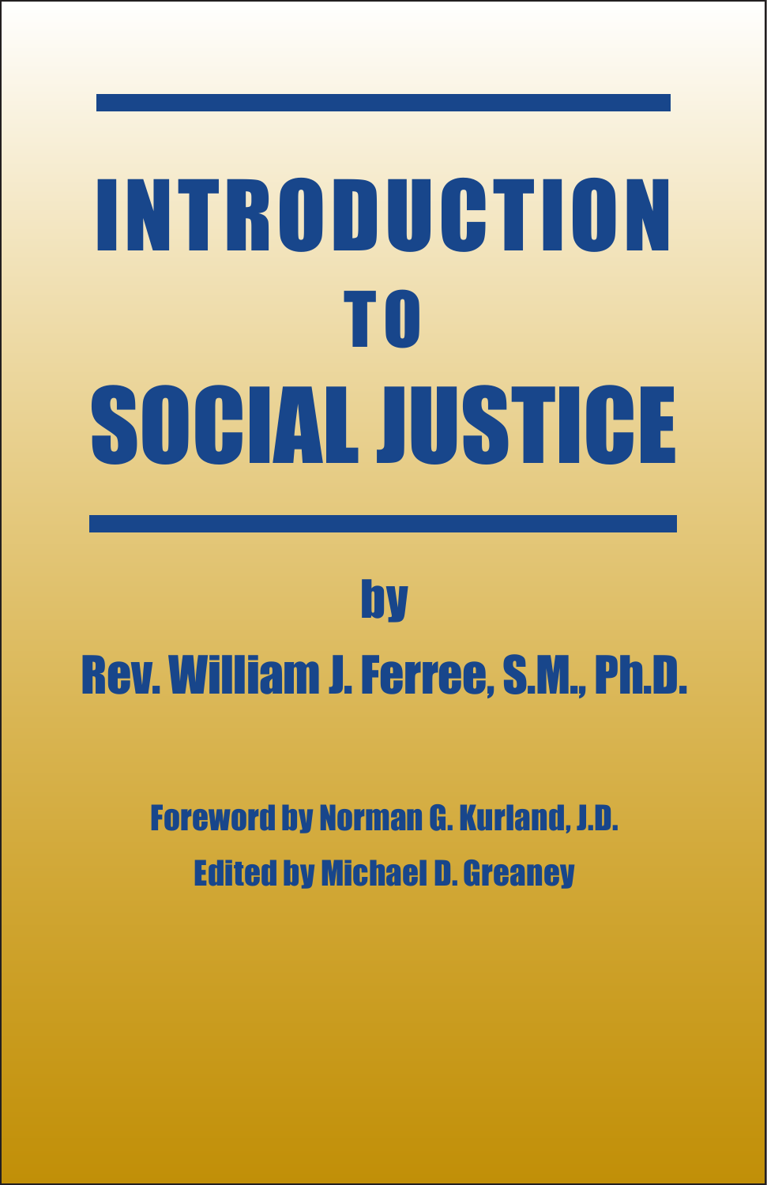# INTRODUCTION TO SOCIAL JUSTICE

by

**Rev. William J. Ferree, S.M., Ph.D.**

Foreword by Norman G. Kurland, J.D.

Edited by Michael D. Greaney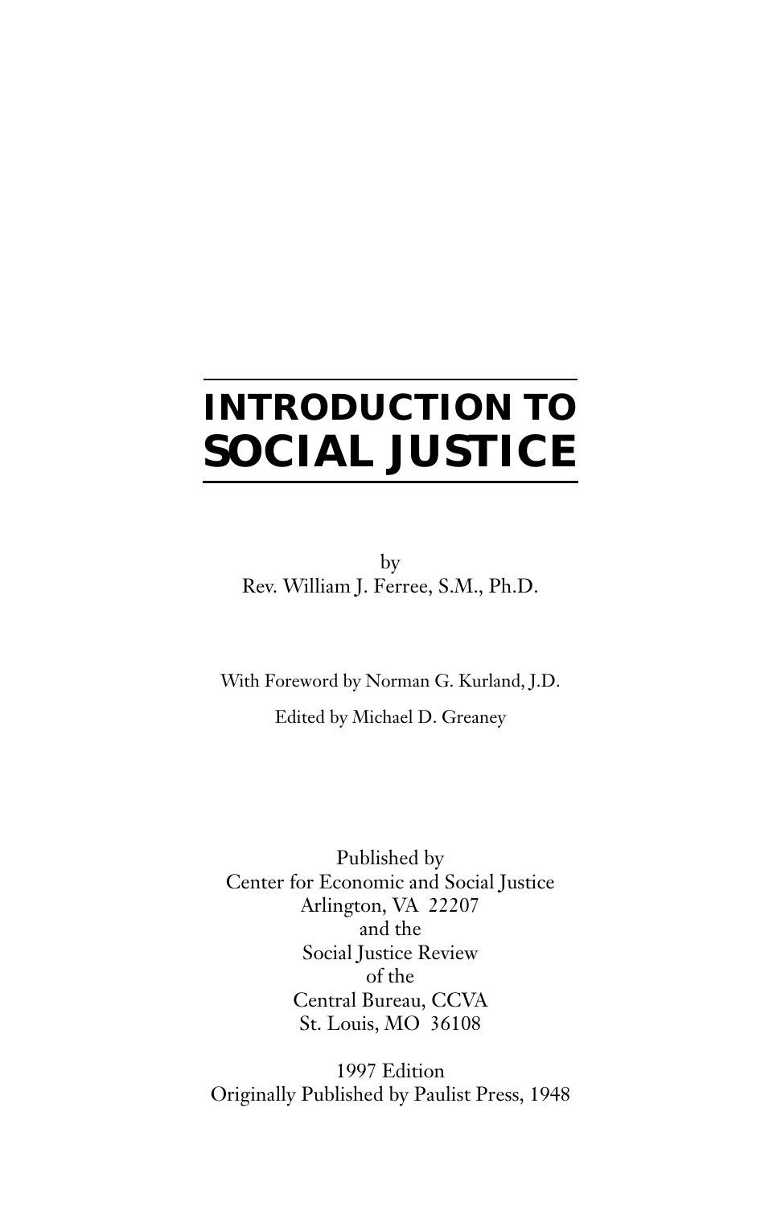# INTRODUCTION TO SOCIAL JUSTICE

by
Rev. William J. Ferree, S.M., Ph.D.

With Foreword by Norman G. Kurland, J.D.

Edited by Michael D. Greaney

Published by
Center for Economic and Social Justice
Arlington, VA 22207
and the
Social Justice Review
of the
Central Bureau, CCVA
St. Louis, MO 36108

1997 Edition
Originally Published by Paulist Press, 1948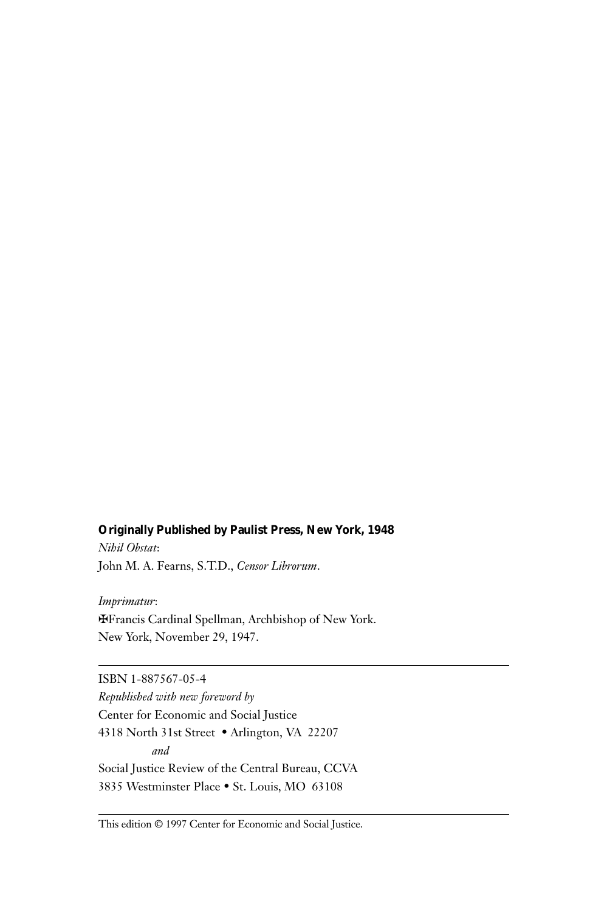**Originally Published by Paulist Press, New York, 1948**

*Nihil Obstat*:
John M. A. Fearns, S.T.D., *Censor Librorum*.

*Imprimatur*:
✠Francis Cardinal Spellman, Archbishop of New York.
New York, November 29, 1947.

---

ISBN 1-887567-05-4
*Republished with new foreword by*
Center for Economic and Social Justice
4318 North 31st Street • Arlington, VA 22207
*and*
Social Justice Review of the Central Bureau, CCVA
3835 Westminster Place • St. Louis, MO 63108

---

This edition © 1997 Center for Economic and Social Justice.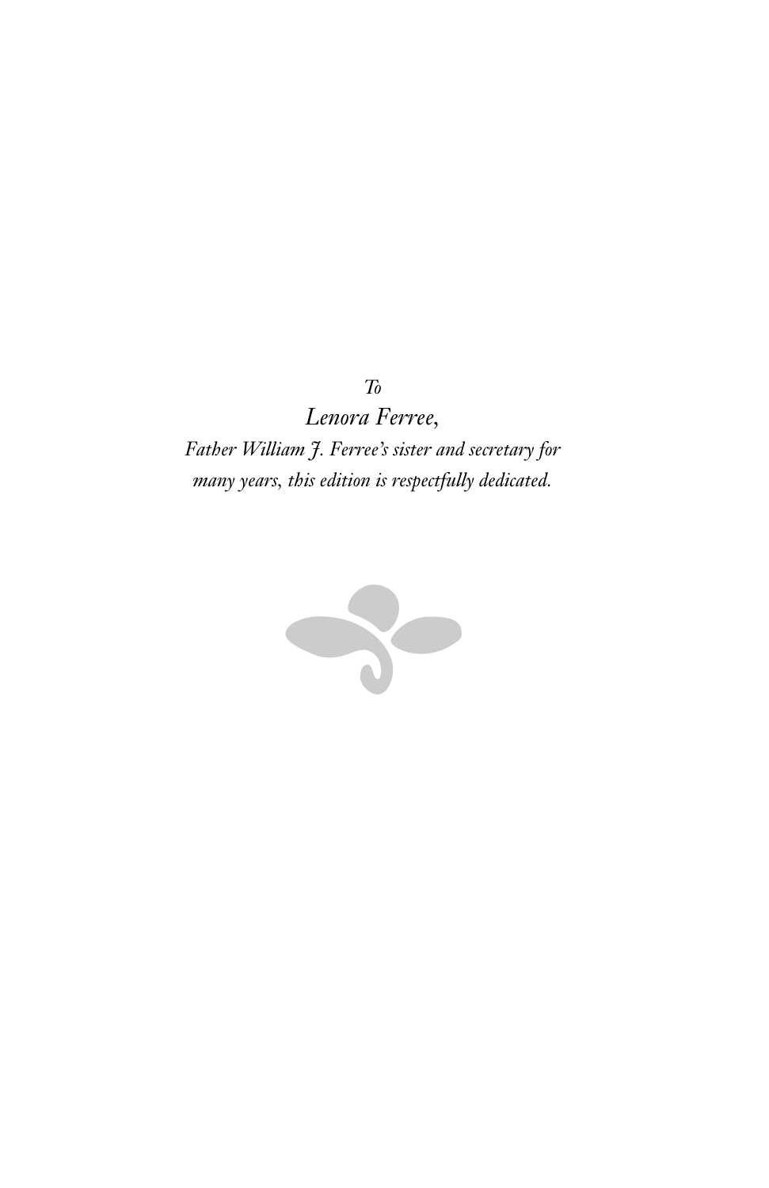*To*

*Lenora Ferree,*

*Father William J. Ferree's sister and secretary for many years, this edition is respectfully dedicated.*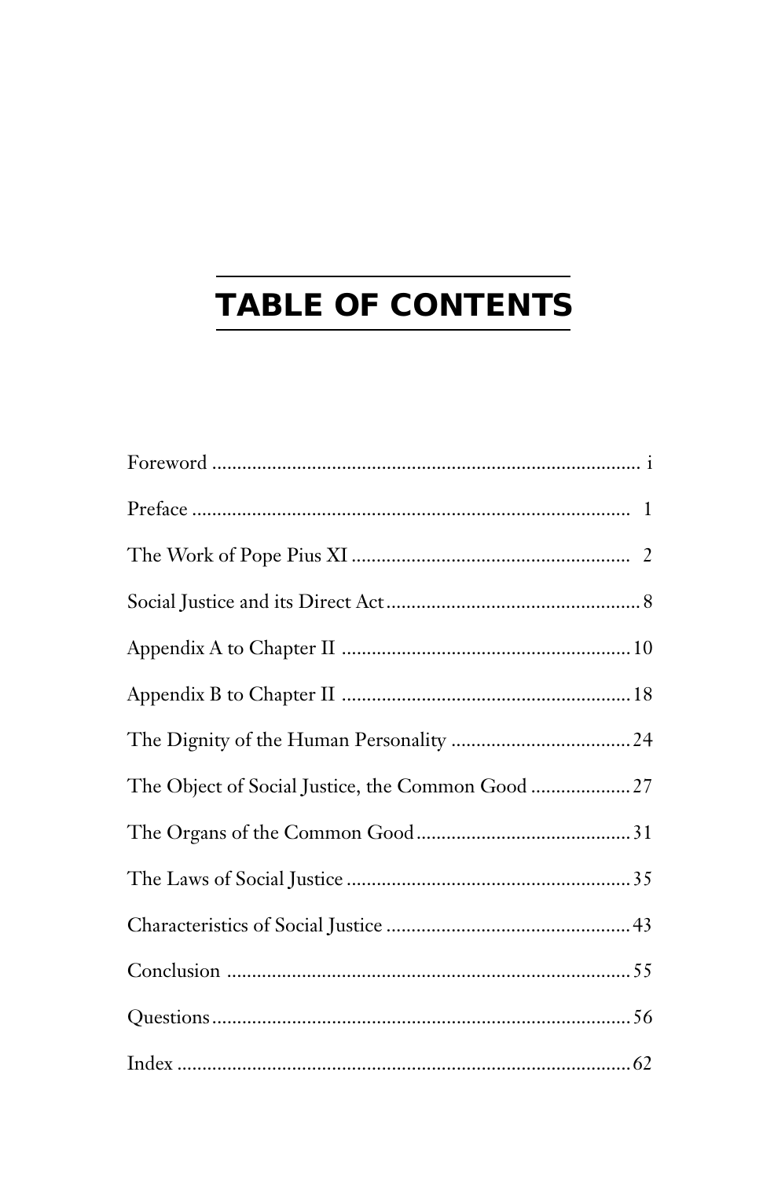# TABLE OF CONTENTS

Foreword ..................... i

Preface ..................... 1

The Work of Pope Pius XI ..................... 2

Social Justice and its Direct Act ..................... 8

Appendix A to Chapter II ..................... 10

Appendix B to Chapter II ..................... 18

The Dignity of the Human Personality ..................... 24

The Object of Social Justice, the Common Good ..................... 27

The Organs of the Common Good ..................... 31

The Laws of Social Justice ..................... 35

Characteristics of Social Justice ..................... 43

Conclusion ..................... 55

Questions ..................... 56

Index ..................... 62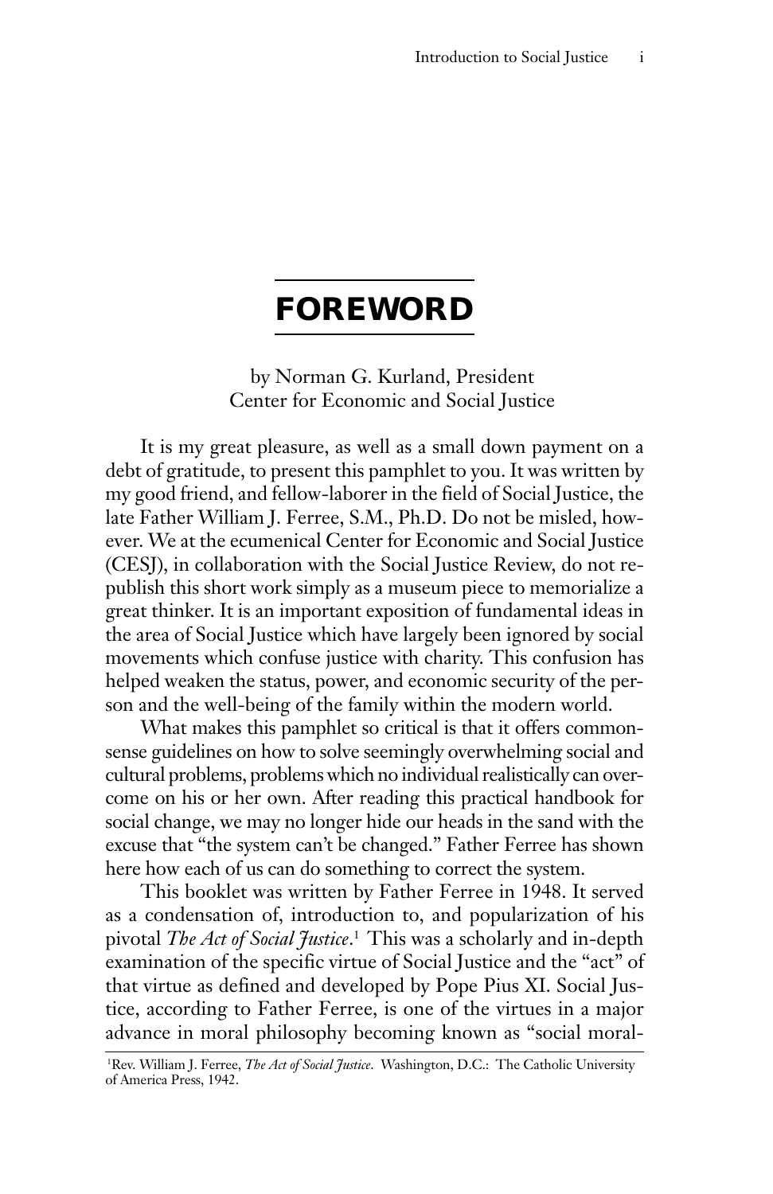# FOREWORD

by Norman G. Kurland, President
Center for Economic and Social Justice

It is my great pleasure, as well as a small down payment on a debt of gratitude, to present this pamphlet to you. It was written by my good friend, and fellow-laborer in the field of Social Justice, the late Father William J. Ferree, S.M., Ph.D. Do not be misled, however. We at the ecumenical Center for Economic and Social Justice (CESJ), in collaboration with the Social Justice Review, do not republish this short work simply as a museum piece to memorialize a great thinker. It is an important exposition of fundamental ideas in the area of Social Justice which have largely been ignored by social movements which confuse justice with charity. This confusion has helped weaken the status, power, and economic security of the person and the well-being of the family within the modern world.

What makes this pamphlet so critical is that it offers commonsense guidelines on how to solve seemingly overwhelming social and cultural problems, problems which no individual realistically can overcome on his or her own. After reading this practical handbook for social change, we may no longer hide our heads in the sand with the excuse that "the system can't be changed." Father Ferree has shown here how each of us can do something to correct the system.

This booklet was written by Father Ferree in 1948. It served as a condensation of, introduction to, and popularization of his pivotal *The Act of Social Justice*.[1] This was a scholarly and in-depth examination of the specific virtue of Social Justice and the "act" of that virtue as defined and developed by Pope Pius XI. Social Justice, according to Father Ferree, is one of the virtues in a major advance in moral philosophy becoming known as "social moral-

[1] Rev. William J. Ferree, *The Act of Social Justice*. Washington, D.C.: The Catholic University of America Press, 1942.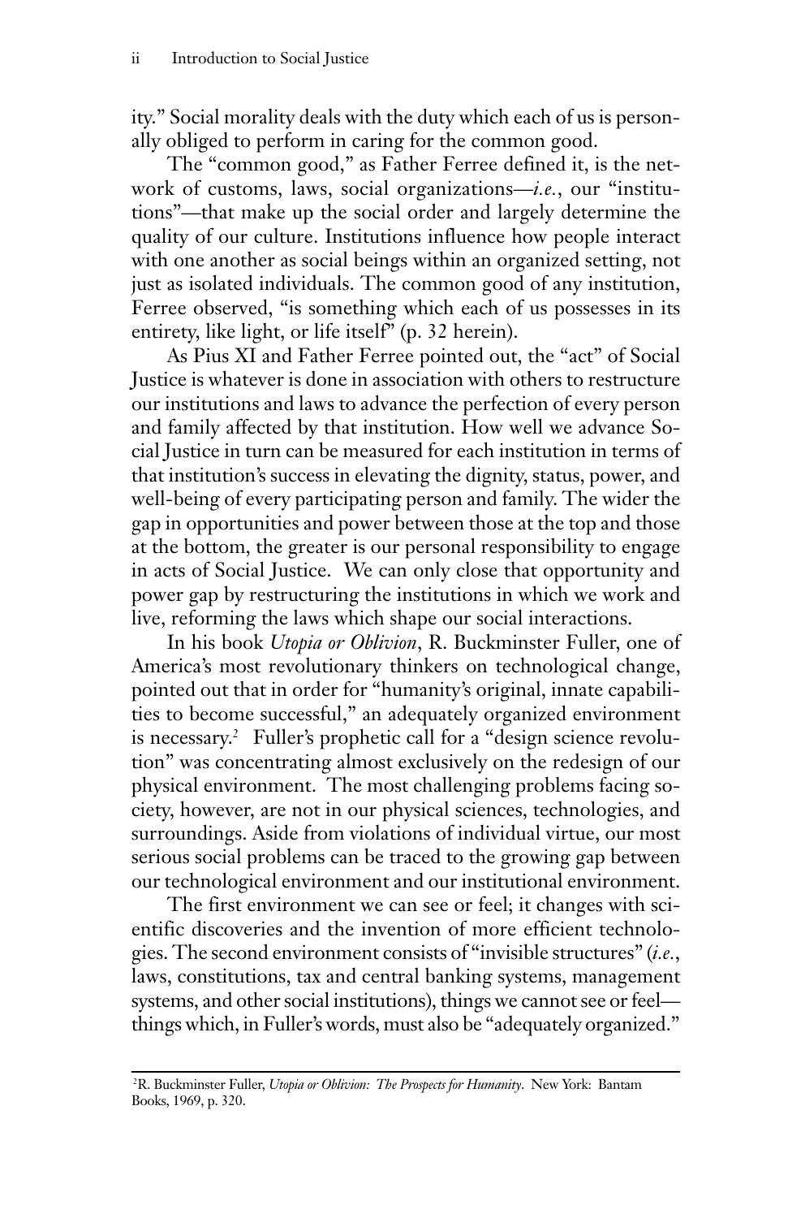ity." Social morality deals with the duty which each of us is personally obliged to perform in caring for the common good.

The "common good," as Father Ferree defined it, is the network of customs, laws, social organizations—*i.e.*, our "institutions"—that make up the social order and largely determine the quality of our culture. Institutions influence how people interact with one another as social beings within an organized setting, not just as isolated individuals. The common good of any institution, Ferree observed, "is something which each of us possesses in its entirety, like light, or life itself" (p. 32 herein).

As Pius XI and Father Ferree pointed out, the "act" of Social Justice is whatever is done in association with others to restructure our institutions and laws to advance the perfection of every person and family affected by that institution. How well we advance Social Justice in turn can be measured for each institution in terms of that institution's success in elevating the dignity, status, power, and well-being of every participating person and family. The wider the gap in opportunities and power between those at the top and those at the bottom, the greater is our personal responsibility to engage in acts of Social Justice. We can only close that opportunity and power gap by restructuring the institutions in which we work and live, reforming the laws which shape our social interactions.

In his book *Utopia or Oblivion*, R. Buckminster Fuller, one of America's most revolutionary thinkers on technological change, pointed out that in order for "humanity's original, innate capabilities to become successful," an adequately organized environment is necessary.[2] Fuller's prophetic call for a "design science revolution" was concentrating almost exclusively on the redesign of our physical environment. The most challenging problems facing society, however, are not in our physical sciences, technologies, and surroundings. Aside from violations of individual virtue, our most serious social problems can be traced to the growing gap between our technological environment and our institutional environment.

The first environment we can see or feel; it changes with scientific discoveries and the invention of more efficient technologies. The second environment consists of "invisible structures" (*i.e.*, laws, constitutions, tax and central banking systems, management systems, and other social institutions), things we cannot see or feel—things which, in Fuller's words, must also be "adequately organized."

---

[2] R. Buckminster Fuller, *Utopia or Oblivion: The Prospects for Humanity*. New York: Bantam Books, 1969, p. 320.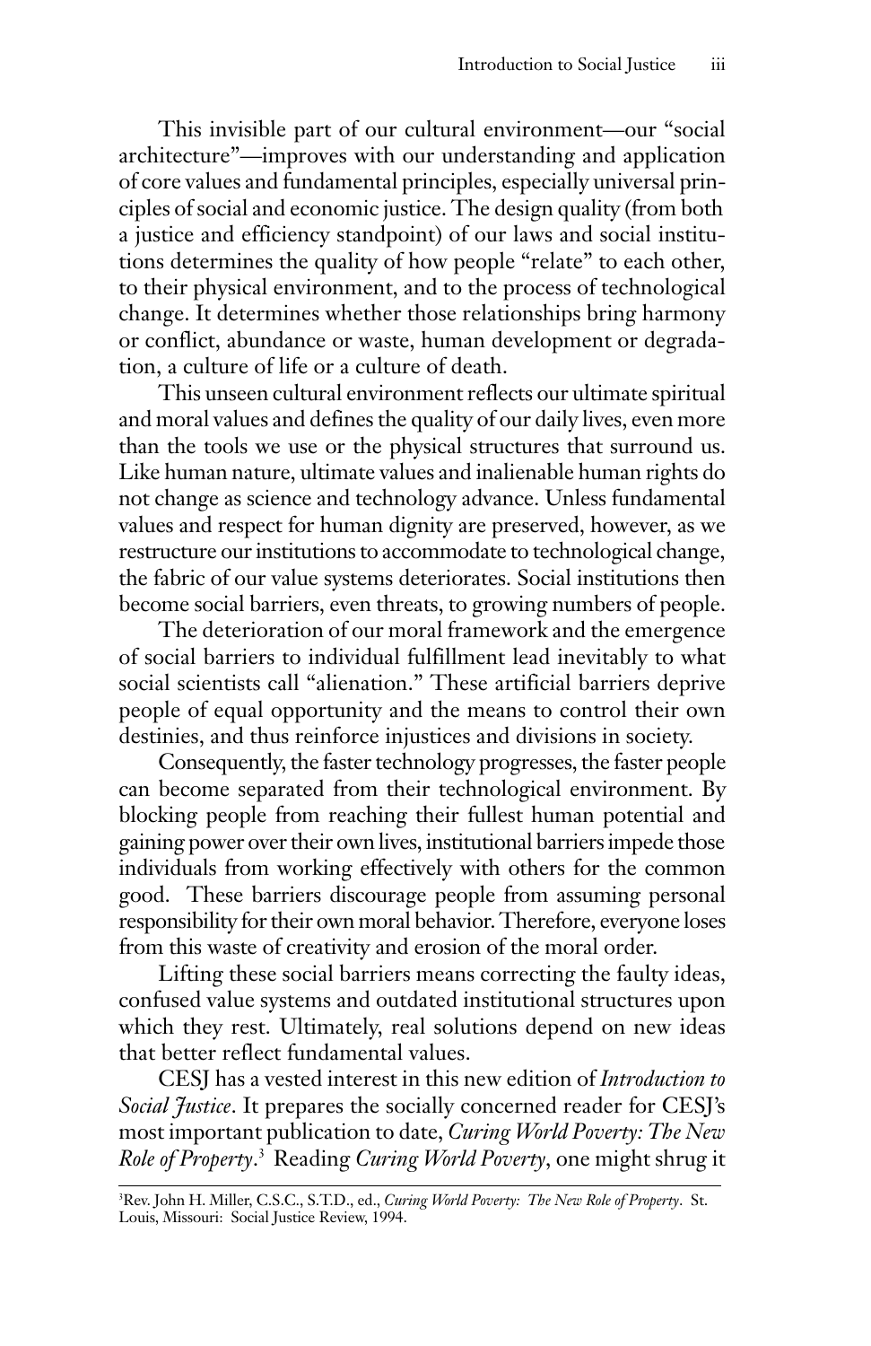This invisible part of our cultural environment—our "social architecture"—improves with our understanding and application of core values and fundamental principles, especially universal principles of social and economic justice. The design quality (from both a justice and efficiency standpoint) of our laws and social institutions determines the quality of how people "relate" to each other, to their physical environment, and to the process of technological change. It determines whether those relationships bring harmony or conflict, abundance or waste, human development or degradation, a culture of life or a culture of death.

This unseen cultural environment reflects our ultimate spiritual and moral values and defines the quality of our daily lives, even more than the tools we use or the physical structures that surround us. Like human nature, ultimate values and inalienable human rights do not change as science and technology advance. Unless fundamental values and respect for human dignity are preserved, however, as we restructure our institutions to accommodate to technological change, the fabric of our value systems deteriorates. Social institutions then become social barriers, even threats, to growing numbers of people.

The deterioration of our moral framework and the emergence of social barriers to individual fulfillment lead inevitably to what social scientists call "alienation." These artificial barriers deprive people of equal opportunity and the means to control their own destinies, and thus reinforce injustices and divisions in society.

Consequently, the faster technology progresses, the faster people can become separated from their technological environment. By blocking people from reaching their fullest human potential and gaining power over their own lives, institutional barriers impede those individuals from working effectively with others for the common good. These barriers discourage people from assuming personal responsibility for their own moral behavior. Therefore, everyone loses from this waste of creativity and erosion of the moral order.

Lifting these social barriers means correcting the faulty ideas, confused value systems and outdated institutional structures upon which they rest. Ultimately, real solutions depend on new ideas that better reflect fundamental values.

CESJ has a vested interest in this new edition of *Introduction to Social Justice*. It prepares the socially concerned reader for CESJ's most important publication to date, *Curing World Poverty: The New Role of Property*.[3] Reading *Curing World Poverty*, one might shrug it

[3] Rev. John H. Miller, C.S.C., S.T.D., ed., *Curing World Poverty: The New Role of Property*. St. Louis, Missouri: Social Justice Review, 1994.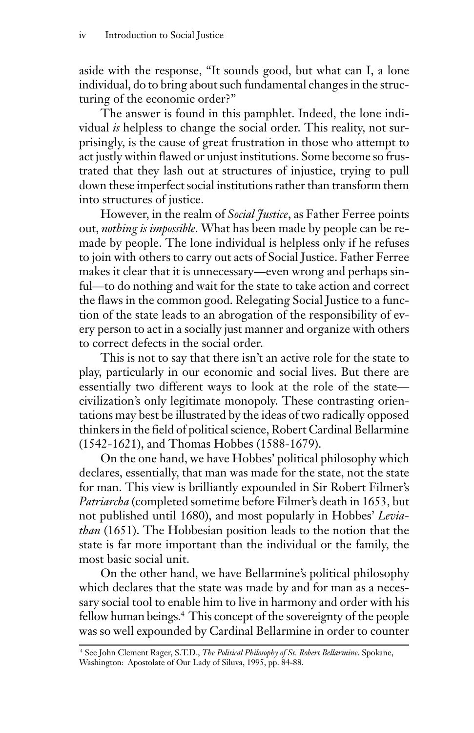aside with the response, "It sounds good, but what can I, a lone individual, do to bring about such fundamental changes in the structuring of the economic order?"

The answer is found in this pamphlet. Indeed, the lone individual *is* helpless to change the social order. This reality, not surprisingly, is the cause of great frustration in those who attempt to act justly within flawed or unjust institutions. Some become so frustrated that they lash out at structures of injustice, trying to pull down these imperfect social institutions rather than transform them into structures of justice.

However, in the realm of *Social Justice*, as Father Ferree points out, *nothing is impossible*. What has been made by people can be remade by people. The lone individual is helpless only if he refuses to join with others to carry out acts of Social Justice. Father Ferree makes it clear that it is unnecessary—even wrong and perhaps sinful—to do nothing and wait for the state to take action and correct the flaws in the common good. Relegating Social Justice to a function of the state leads to an abrogation of the responsibility of every person to act in a socially just manner and organize with others to correct defects in the social order.

This is not to say that there isn't an active role for the state to play, particularly in our economic and social lives. But there are essentially two different ways to look at the role of the state—civilization's only legitimate monopoly. These contrasting orientations may best be illustrated by the ideas of two radically opposed thinkers in the field of political science, Robert Cardinal Bellarmine (1542-1621), and Thomas Hobbes (1588-1679).

On the one hand, we have Hobbes' political philosophy which declares, essentially, that man was made for the state, not the state for man. This view is brilliantly expounded in Sir Robert Filmer's *Patriarcha* (completed sometime before Filmer's death in 1653, but not published until 1680), and most popularly in Hobbes' *Leviathan* (1651). The Hobbesian position leads to the notion that the state is far more important than the individual or the family, the most basic social unit.

On the other hand, we have Bellarmine's political philosophy which declares that the state was made by and for man as a necessary social tool to enable him to live in harmony and order with his fellow human beings.[4] This concept of the sovereignty of the people was so well expounded by Cardinal Bellarmine in order to counter

[4] See John Clement Rager, S.T.D., *The Political Philosophy of St. Robert Bellarmine*. Spokane, Washington: Apostolate of Our Lady of Siluva, 1995, pp. 84-88.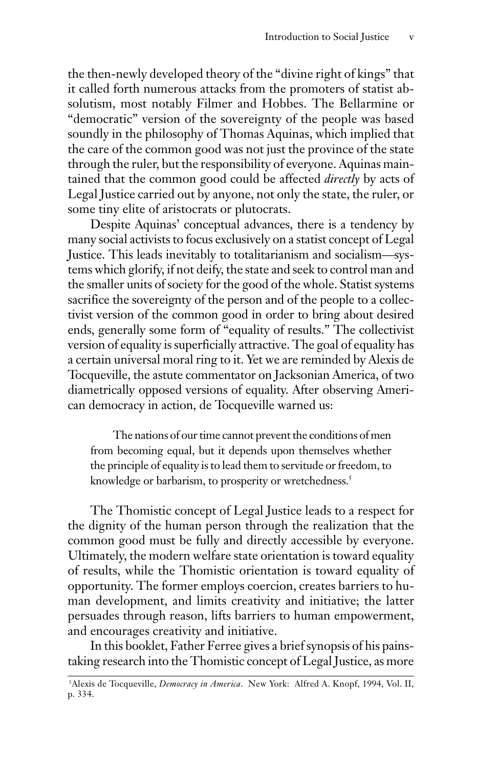the then-newly developed theory of the "divine right of kings" that it called forth numerous attacks from the promoters of statist absolutism, most notably Filmer and Hobbes. The Bellarmine or "democratic" version of the sovereignty of the people was based soundly in the philosophy of Thomas Aquinas, which implied that the care of the common good was not just the province of the state through the ruler, but the responsibility of everyone. Aquinas maintained that the common good could be affected *directly* by acts of Legal Justice carried out by anyone, not only the state, the ruler, or some tiny elite of aristocrats or plutocrats.

Despite Aquinas' conceptual advances, there is a tendency by many social activists to focus exclusively on a statist concept of Legal Justice. This leads inevitably to totalitarianism and socialism—systems which glorify, if not deify, the state and seek to control man and the smaller units of society for the good of the whole. Statist systems sacrifice the sovereignty of the person and of the people to a collectivist version of the common good in order to bring about desired ends, generally some form of "equality of results." The collectivist version of equality is superficially attractive. The goal of equality has a certain universal moral ring to it. Yet we are reminded by Alexis de Tocqueville, the astute commentator on Jacksonian America, of two diametrically opposed versions of equality. After observing American democracy in action, de Tocqueville warned us:

> The nations of our time cannot prevent the conditions of men from becoming equal, but it depends upon themselves whether the principle of equality is to lead them to servitude or freedom, to knowledge or barbarism, to prosperity or wretchedness.[5]

The Thomistic concept of Legal Justice leads to a respect for the dignity of the human person through the realization that the common good must be fully and directly accessible by everyone. Ultimately, the modern welfare state orientation is toward equality of results, while the Thomistic orientation is toward equality of opportunity. The former employs coercion, creates barriers to human development, and limits creativity and initiative; the latter persuades through reason, lifts barriers to human empowerment, and encourages creativity and initiative.

In this booklet, Father Ferree gives a brief synopsis of his painstaking research into the Thomistic concept of Legal Justice, as more

---

[5] Alexis de Tocqueville, *Democracy in America*. New York: Alfred A. Knopf, 1994, Vol. II, p. 334.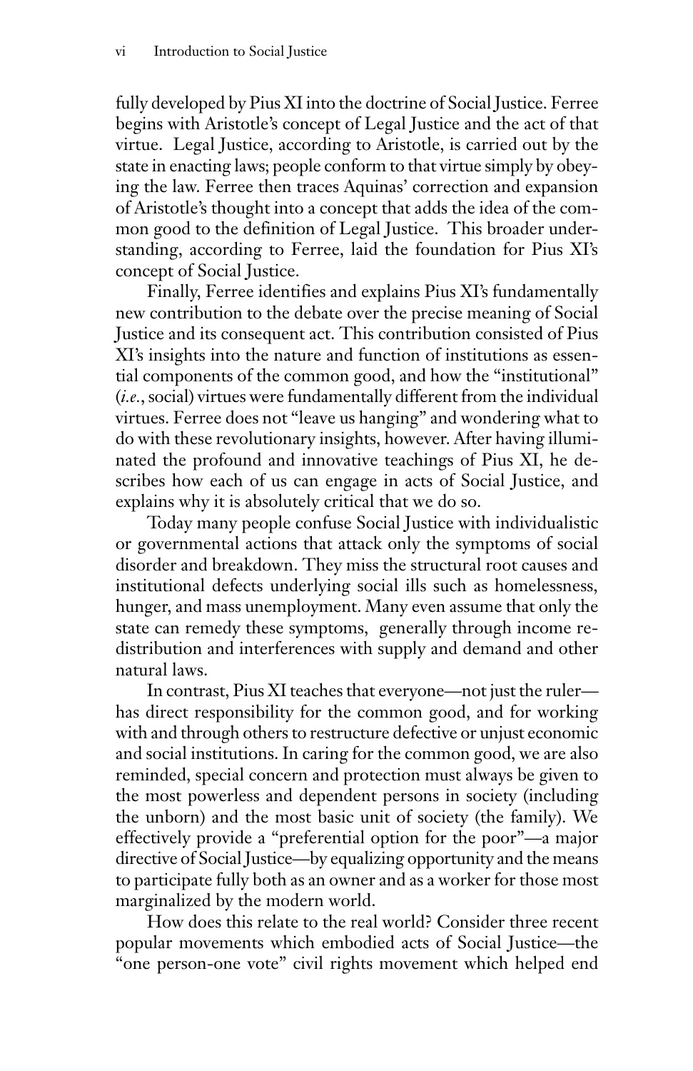fully developed by Pius XI into the doctrine of Social Justice. Ferree begins with Aristotle's concept of Legal Justice and the act of that virtue. Legal Justice, according to Aristotle, is carried out by the state in enacting laws; people conform to that virtue simply by obeying the law. Ferree then traces Aquinas' correction and expansion of Aristotle's thought into a concept that adds the idea of the common good to the definition of Legal Justice. This broader understanding, according to Ferree, laid the foundation for Pius XI's concept of Social Justice.

Finally, Ferree identifies and explains Pius XI's fundamentally new contribution to the debate over the precise meaning of Social Justice and its consequent act. This contribution consisted of Pius XI's insights into the nature and function of institutions as essential components of the common good, and how the "institutional" (*i.e.*, social) virtues were fundamentally different from the individual virtues. Ferree does not "leave us hanging" and wondering what to do with these revolutionary insights, however. After having illuminated the profound and innovative teachings of Pius XI, he describes how each of us can engage in acts of Social Justice, and explains why it is absolutely critical that we do so.

Today many people confuse Social Justice with individualistic or governmental actions that attack only the symptoms of social disorder and breakdown. They miss the structural root causes and institutional defects underlying social ills such as homelessness, hunger, and mass unemployment. Many even assume that only the state can remedy these symptoms, generally through income redistribution and interferences with supply and demand and other natural laws.

In contrast, Pius XI teaches that everyone—not just the ruler—has direct responsibility for the common good, and for working with and through others to restructure defective or unjust economic and social institutions. In caring for the common good, we are also reminded, special concern and protection must always be given to the most powerless and dependent persons in society (including the unborn) and the most basic unit of society (the family). We effectively provide a "preferential option for the poor"—a major directive of Social Justice—by equalizing opportunity and the means to participate fully both as an owner and as a worker for those most marginalized by the modern world.

How does this relate to the real world? Consider three recent popular movements which embodied acts of Social Justice—the "one person-one vote" civil rights movement which helped end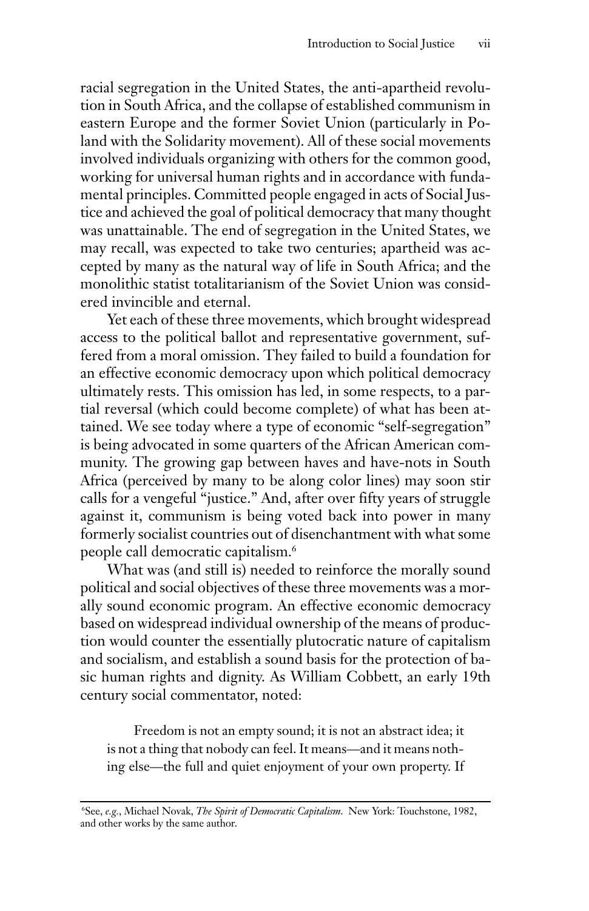racial segregation in the United States, the anti-apartheid revolution in South Africa, and the collapse of established communism in eastern Europe and the former Soviet Union (particularly in Poland with the Solidarity movement). All of these social movements involved individuals organizing with others for the common good, working for universal human rights and in accordance with fundamental principles. Committed people engaged in acts of Social Justice and achieved the goal of political democracy that many thought was unattainable. The end of segregation in the United States, we may recall, was expected to take two centuries; apartheid was accepted by many as the natural way of life in South Africa; and the monolithic statist totalitarianism of the Soviet Union was considered invincible and eternal.

Yet each of these three movements, which brought widespread access to the political ballot and representative government, suffered from a moral omission. They failed to build a foundation for an effective economic democracy upon which political democracy ultimately rests. This omission has led, in some respects, to a partial reversal (which could become complete) of what has been attained. We see today where a type of economic "self-segregation" is being advocated in some quarters of the African American community. The growing gap between haves and have-nots in South Africa (perceived by many to be along color lines) may soon stir calls for a vengeful "justice." And, after over fifty years of struggle against it, communism is being voted back into power in many formerly socialist countries out of disenchantment with what some people call democratic capitalism.[6]

What was (and still is) needed to reinforce the morally sound political and social objectives of these three movements was a morally sound economic program. An effective economic democracy based on widespread individual ownership of the means of production would counter the essentially plutocratic nature of capitalism and socialism, and establish a sound basis for the protection of basic human rights and dignity. As William Cobbett, an early 19th century social commentator, noted:

> Freedom is not an empty sound; it is not an abstract idea; it is not a thing that nobody can feel. It means—and it means nothing else—the full and quiet enjoyment of your own property. If

---

[6]See, *e.g.*, Michael Novak, *The Spirit of Democratic Capitalism*. New York: Touchstone, 1982, and other works by the same author.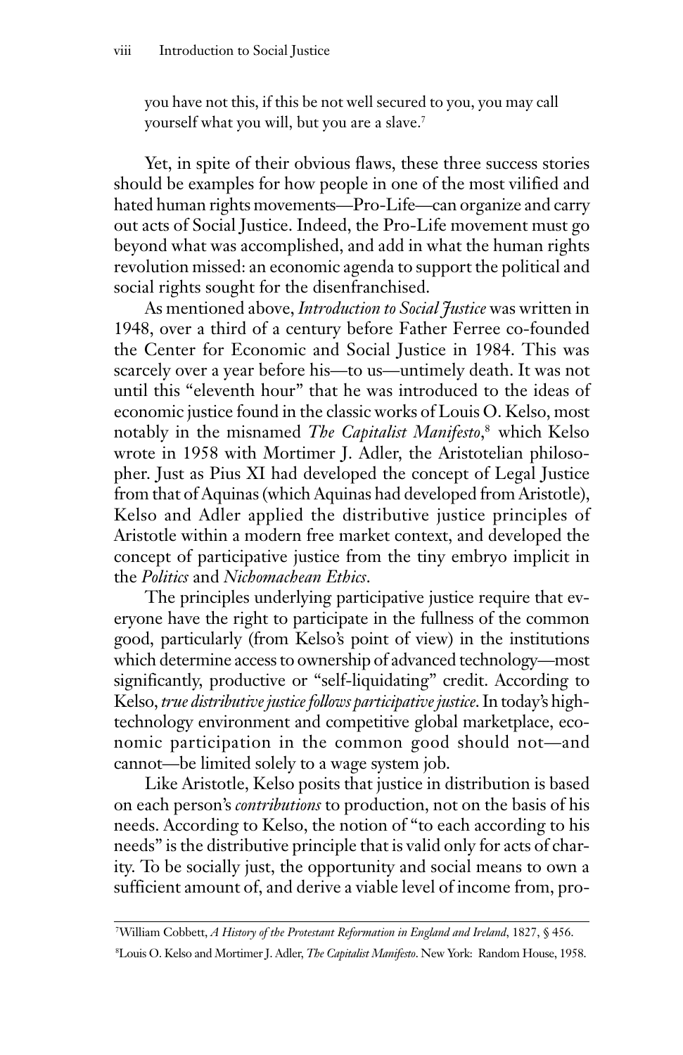you have not this, if this be not well secured to you, you may call yourself what you will, but you are a slave.[7]

Yet, in spite of their obvious flaws, these three success stories should be examples for how people in one of the most vilified and hated human rights movements—Pro-Life—can organize and carry out acts of Social Justice. Indeed, the Pro-Life movement must go beyond what was accomplished, and add in what the human rights revolution missed: an economic agenda to support the political and social rights sought for the disenfranchised.

As mentioned above, *Introduction to Social Justice* was written in 1948, over a third of a century before Father Ferree co-founded the Center for Economic and Social Justice in 1984. This was scarcely over a year before his—to us—untimely death. It was not until this "eleventh hour" that he was introduced to the ideas of economic justice found in the classic works of Louis O. Kelso, most notably in the misnamed *The Capitalist Manifesto*,[8] which Kelso wrote in 1958 with Mortimer J. Adler, the Aristotelian philosopher. Just as Pius XI had developed the concept of Legal Justice from that of Aquinas (which Aquinas had developed from Aristotle), Kelso and Adler applied the distributive justice principles of Aristotle within a modern free market context, and developed the concept of participative justice from the tiny embryo implicit in the *Politics* and *Nichomachean Ethics*.

The principles underlying participative justice require that everyone have the right to participate in the fullness of the common good, particularly (from Kelso's point of view) in the institutions which determine access to ownership of advanced technology—most significantly, productive or "self-liquidating" credit. According to Kelso, *true distributive justice follows participative justice*. In today's high-technology environment and competitive global marketplace, economic participation in the common good should not—and cannot—be limited solely to a wage system job.

Like Aristotle, Kelso posits that justice in distribution is based on each person's *contributions* to production, not on the basis of his needs. According to Kelso, the notion of "to each according to his needs" is the distributive principle that is valid only for acts of charity. To be socially just, the opportunity and social means to own a sufficient amount of, and derive a viable level of income from, pro-

---

[7] William Cobbett, *A History of the Protestant Reformation in England and Ireland*, 1827, § 456.

[8] Louis O. Kelso and Mortimer J. Adler, *The Capitalist Manifesto*. New York: Random House, 1958.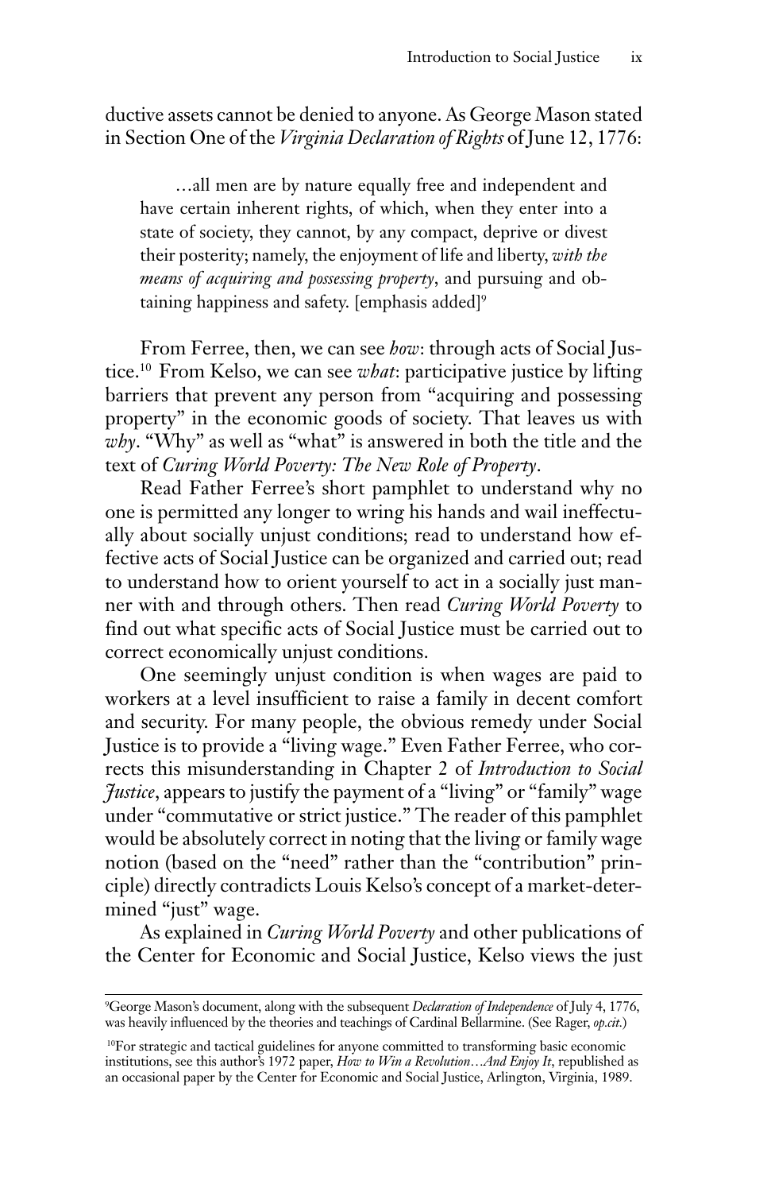ductive assets cannot be denied to anyone. As George Mason stated in Section One of the *Virginia Declaration of Rights* of June 12, 1776:

> …all men are by nature equally free and independent and have certain inherent rights, of which, when they enter into a state of society, they cannot, by any compact, deprive or divest their posterity; namely, the enjoyment of life and liberty, *with the means of acquiring and possessing property*, and pursuing and obtaining happiness and safety. [emphasis added][9]

From Ferree, then, we can see *how*: through acts of Social Justice.[10] From Kelso, we can see *what*: participative justice by lifting barriers that prevent any person from "acquiring and possessing property" in the economic goods of society. That leaves us with *why*. "Why" as well as "what" is answered in both the title and the text of *Curing World Poverty: The New Role of Property*.

Read Father Ferree's short pamphlet to understand why no one is permitted any longer to wring his hands and wail ineffectually about socially unjust conditions; read to understand how effective acts of Social Justice can be organized and carried out; read to understand how to orient yourself to act in a socially just manner with and through others. Then read *Curing World Poverty* to find out what specific acts of Social Justice must be carried out to correct economically unjust conditions.

One seemingly unjust condition is when wages are paid to workers at a level insufficient to raise a family in decent comfort and security. For many people, the obvious remedy under Social Justice is to provide a "living wage." Even Father Ferree, who corrects this misunderstanding in Chapter 2 of *Introduction to Social Justice*, appears to justify the payment of a "living" or "family" wage under "commutative or strict justice." The reader of this pamphlet would be absolutely correct in noting that the living or family wage notion (based on the "need" rather than the "contribution" principle) directly contradicts Louis Kelso's concept of a market-determined "just" wage.

As explained in *Curing World Poverty* and other publications of the Center for Economic and Social Justice, Kelso views the just

---

[9] George Mason's document, along with the subsequent *Declaration of Independence* of July 4, 1776, was heavily influenced by the theories and teachings of Cardinal Bellarmine. (See Rager, *op.cit.*)

[10] For strategic and tactical guidelines for anyone committed to transforming basic economic institutions, see this author's 1972 paper, *How to Win a Revolution…And Enjoy It*, republished as an occasional paper by the Center for Economic and Social Justice, Arlington, Virginia, 1989.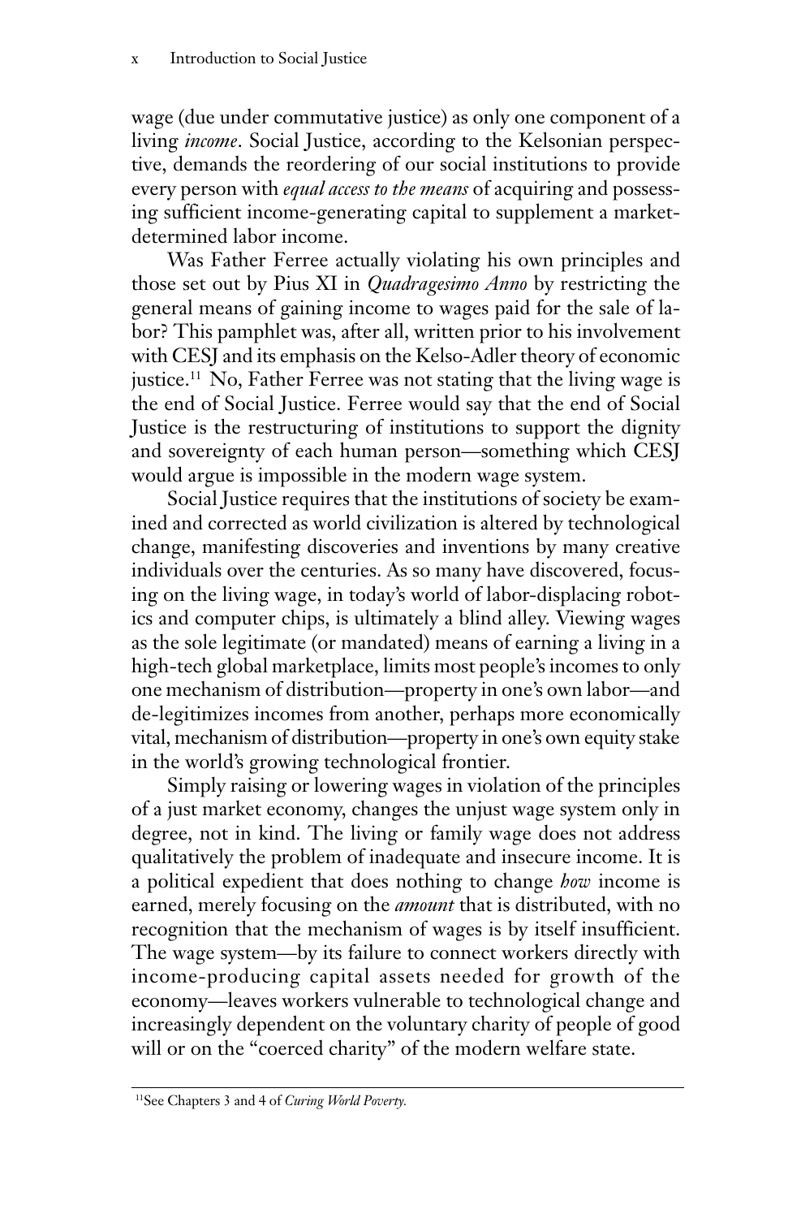wage (due under commutative justice) as only one component of a living *income*. Social Justice, according to the Kelsonian perspective, demands the reordering of our social institutions to provide every person with *equal access to the means* of acquiring and possessing sufficient income-generating capital to supplement a market-determined labor income.

Was Father Ferree actually violating his own principles and those set out by Pius XI in *Quadragesimo Anno* by restricting the general means of gaining income to wages paid for the sale of labor? This pamphlet was, after all, written prior to his involvement with CESJ and its emphasis on the Kelso-Adler theory of economic justice.[11] No, Father Ferree was not stating that the living wage is the end of Social Justice. Ferree would say that the end of Social Justice is the restructuring of institutions to support the dignity and sovereignty of each human person—something which CESJ would argue is impossible in the modern wage system.

Social Justice requires that the institutions of society be examined and corrected as world civilization is altered by technological change, manifesting discoveries and inventions by many creative individuals over the centuries. As so many have discovered, focusing on the living wage, in today's world of labor-displacing robotics and computer chips, is ultimately a blind alley. Viewing wages as the sole legitimate (or mandated) means of earning a living in a high-tech global marketplace, limits most people's incomes to only one mechanism of distribution—property in one's own labor—and de-legitimizes incomes from another, perhaps more economically vital, mechanism of distribution—property in one's own equity stake in the world's growing technological frontier.

Simply raising or lowering wages in violation of the principles of a just market economy, changes the unjust wage system only in degree, not in kind. The living or family wage does not address qualitatively the problem of inadequate and insecure income. It is a political expedient that does nothing to change *how* income is earned, merely focusing on the *amount* that is distributed, with no recognition that the mechanism of wages is by itself insufficient. The wage system—by its failure to connect workers directly with income-producing capital assets needed for growth of the economy—leaves workers vulnerable to technological change and increasingly dependent on the voluntary charity of people of good will or on the "coerced charity" of the modern welfare state.

[11]See Chapters 3 and 4 of *Curing World Poverty.*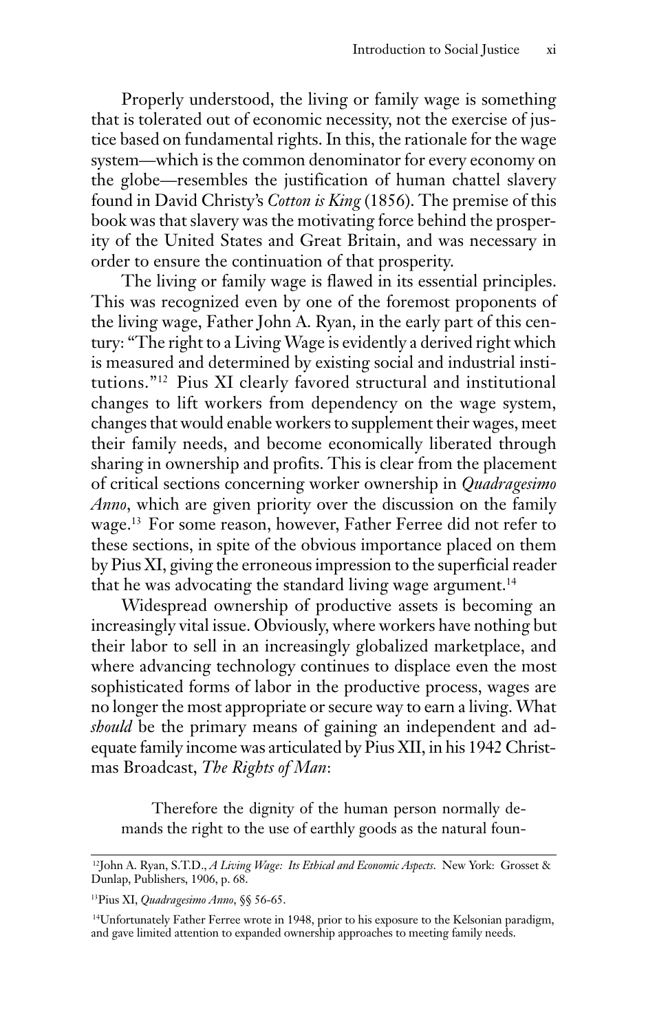Properly understood, the living or family wage is something that is tolerated out of economic necessity, not the exercise of justice based on fundamental rights. In this, the rationale for the wage system—which is the common denominator for every economy on the globe—resembles the justification of human chattel slavery found in David Christy's *Cotton is King* (1856). The premise of this book was that slavery was the motivating force behind the prosperity of the United States and Great Britain, and was necessary in order to ensure the continuation of that prosperity.

The living or family wage is flawed in its essential principles. This was recognized even by one of the foremost proponents of the living wage, Father John A. Ryan, in the early part of this century: "The right to a Living Wage is evidently a derived right which is measured and determined by existing social and industrial institutions."[12] Pius XI clearly favored structural and institutional changes to lift workers from dependency on the wage system, changes that would enable workers to supplement their wages, meet their family needs, and become economically liberated through sharing in ownership and profits. This is clear from the placement of critical sections concerning worker ownership in *Quadragesimo Anno*, which are given priority over the discussion on the family wage.[13] For some reason, however, Father Ferree did not refer to these sections, in spite of the obvious importance placed on them by Pius XI, giving the erroneous impression to the superficial reader that he was advocating the standard living wage argument.[14]

Widespread ownership of productive assets is becoming an increasingly vital issue. Obviously, where workers have nothing but their labor to sell in an increasingly globalized marketplace, and where advancing technology continues to displace even the most sophisticated forms of labor in the productive process, wages are no longer the most appropriate or secure way to earn a living. What *should* be the primary means of gaining an independent and adequate family income was articulated by Pius XII, in his 1942 Christmas Broadcast, *The Rights of Man*:

> Therefore the dignity of the human person normally demands the right to the use of earthly goods as the natural foun-

---

[12] John A. Ryan, S.T.D., *A Living Wage: Its Ethical and Economic Aspects*. New York: Grosset & Dunlap, Publishers, 1906, p. 68.

[13] Pius XI, *Quadragesimo Anno*, §§ 56-65.

[14] Unfortunately Father Ferree wrote in 1948, prior to his exposure to the Kelsonian paradigm, and gave limited attention to expanded ownership approaches to meeting family needs.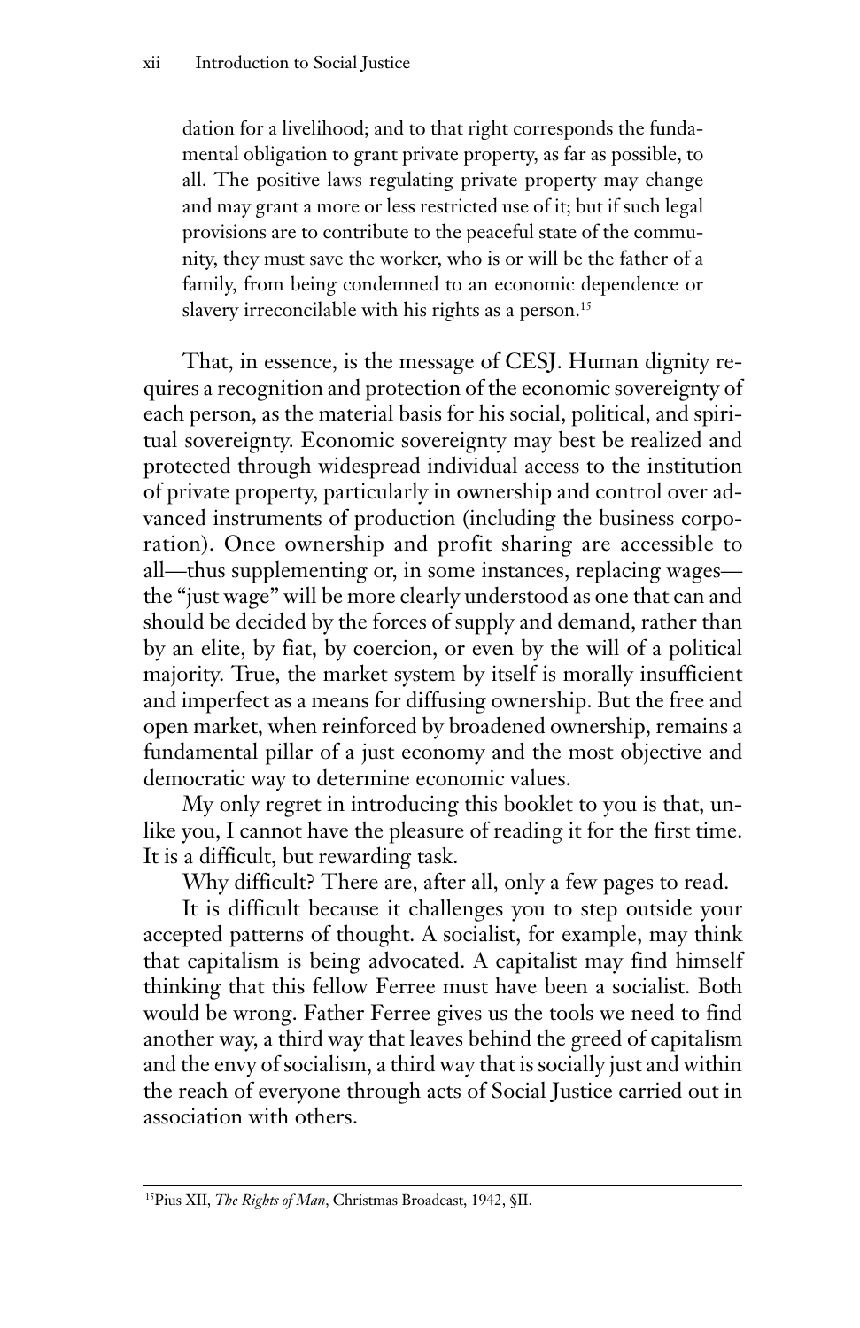> dation for a livelihood; and to that right corresponds the fundamental obligation to grant private property, as far as possible, to all. The positive laws regulating private property may change and may grant a more or less restricted use of it; but if such legal provisions are to contribute to the peaceful state of the community, they must save the worker, who is or will be the father of a family, from being condemned to an economic dependence or slavery irreconcilable with his rights as a person.[15]

That, in essence, is the message of CESJ. Human dignity requires a recognition and protection of the economic sovereignty of each person, as the material basis for his social, political, and spiritual sovereignty. Economic sovereignty may best be realized and protected through widespread individual access to the institution of private property, particularly in ownership and control over advanced instruments of production (including the business corporation). Once ownership and profit sharing are accessible to all—thus supplementing or, in some instances, replacing wages—the "just wage" will be more clearly understood as one that can and should be decided by the forces of supply and demand, rather than by an elite, by fiat, by coercion, or even by the will of a political majority. True, the market system by itself is morally insufficient and imperfect as a means for diffusing ownership. But the free and open market, when reinforced by broadened ownership, remains a fundamental pillar of a just economy and the most objective and democratic way to determine economic values.

My only regret in introducing this booklet to you is that, unlike you, I cannot have the pleasure of reading it for the first time. It is a difficult, but rewarding task.

Why difficult? There are, after all, only a few pages to read.

It is difficult because it challenges you to step outside your accepted patterns of thought. A socialist, for example, may think that capitalism is being advocated. A capitalist may find himself thinking that this fellow Ferree must have been a socialist. Both would be wrong. Father Ferree gives us the tools we need to find another way, a third way that leaves behind the greed of capitalism and the envy of socialism, a third way that is socially just and within the reach of everyone through acts of Social Justice carried out in association with others.

---

[15] Pius XII, *The Rights of Man*, Christmas Broadcast, 1942, §II.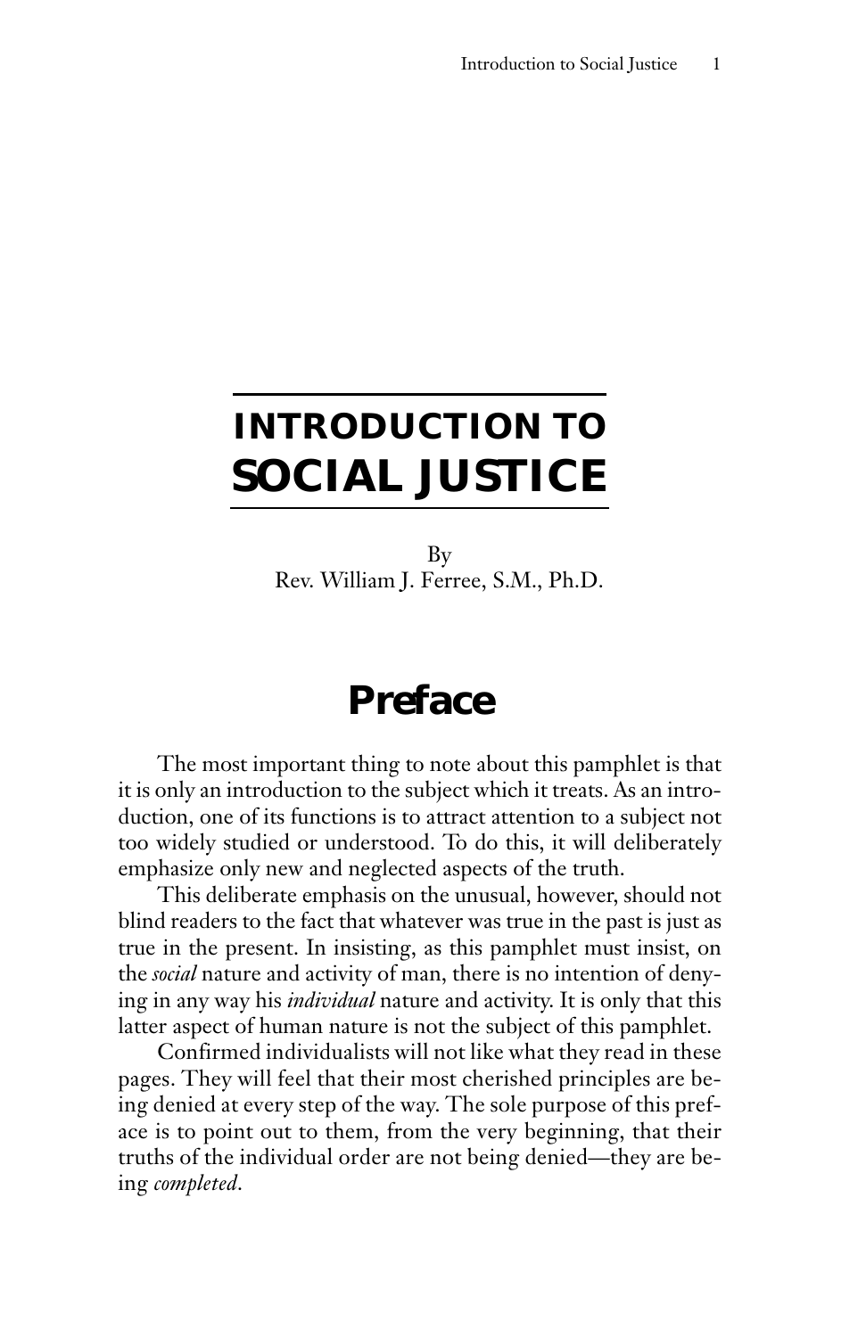# INTRODUCTION TO SOCIAL JUSTICE

By
Rev. William J. Ferree, S.M., Ph.D.

## Preface

The most important thing to note about this pamphlet is that it is only an introduction to the subject which it treats. As an introduction, one of its functions is to attract attention to a subject not too widely studied or understood. To do this, it will deliberately emphasize only new and neglected aspects of the truth.

This deliberate emphasis on the unusual, however, should not blind readers to the fact that whatever was true in the past is just as true in the present. In insisting, as this pamphlet must insist, on the *social* nature and activity of man, there is no intention of denying in any way his *individual* nature and activity. It is only that this latter aspect of human nature is not the subject of this pamphlet.

Confirmed individualists will not like what they read in these pages. They will feel that their most cherished principles are being denied at every step of the way. The sole purpose of this preface is to point out to them, from the very beginning, that their truths of the individual order are not being denied—they are being *completed*.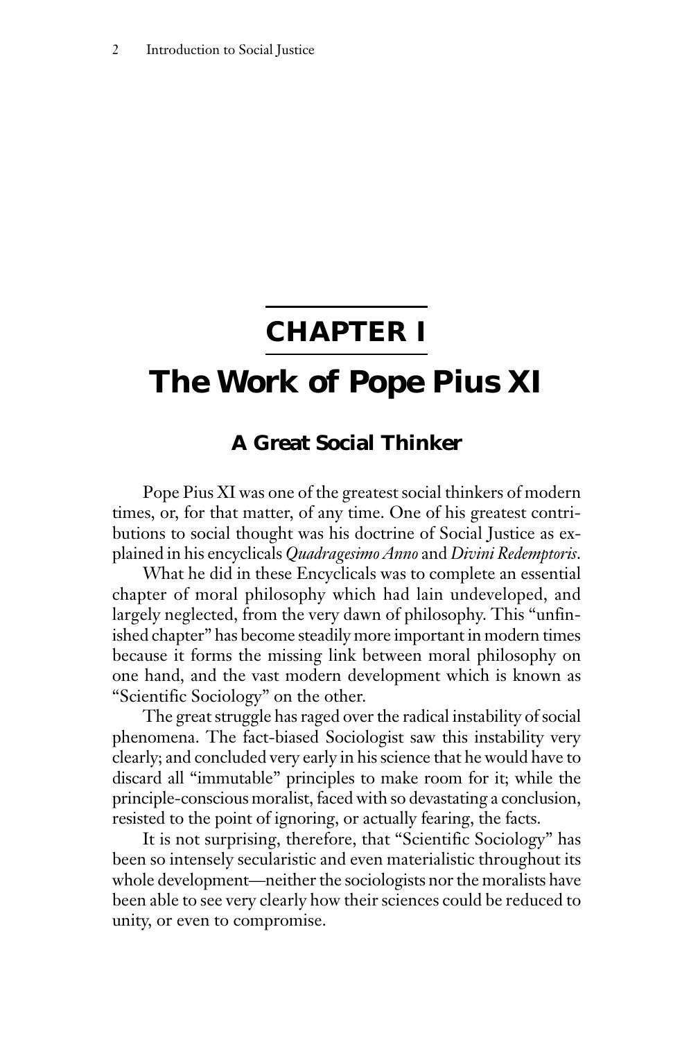# CHAPTER I

# The Work of Pope Pius XI

## A Great Social Thinker

Pope Pius XI was one of the greatest social thinkers of modern times, or, for that matter, of any time. One of his greatest contributions to social thought was his doctrine of Social Justice as explained in his encyclicals *Quadragesimo Anno* and *Divini Redemptoris*.

What he did in these Encyclicals was to complete an essential chapter of moral philosophy which had lain undeveloped, and largely neglected, from the very dawn of philosophy. This "unfinished chapter" has become steadily more important in modern times because it forms the missing link between moral philosophy on one hand, and the vast modern development which is known as "Scientific Sociology" on the other.

The great struggle has raged over the radical instability of social phenomena. The fact-biased Sociologist saw this instability very clearly; and concluded very early in his science that he would have to discard all "immutable" principles to make room for it; while the principle-conscious moralist, faced with so devastating a conclusion, resisted to the point of ignoring, or actually fearing, the facts.

It is not surprising, therefore, that "Scientific Sociology" has been so intensely secularistic and even materialistic throughout its whole development—neither the sociologists nor the moralists have been able to see very clearly how their sciences could be reduced to unity, or even to compromise.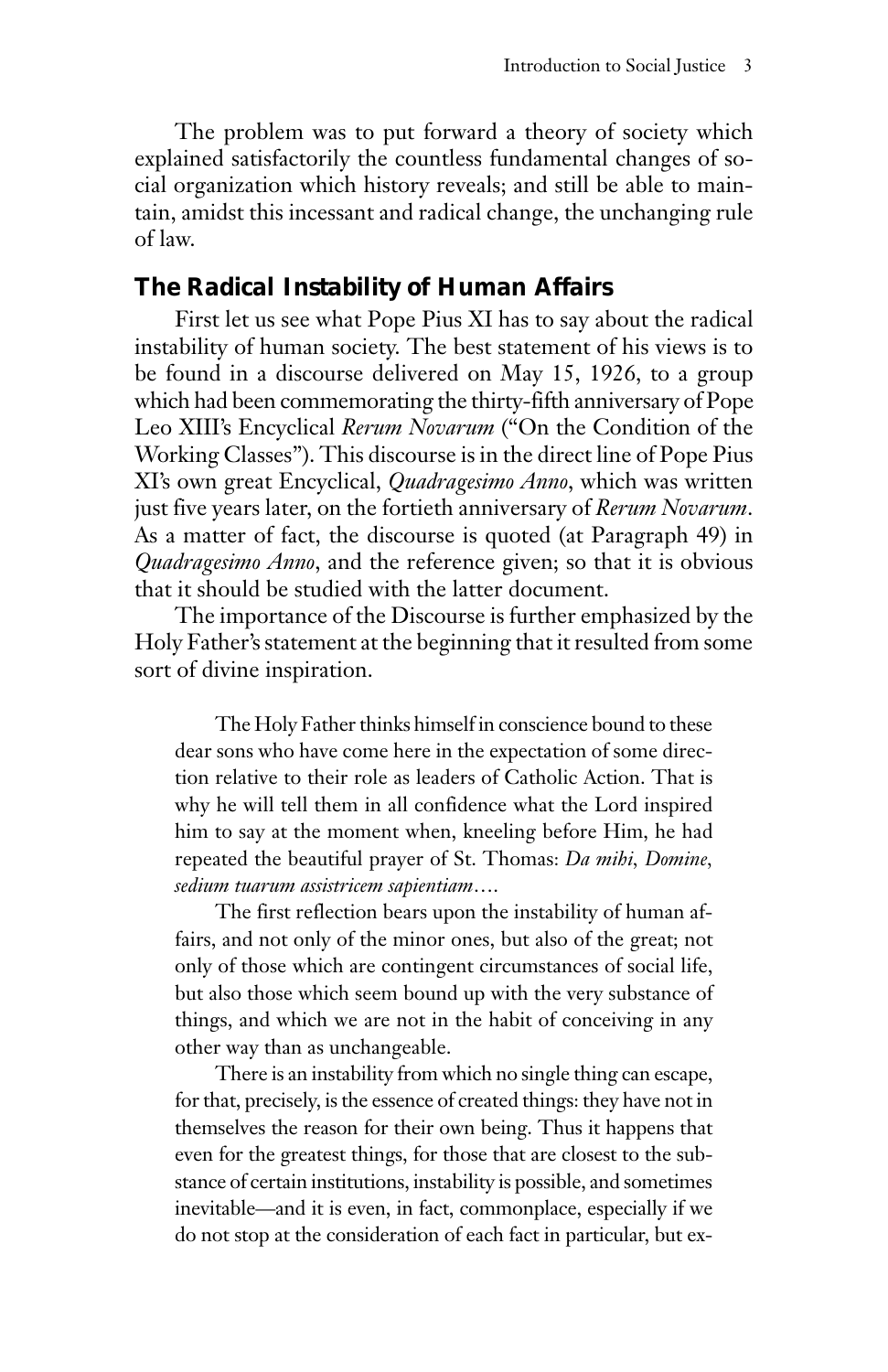The problem was to put forward a theory of society which explained satisfactorily the countless fundamental changes of social organization which history reveals; and still be able to maintain, amidst this incessant and radical change, the unchanging rule of law.

## The Radical Instability of Human Affairs

First let us see what Pope Pius XI has to say about the radical instability of human society. The best statement of his views is to be found in a discourse delivered on May 15, 1926, to a group which had been commemorating the thirty-fifth anniversary of Pope Leo XIII's Encyclical *Rerum Novarum* ("On the Condition of the Working Classes"). This discourse is in the direct line of Pope Pius XI's own great Encyclical, *Quadragesimo Anno*, which was written just five years later, on the fortieth anniversary of *Rerum Novarum*. As a matter of fact, the discourse is quoted (at Paragraph 49) in *Quadragesimo Anno*, and the reference given; so that it is obvious that it should be studied with the latter document.

The importance of the Discourse is further emphasized by the Holy Father's statement at the beginning that it resulted from some sort of divine inspiration.

> The Holy Father thinks himself in conscience bound to these dear sons who have come here in the expectation of some direction relative to their role as leaders of Catholic Action. That is why he will tell them in all confidence what the Lord inspired him to say at the moment when, kneeling before Him, he had repeated the beautiful prayer of St. Thomas: *Da mihi, Domine, sedium tuarum assistricem sapientiam*....
>
> The first reflection bears upon the instability of human affairs, and not only of the minor ones, but also of the great; not only of those which are contingent circumstances of social life, but also those which seem bound up with the very substance of things, and which we are not in the habit of conceiving in any other way than as unchangeable.
>
> There is an instability from which no single thing can escape, for that, precisely, is the essence of created things: they have not in themselves the reason for their own being. Thus it happens that even for the greatest things, for those that are closest to the substance of certain institutions, instability is possible, and sometimes inevitable—and it is even, in fact, commonplace, especially if we do not stop at the consideration of each fact in particular, but ex-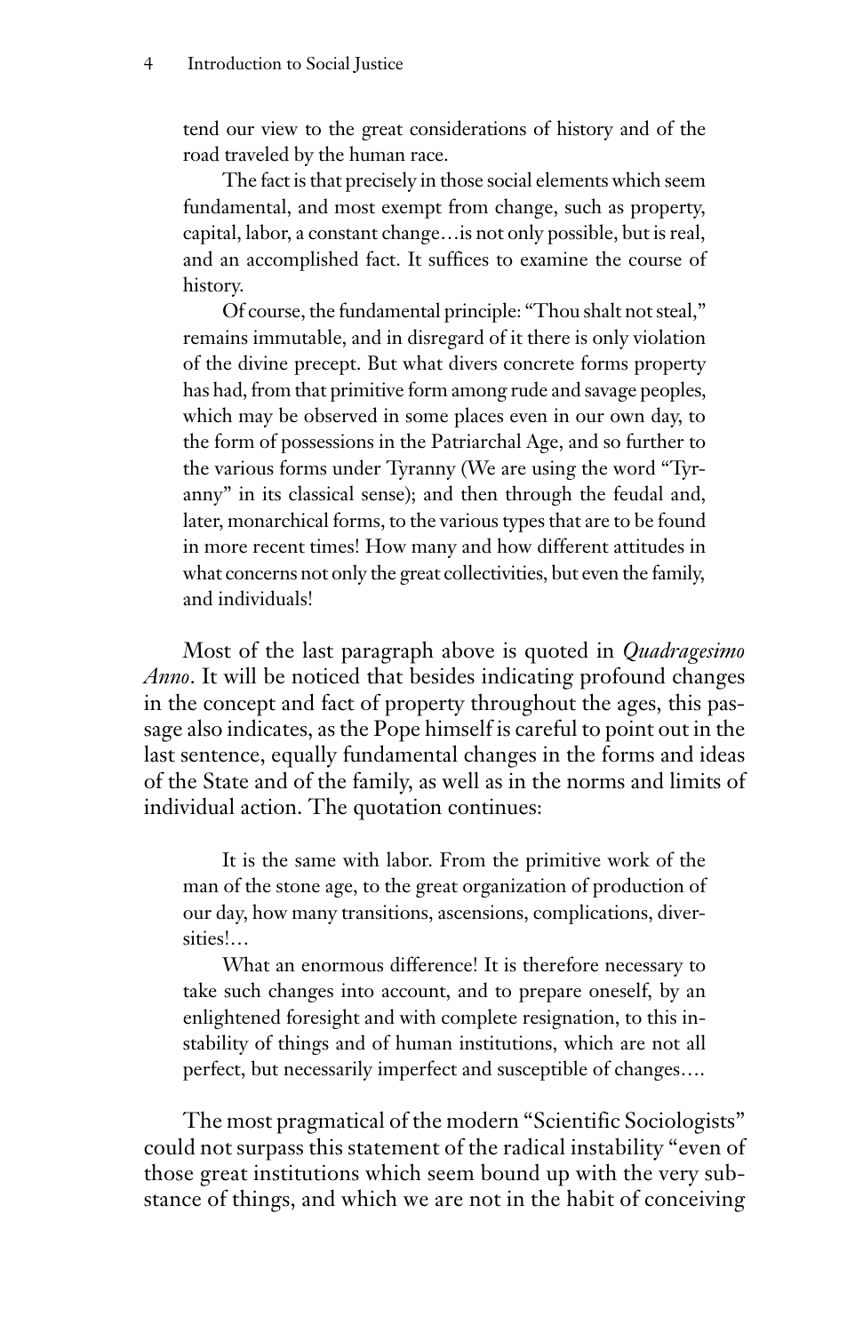tend our view to the great considerations of history and of the road traveled by the human race.

> The fact is that precisely in those social elements which seem fundamental, and most exempt from change, such as property, capital, labor, a constant change…is not only possible, but is real, and an accomplished fact. It suffices to examine the course of history.
>
> Of course, the fundamental principle: "Thou shalt not steal," remains immutable, and in disregard of it there is only violation of the divine precept. But what divers concrete forms property has had, from that primitive form among rude and savage peoples, which may be observed in some places even in our own day, to the form of possessions in the Patriarchal Age, and so further to the various forms under Tyranny (We are using the word "Tyranny" in its classical sense); and then through the feudal and, later, monarchical forms, to the various types that are to be found in more recent times! How many and how different attitudes in what concerns not only the great collectivities, but even the family, and individuals!

Most of the last paragraph above is quoted in *Quadragesimo Anno*. It will be noticed that besides indicating profound changes in the concept and fact of property throughout the ages, this passage also indicates, as the Pope himself is careful to point out in the last sentence, equally fundamental changes in the forms and ideas of the State and of the family, as well as in the norms and limits of individual action. The quotation continues:

> It is the same with labor. From the primitive work of the man of the stone age, to the great organization of production of our day, how many transitions, ascensions, complications, diversities!…
>
> What an enormous difference! It is therefore necessary to take such changes into account, and to prepare oneself, by an enlightened foresight and with complete resignation, to this instability of things and of human institutions, which are not all perfect, but necessarily imperfect and susceptible of changes….

The most pragmatical of the modern "Scientific Sociologists" could not surpass this statement of the radical instability "even of those great institutions which seem bound up with the very substance of things, and which we are not in the habit of conceiving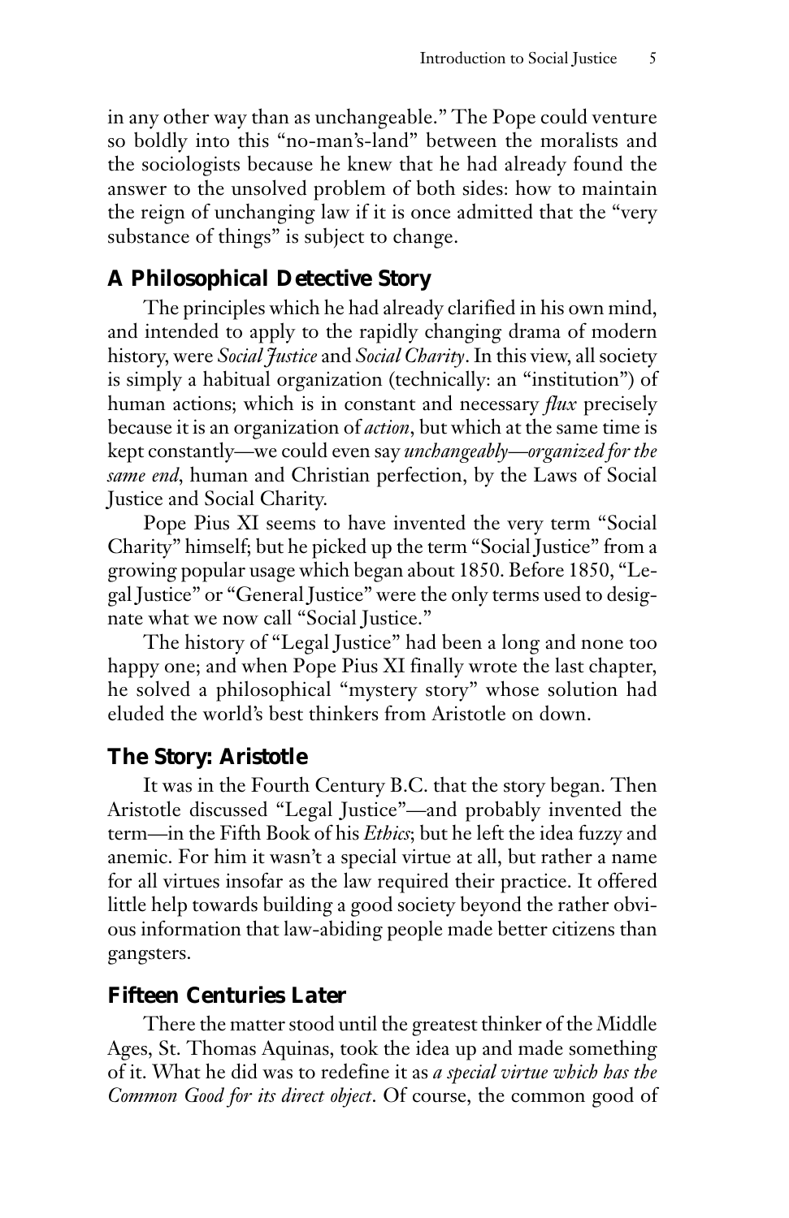in any other way than as unchangeable." The Pope could venture so boldly into this "no-man's-land" between the moralists and the sociologists because he knew that he had already found the answer to the unsolved problem of both sides: how to maintain the reign of unchanging law if it is once admitted that the "very substance of things" is subject to change.

### A Philosophical Detective Story

The principles which he had already clarified in his own mind, and intended to apply to the rapidly changing drama of modern history, were *Social Justice* and *Social Charity*. In this view, all society is simply a habitual organization (technically: an "institution") of human actions; which is in constant and necessary *flux* precisely because it is an organization of *action*, but which at the same time is kept constantly—we could even say *unchangeably—organized for the same end*, human and Christian perfection, by the Laws of Social Justice and Social Charity.

Pope Pius XI seems to have invented the very term "Social Charity" himself; but he picked up the term "Social Justice" from a growing popular usage which began about 1850. Before 1850, "Legal Justice" or "General Justice" were the only terms used to designate what we now call "Social Justice."

The history of "Legal Justice" had been a long and none too happy one; and when Pope Pius XI finally wrote the last chapter, he solved a philosophical "mystery story" whose solution had eluded the world's best thinkers from Aristotle on down.

### The Story: Aristotle

It was in the Fourth Century B.C. that the story began. Then Aristotle discussed "Legal Justice"—and probably invented the term—in the Fifth Book of his *Ethics*; but he left the idea fuzzy and anemic. For him it wasn't a special virtue at all, but rather a name for all virtues insofar as the law required their practice. It offered little help towards building a good society beyond the rather obvious information that law-abiding people made better citizens than gangsters.

### Fifteen Centuries Later

There the matter stood until the greatest thinker of the Middle Ages, St. Thomas Aquinas, took the idea up and made something of it. What he did was to redefine it as *a special virtue which has the Common Good for its direct object*. Of course, the common good of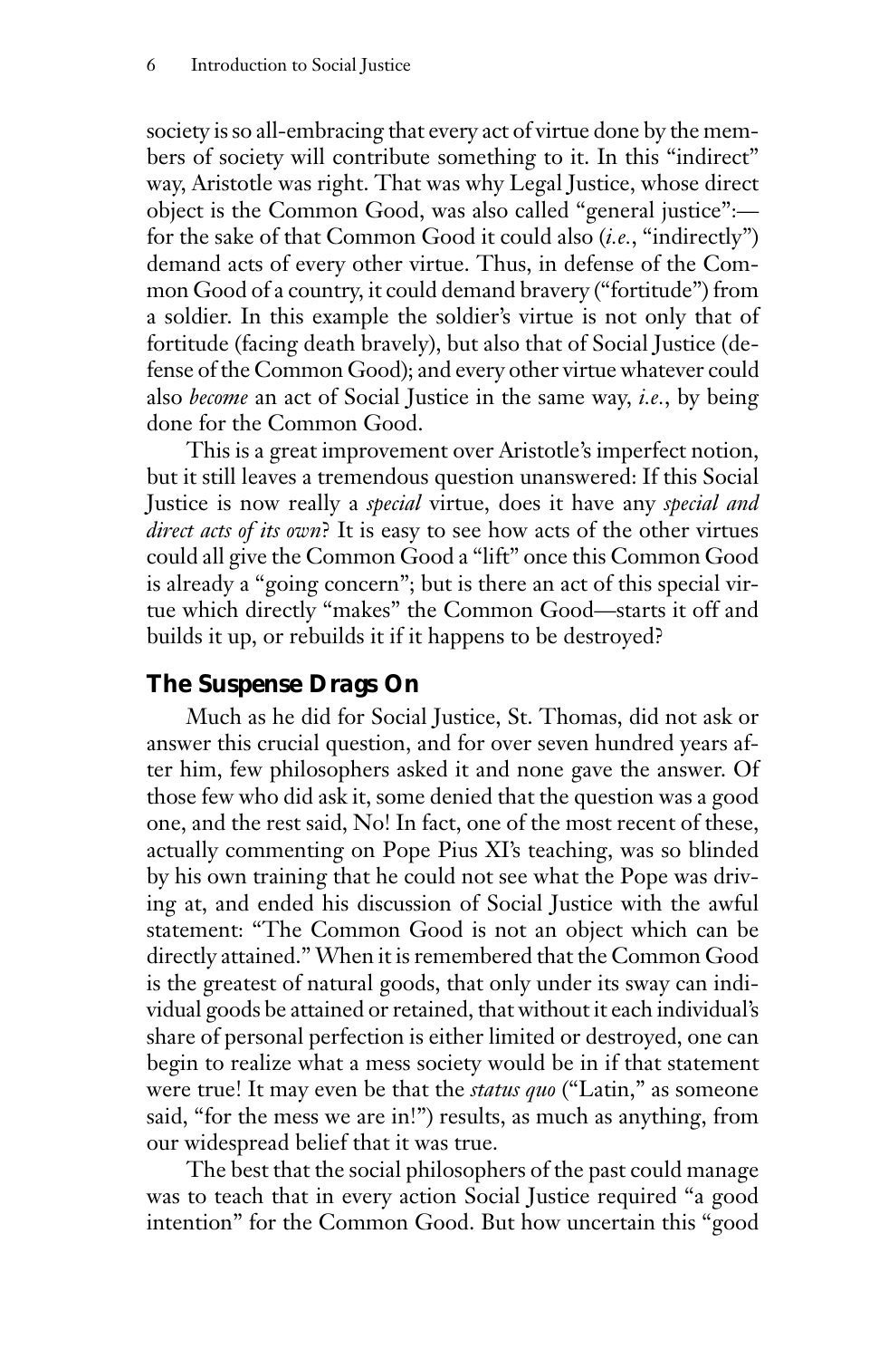society is so all-embracing that every act of virtue done by the members of society will contribute something to it. In this "indirect" way, Aristotle was right. That was why Legal Justice, whose direct object is the Common Good, was also called "general justice":—for the sake of that Common Good it could also (*i.e.*, "indirectly") demand acts of every other virtue. Thus, in defense of the Common Good of a country, it could demand bravery ("fortitude") from a soldier. In this example the soldier's virtue is not only that of fortitude (facing death bravely), but also that of Social Justice (defense of the Common Good); and every other virtue whatever could also *become* an act of Social Justice in the same way, *i.e.*, by being done for the Common Good.

This is a great improvement over Aristotle's imperfect notion, but it still leaves a tremendous question unanswered: If this Social Justice is now really a *special* virtue, does it have any *special and direct acts of its own*? It is easy to see how acts of the other virtues could all give the Common Good a "lift" once this Common Good is already a "going concern"; but is there an act of this special virtue which directly "makes" the Common Good—starts it off and builds it up, or rebuilds it if it happens to be destroyed?

## The Suspense Drags On

Much as he did for Social Justice, St. Thomas, did not ask or answer this crucial question, and for over seven hundred years after him, few philosophers asked it and none gave the answer. Of those few who did ask it, some denied that the question was a good one, and the rest said, No! In fact, one of the most recent of these, actually commenting on Pope Pius XI's teaching, was so blinded by his own training that he could not see what the Pope was driving at, and ended his discussion of Social Justice with the awful statement: "The Common Good is not an object which can be directly attained." When it is remembered that the Common Good is the greatest of natural goods, that only under its sway can individual goods be attained or retained, that without it each individual's share of personal perfection is either limited or destroyed, one can begin to realize what a mess society would be in if that statement were true! It may even be that the *status quo* ("Latin," as someone said, "for the mess we are in!") results, as much as anything, from our widespread belief that it was true.

The best that the social philosophers of the past could manage was to teach that in every action Social Justice required "a good intention" for the Common Good. But how uncertain this "good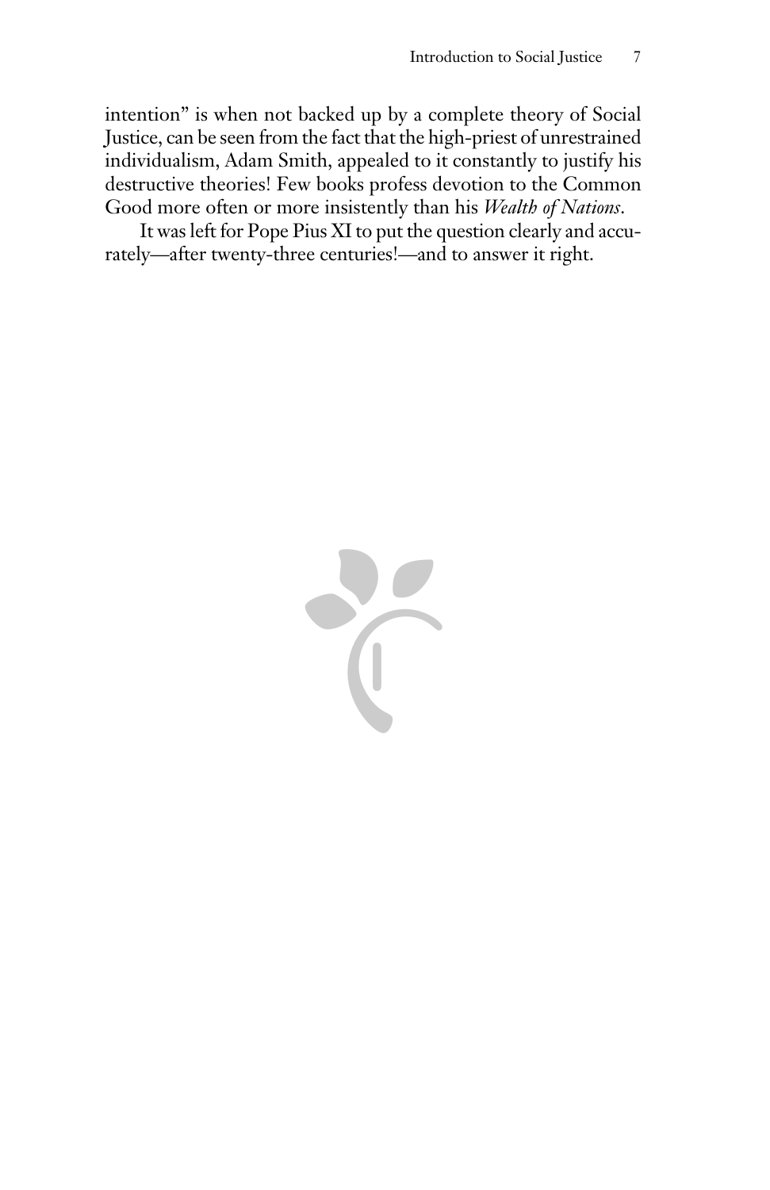intention" is when not backed up by a complete theory of Social Justice, can be seen from the fact that the high-priest of unrestrained individualism, Adam Smith, appealed to it constantly to justify his destructive theories! Few books profess devotion to the Common Good more often or more insistently than his *Wealth of Nations*.

It was left for Pope Pius XI to put the question clearly and accurately—after twenty-three centuries!—and to answer it right.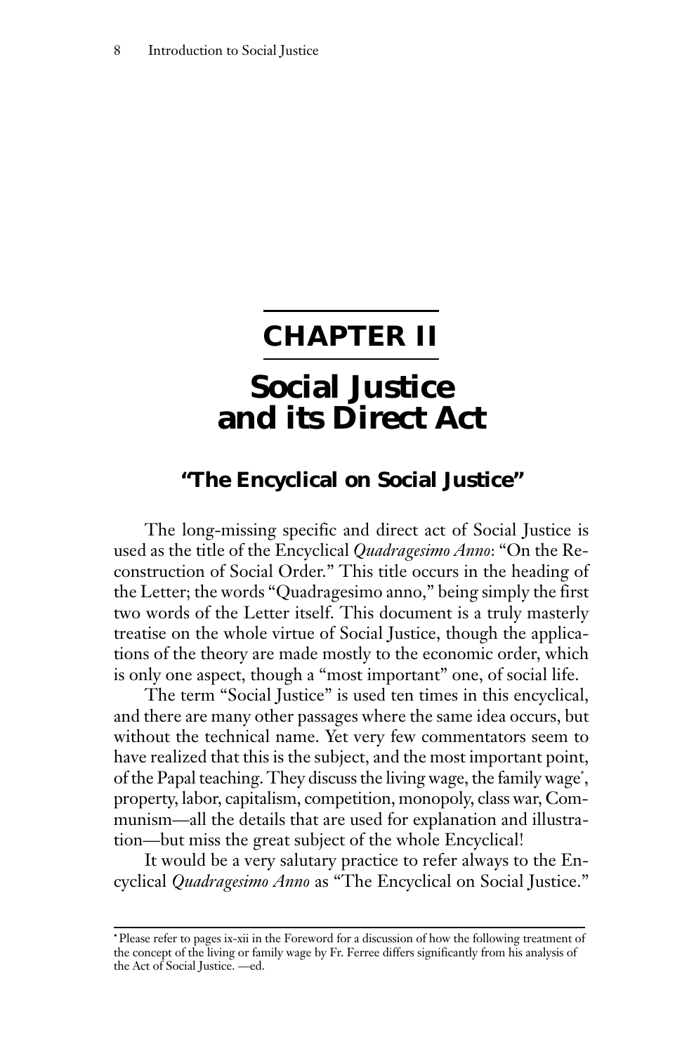# CHAPTER II

# Social Justice and its Direct Act

## "The Encyclical on Social Justice"

The long-missing specific and direct act of Social Justice is used as the title of the Encyclical *Quadragesimo Anno*: "On the Reconstruction of Social Order." This title occurs in the heading of the Letter; the words "Quadragesimo anno," being simply the first two words of the Letter itself. This document is a truly masterly treatise on the whole virtue of Social Justice, though the applications of the theory are made mostly to the economic order, which is only one aspect, though a "most important" one, of social life.

The term "Social Justice" is used ten times in this encyclical, and there are many other passages where the same idea occurs, but without the technical name. Yet very few commentators seem to have realized that this is the subject, and the most important point, of the Papal teaching. They discuss the living wage, the family wage[*], property, labor, capitalism, competition, monopoly, class war, Communism—all the details that are used for explanation and illustration—but miss the great subject of the whole Encyclical!

It would be a very salutary practice to refer always to the Encyclical *Quadragesimo Anno* as "The Encyclical on Social Justice."

---

[*] Please refer to pages ix-xii in the Foreword for a discussion of how the following treatment of the concept of the living or family wage by Fr. Ferree differs significantly from his analysis of the Act of Social Justice. —ed.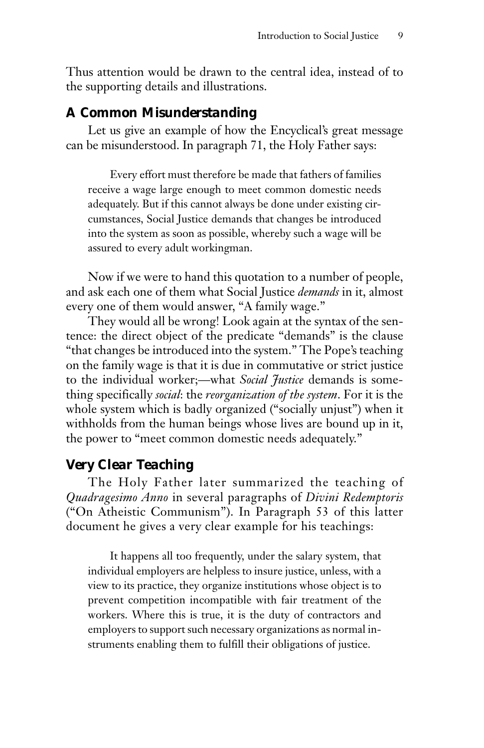Thus attention would be drawn to the central idea, instead of to the supporting details and illustrations.

## A Common Misunderstanding

Let us give an example of how the Encyclical's great message can be misunderstood. In paragraph 71, the Holy Father says:

> Every effort must therefore be made that fathers of families receive a wage large enough to meet common domestic needs adequately. But if this cannot always be done under existing circumstances, Social Justice demands that changes be introduced into the system as soon as possible, whereby such a wage will be assured to every adult workingman.

Now if we were to hand this quotation to a number of people, and ask each one of them what Social Justice *demands* in it, almost every one of them would answer, "A family wage."

They would all be wrong! Look again at the syntax of the sentence: the direct object of the predicate "demands" is the clause "that changes be introduced into the system." The Pope's teaching on the family wage is that it is due in commutative or strict justice to the individual worker;—what *Social Justice* demands is something specifically *social*: the *reorganization of the system*. For it is the whole system which is badly organized ("socially unjust") when it withholds from the human beings whose lives are bound up in it, the power to "meet common domestic needs adequately."

## Very Clear Teaching

The Holy Father later summarized the teaching of *Quadragesimo Anno* in several paragraphs of *Divini Redemptoris* ("On Atheistic Communism"). In Paragraph 53 of this latter document he gives a very clear example for his teachings:

> It happens all too frequently, under the salary system, that individual employers are helpless to insure justice, unless, with a view to its practice, they organize institutions whose object is to prevent competition incompatible with fair treatment of the workers. Where this is true, it is the duty of contractors and employers to support such necessary organizations as normal instruments enabling them to fulfill their obligations of justice.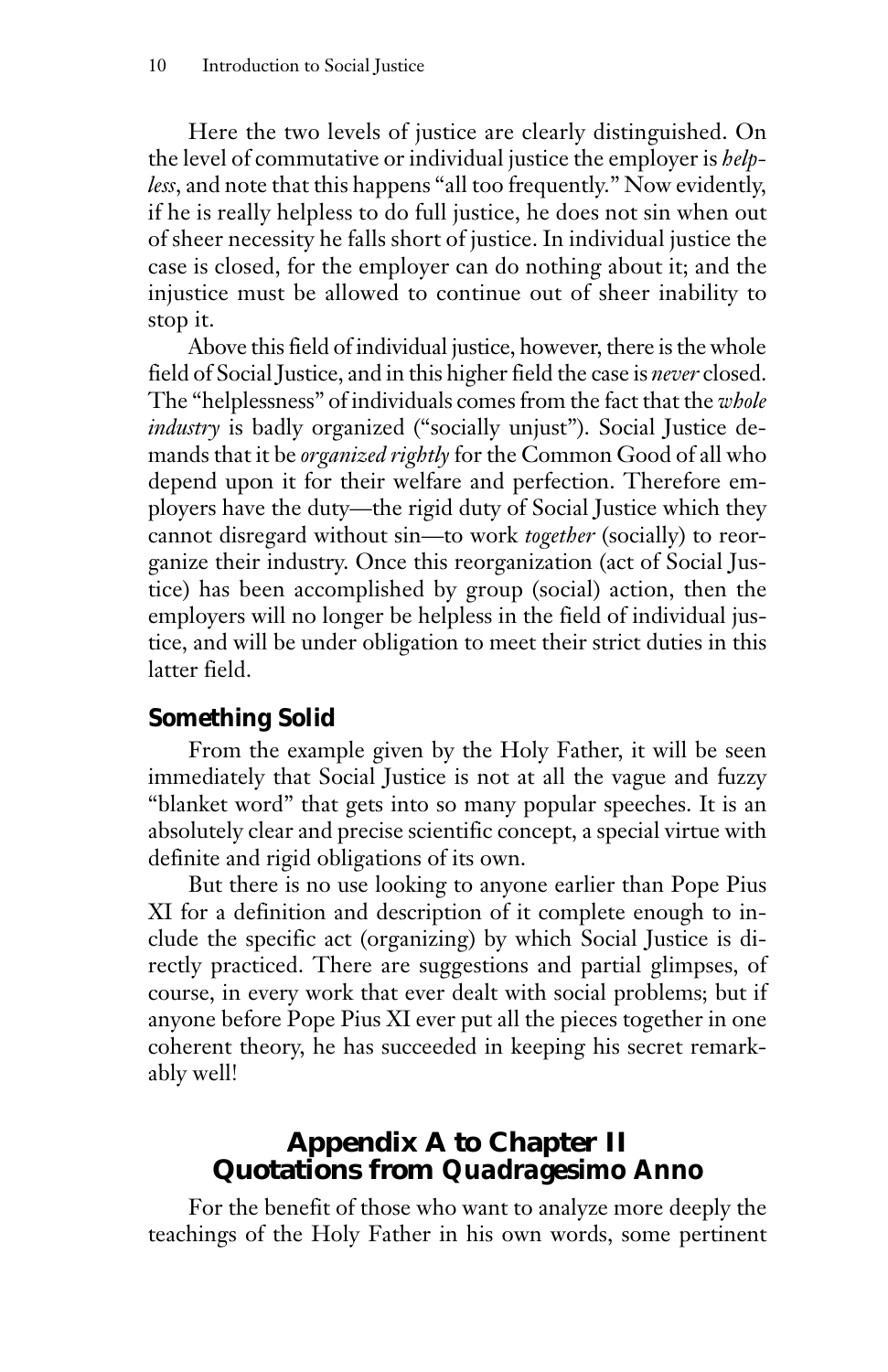Here the two levels of justice are clearly distinguished. On the level of commutative or individual justice the employer is *helpless*, and note that this happens "all too frequently." Now evidently, if he is really helpless to do full justice, he does not sin when out of sheer necessity he falls short of justice. In individual justice the case is closed, for the employer can do nothing about it; and the injustice must be allowed to continue out of sheer inability to stop it.

Above this field of individual justice, however, there is the whole field of Social Justice, and in this higher field the case is *never* closed. The "helplessness" of individuals comes from the fact that the *whole industry* is badly organized ("socially unjust"). Social Justice demands that it be *organized rightly* for the Common Good of all who depend upon it for their welfare and perfection. Therefore employers have the duty—the rigid duty of Social Justice which they cannot disregard without sin—to work *together* (socially) to reorganize their industry. Once this reorganization (act of Social Justice) has been accomplished by group (social) action, then the employers will no longer be helpless in the field of individual justice, and will be under obligation to meet their strict duties in this latter field.

### Something Solid

From the example given by the Holy Father, it will be seen immediately that Social Justice is not at all the vague and fuzzy "blanket word" that gets into so many popular speeches. It is an absolutely clear and precise scientific concept, a special virtue with definite and rigid obligations of its own.

But there is no use looking to anyone earlier than Pope Pius XI for a definition and description of it complete enough to include the specific act (organizing) by which Social Justice is directly practiced. There are suggestions and partial glimpses, of course, in every work that ever dealt with social problems; but if anyone before Pope Pius XI ever put all the pieces together in one coherent theory, he has succeeded in keeping his secret remarkably well!

## Appendix A to Chapter II
## Quotations from *Quadragesimo Anno*

For the benefit of those who want to analyze more deeply the teachings of the Holy Father in his own words, some pertinent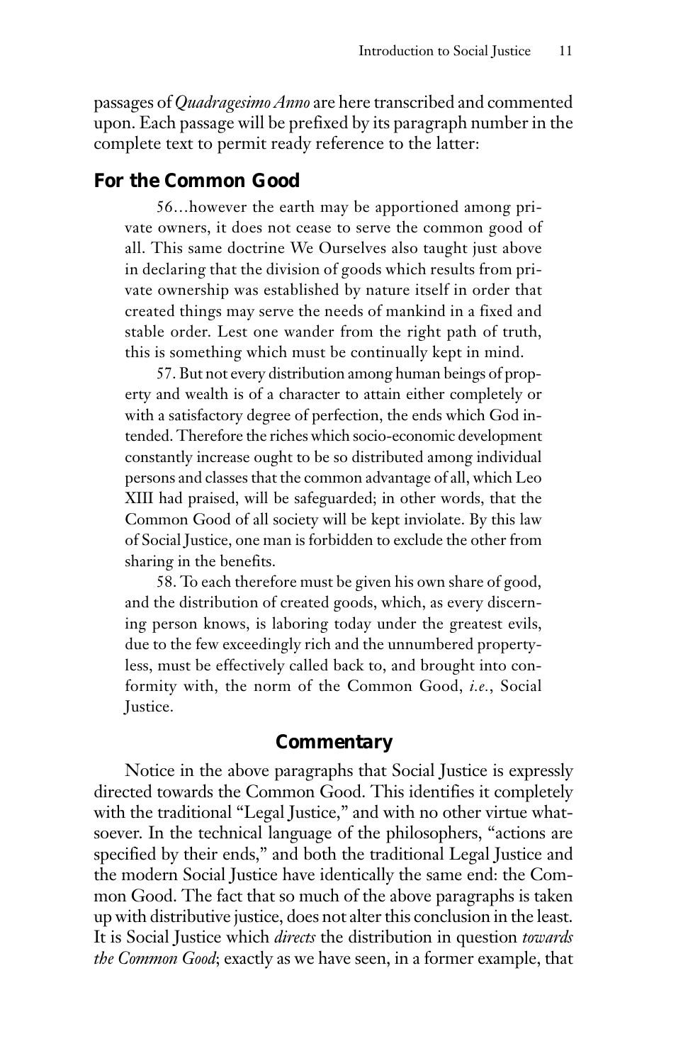passages of *Quadragesimo Anno* are here transcribed and commented upon. Each passage will be prefixed by its paragraph number in the complete text to permit ready reference to the latter:

## For the Common Good

> 56…however the earth may be apportioned among private owners, it does not cease to serve the common good of all. This same doctrine We Ourselves also taught just above in declaring that the division of goods which results from private ownership was established by nature itself in order that created things may serve the needs of mankind in a fixed and stable order. Lest one wander from the right path of truth, this is something which must be continually kept in mind.
>
> 57. But not every distribution among human beings of property and wealth is of a character to attain either completely or with a satisfactory degree of perfection, the ends which God intended. Therefore the riches which socio-economic development constantly increase ought to be so distributed among individual persons and classes that the common advantage of all, which Leo XIII had praised, will be safeguarded; in other words, that the Common Good of all society will be kept inviolate. By this law of Social Justice, one man is forbidden to exclude the other from sharing in the benefits.
>
> 58. To each therefore must be given his own share of good, and the distribution of created goods, which, as every discerning person knows, is laboring today under the greatest evils, due to the few exceedingly rich and the unnumbered propertyless, must be effectively called back to, and brought into conformity with, the norm of the Common Good, *i.e.*, Social Justice.

### Commentary

Notice in the above paragraphs that Social Justice is expressly directed towards the Common Good. This identifies it completely with the traditional "Legal Justice," and with no other virtue whatsoever. In the technical language of the philosophers, "actions are specified by their ends," and both the traditional Legal Justice and the modern Social Justice have identically the same end: the Common Good. The fact that so much of the above paragraphs is taken up with distributive justice, does not alter this conclusion in the least. It is Social Justice which *directs* the distribution in question *towards the Common Good*; exactly as we have seen, in a former example, that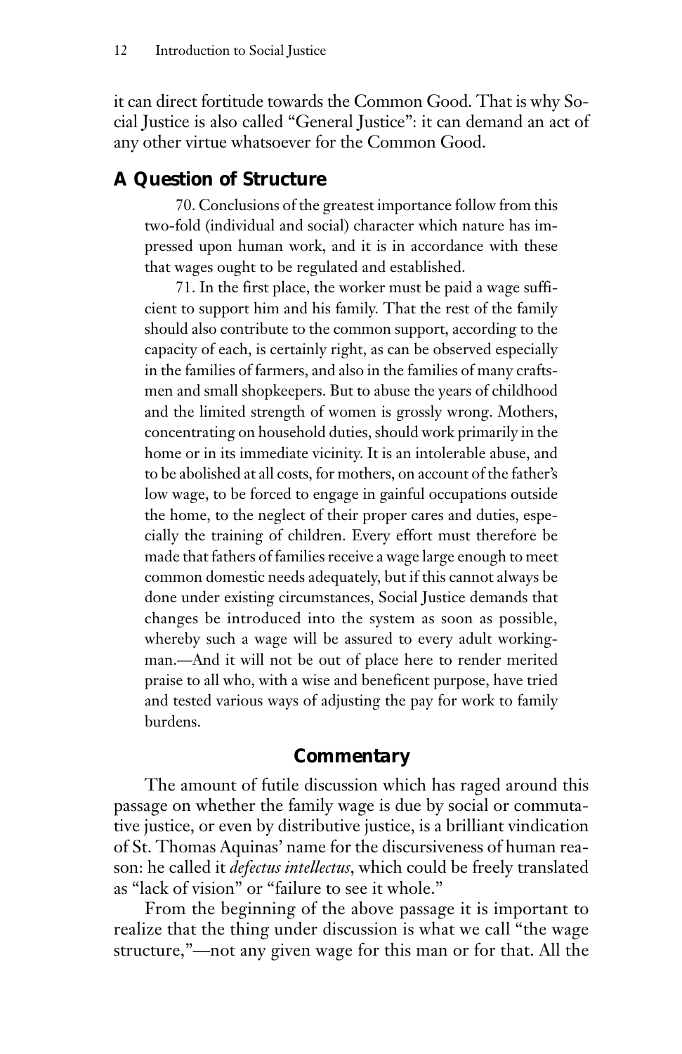it can direct fortitude towards the Common Good. That is why Social Justice is also called "General Justice": it can demand an act of any other virtue whatsoever for the Common Good.

## A Question of Structure

> 70. Conclusions of the greatest importance follow from this two-fold (individual and social) character which nature has impressed upon human work, and it is in accordance with these that wages ought to be regulated and established.
>
> 71. In the first place, the worker must be paid a wage sufficient to support him and his family. That the rest of the family should also contribute to the common support, according to the capacity of each, is certainly right, as can be observed especially in the families of farmers, and also in the families of many craftsmen and small shopkeepers. But to abuse the years of childhood and the limited strength of women is grossly wrong. Mothers, concentrating on household duties, should work primarily in the home or in its immediate vicinity. It is an intolerable abuse, and to be abolished at all costs, for mothers, on account of the father's low wage, to be forced to engage in gainful occupations outside the home, to the neglect of their proper cares and duties, especially the training of children. Every effort must therefore be made that fathers of families receive a wage large enough to meet common domestic needs adequately, but if this cannot always be done under existing circumstances, Social Justice demands that changes be introduced into the system as soon as possible, whereby such a wage will be assured to every adult workingman.—And it will not be out of place here to render merited praise to all who, with a wise and beneficent purpose, have tried and tested various ways of adjusting the pay for work to family burdens.

### Commentary

The amount of futile discussion which has raged around this passage on whether the family wage is due by social or commutative justice, or even by distributive justice, is a brilliant vindication of St. Thomas Aquinas' name for the discursiveness of human reason: he called it *defectus intellectus*, which could be freely translated as "lack of vision" or "failure to see it whole."

From the beginning of the above passage it is important to realize that the thing under discussion is what we call "the wage structure,"—not any given wage for this man or for that. All the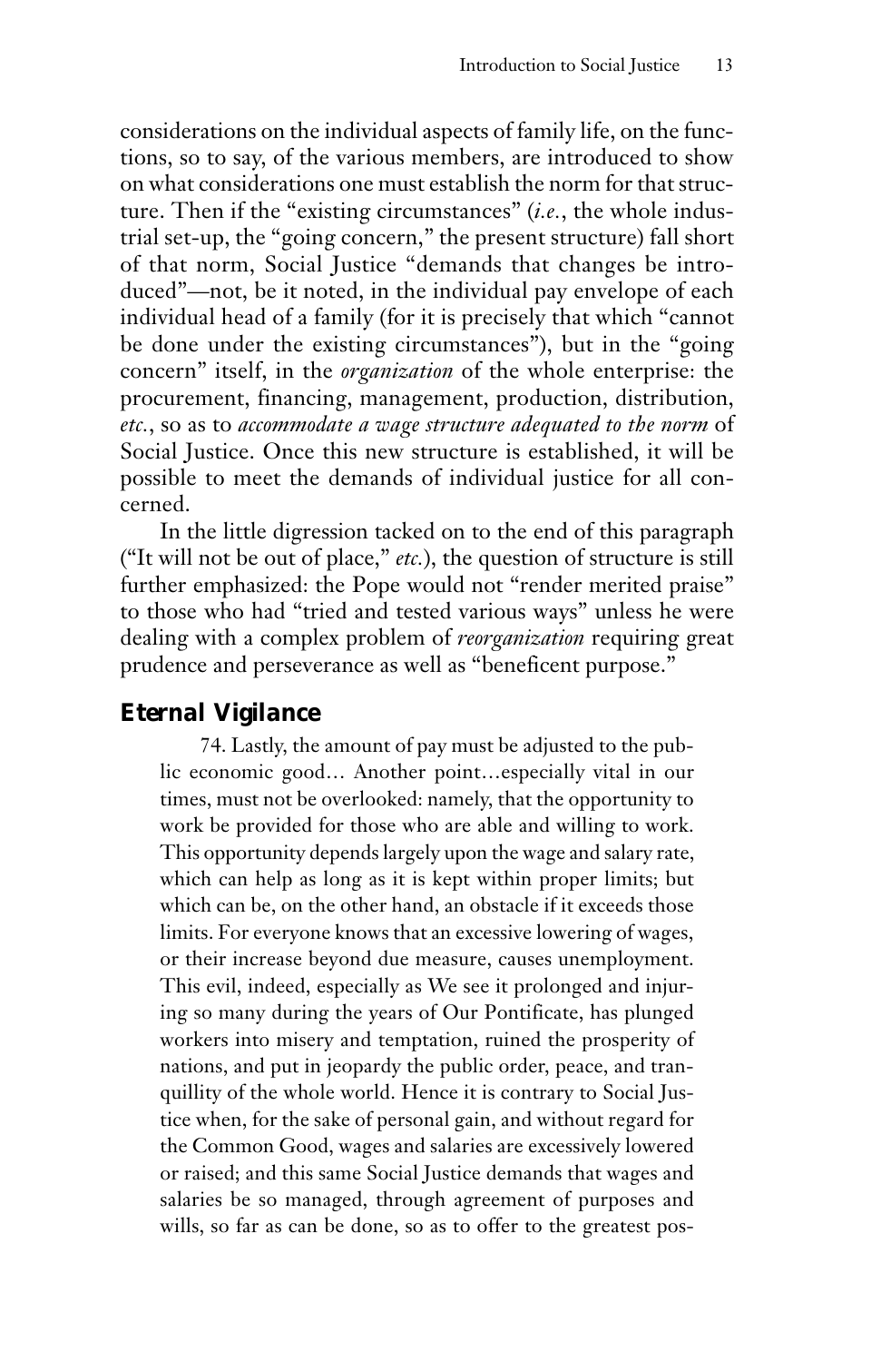considerations on the individual aspects of family life, on the functions, so to say, of the various members, are introduced to show on what considerations one must establish the norm for that structure. Then if the "existing circumstances" (*i.e.*, the whole industrial set-up, the "going concern," the present structure) fall short of that norm, Social Justice "demands that changes be introduced"—not, be it noted, in the individual pay envelope of each individual head of a family (for it is precisely that which "cannot be done under the existing circumstances"), but in the "going concern" itself, in the *organization* of the whole enterprise: the procurement, financing, management, production, distribution, *etc.*, so as to *accommodate a wage structure adequated to the norm* of Social Justice. Once this new structure is established, it will be possible to meet the demands of individual justice for all concerned.

In the little digression tacked on to the end of this paragraph ("It will not be out of place," *etc.*), the question of structure is still further emphasized: the Pope would not "render merited praise" to those who had "tried and tested various ways" unless he were dealing with a complex problem of *reorganization* requiring great prudence and perseverance as well as "beneficent purpose."

## Eternal Vigilance

> 74. Lastly, the amount of pay must be adjusted to the public economic good… Another point…especially vital in our times, must not be overlooked: namely, that the opportunity to work be provided for those who are able and willing to work. This opportunity depends largely upon the wage and salary rate, which can help as long as it is kept within proper limits; but which can be, on the other hand, an obstacle if it exceeds those limits. For everyone knows that an excessive lowering of wages, or their increase beyond due measure, causes unemployment. This evil, indeed, especially as We see it prolonged and injuring so many during the years of Our Pontificate, has plunged workers into misery and temptation, ruined the prosperity of nations, and put in jeopardy the public order, peace, and tranquillity of the whole world. Hence it is contrary to Social Justice when, for the sake of personal gain, and without regard for the Common Good, wages and salaries are excessively lowered or raised; and this same Social Justice demands that wages and salaries be so managed, through agreement of purposes and wills, so far as can be done, so as to offer to the greatest pos-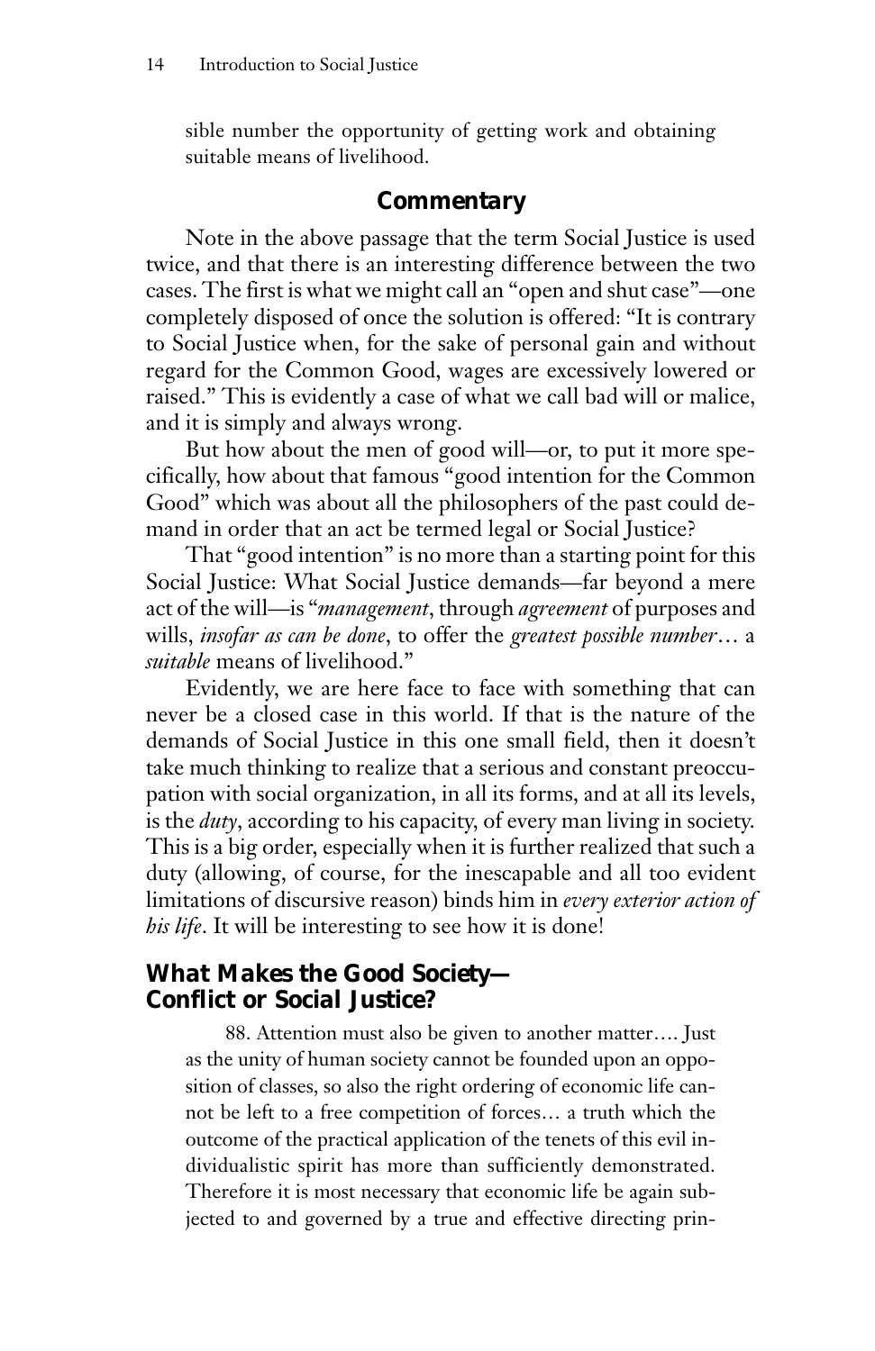sible number the opportunity of getting work and obtaining suitable means of livelihood.

## Commentary

Note in the above passage that the term Social Justice is used twice, and that there is an interesting difference between the two cases. The first is what we might call an "open and shut case"—one completely disposed of once the solution is offered: "It is contrary to Social Justice when, for the sake of personal gain and without regard for the Common Good, wages are excessively lowered or raised." This is evidently a case of what we call bad will or malice, and it is simply and always wrong.

But how about the men of good will—or, to put it more specifically, how about that famous "good intention for the Common Good" which was about all the philosophers of the past could demand in order that an act be termed legal or Social Justice?

That "good intention" is no more than a starting point for this Social Justice: What Social Justice demands—far beyond a mere act of the will—is "*management*, through *agreement* of purposes and wills, *insofar as can be done*, to offer the *greatest possible number*… a *suitable* means of livelihood."

Evidently, we are here face to face with something that can never be a closed case in this world. If that is the nature of the demands of Social Justice in this one small field, then it doesn't take much thinking to realize that a serious and constant preoccupation with social organization, in all its forms, and at all its levels, is the *duty*, according to his capacity, of every man living in society. This is a big order, especially when it is further realized that such a duty (allowing, of course, for the inescapable and all too evident limitations of discursive reason) binds him in *every exterior action of his life*. It will be interesting to see how it is done!

## What Makes the Good Society—Conflict or Social Justice?

> 88. Attention must also be given to another matter…. Just as the unity of human society cannot be founded upon an opposition of classes, so also the right ordering of economic life cannot be left to a free competition of forces… a truth which the outcome of the practical application of the tenets of this evil individualistic spirit has more than sufficiently demonstrated. Therefore it is most necessary that economic life be again subjected to and governed by a true and effective directing prin-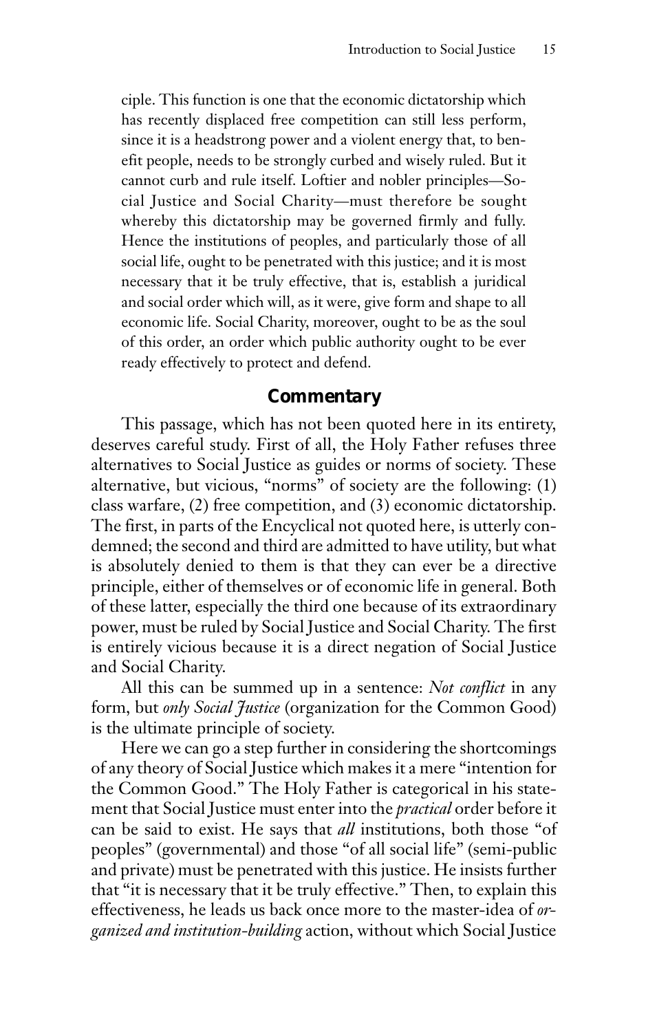ciple. This function is one that the economic dictatorship which has recently displaced free competition can still less perform, since it is a headstrong power and a violent energy that, to benefit people, needs to be strongly curbed and wisely ruled. But it cannot curb and rule itself. Loftier and nobler principles—Social Justice and Social Charity—must therefore be sought whereby this dictatorship may be governed firmly and fully. Hence the institutions of peoples, and particularly those of all social life, ought to be penetrated with this justice; and it is most necessary that it be truly effective, that is, establish a juridical and social order which will, as it were, give form and shape to all economic life. Social Charity, moreover, ought to be as the soul of this order, an order which public authority ought to be ever ready effectively to protect and defend.

## Commentary

This passage, which has not been quoted here in its entirety, deserves careful study. First of all, the Holy Father refuses three alternatives to Social Justice as guides or norms of society. These alternative, but vicious, "norms" of society are the following: (1) class warfare, (2) free competition, and (3) economic dictatorship. The first, in parts of the Encyclical not quoted here, is utterly condemned; the second and third are admitted to have utility, but what is absolutely denied to them is that they can ever be a directive principle, either of themselves or of economic life in general. Both of these latter, especially the third one because of its extraordinary power, must be ruled by Social Justice and Social Charity. The first is entirely vicious because it is a direct negation of Social Justice and Social Charity.

All this can be summed up in a sentence: *Not conflict* in any form, but *only Social Justice* (organization for the Common Good) is the ultimate principle of society.

Here we can go a step further in considering the shortcomings of any theory of Social Justice which makes it a mere "intention for the Common Good." The Holy Father is categorical in his statement that Social Justice must enter into the *practical* order before it can be said to exist. He says that *all* institutions, both those "of peoples" (governmental) and those "of all social life" (semi-public and private) must be penetrated with this justice. He insists further that "it is necessary that it be truly effective." Then, to explain this effectiveness, he leads us back once more to the master-idea of *organized and institution-building* action, without which Social Justice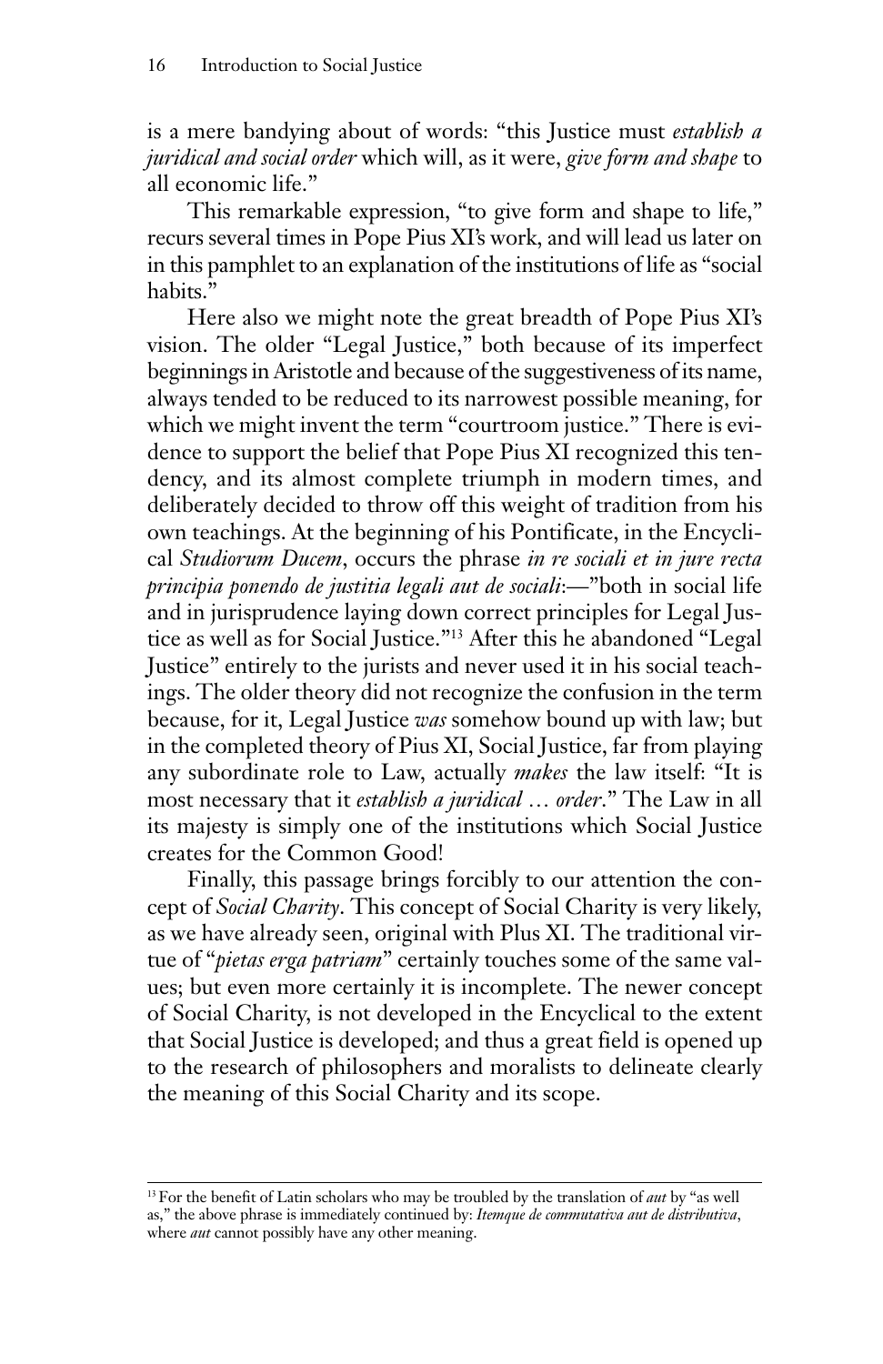is a mere bandying about of words: "this Justice must *establish a juridical and social order* which will, as it were, *give form and shape* to all economic life."

This remarkable expression, "to give form and shape to life," recurs several times in Pope Pius XI's work, and will lead us later on in this pamphlet to an explanation of the institutions of life as "social habits."

Here also we might note the great breadth of Pope Pius XI's vision. The older "Legal Justice," both because of its imperfect beginnings in Aristotle and because of the suggestiveness of its name, always tended to be reduced to its narrowest possible meaning, for which we might invent the term "courtroom justice." There is evidence to support the belief that Pope Pius XI recognized this tendency, and its almost complete triumph in modern times, and deliberately decided to throw off this weight of tradition from his own teachings. At the beginning of his Pontificate, in the Encyclical *Studiorum Ducem*, occurs the phrase *in re sociali et in jure recta principia ponendo de justitia legali aut de sociali*:—"both in social life and in jurisprudence laying down correct principles for Legal Justice as well as for Social Justice."[13] After this he abandoned "Legal Justice" entirely to the jurists and never used it in his social teachings. The older theory did not recognize the confusion in the term because, for it, Legal Justice *was* somehow bound up with law; but in the completed theory of Pius XI, Social Justice, far from playing any subordinate role to Law, actually *makes* the law itself: "It is most necessary that it *establish a juridical … order*." The Law in all its majesty is simply one of the institutions which Social Justice creates for the Common Good!

Finally, this passage brings forcibly to our attention the concept of *Social Charity*. This concept of Social Charity is very likely, as we have already seen, original with Plus XI. The traditional virtue of "*pietas erga patriam*" certainly touches some of the same values; but even more certainly it is incomplete. The newer concept of Social Charity, is not developed in the Encyclical to the extent that Social Justice is developed; and thus a great field is opened up to the research of philosophers and moralists to delineate clearly the meaning of this Social Charity and its scope.

---

[13] For the benefit of Latin scholars who may be troubled by the translation of *aut* by "as well as," the above phrase is immediately continued by: *Itemque de commutativa aut de distributiva*, where *aut* cannot possibly have any other meaning.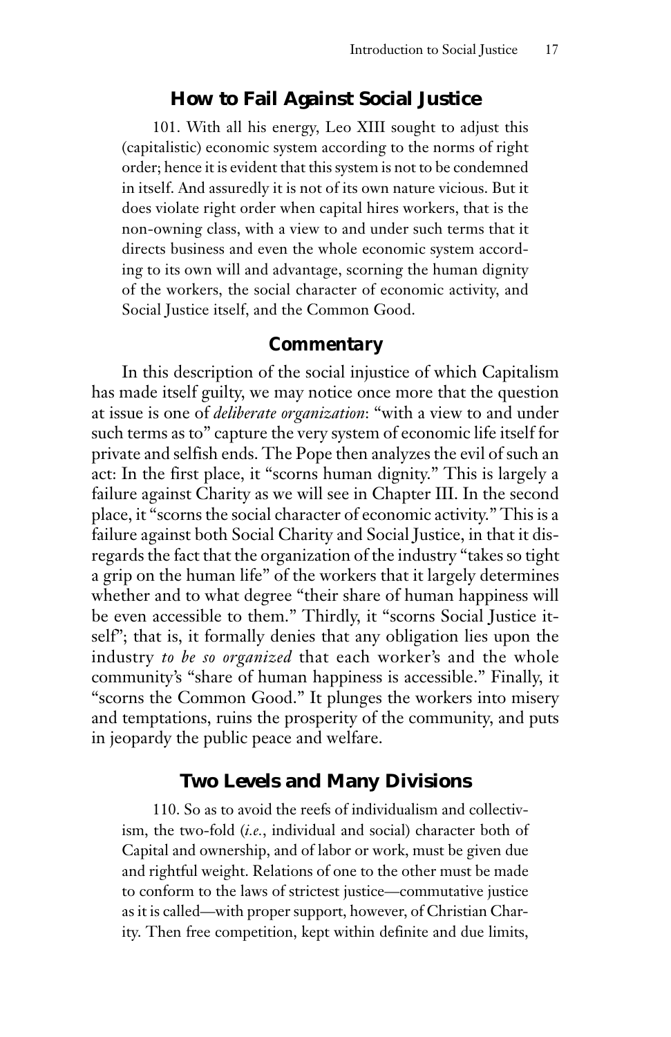### How to Fail Against Social Justice

101. With all his energy, Leo XIII sought to adjust this (capitalistic) economic system according to the norms of right order; hence it is evident that this system is not to be condemned in itself. And assuredly it is not of its own nature vicious. But it does violate right order when capital hires workers, that is the non-owning class, with a view to and under such terms that it directs business and even the whole economic system according to its own will and advantage, scorning the human dignity of the workers, the social character of economic activity, and Social Justice itself, and the Common Good.

### Commentary

In this description of the social injustice of which Capitalism has made itself guilty, we may notice once more that the question at issue is one of *deliberate organization*: "with a view to and under such terms as to" capture the very system of economic life itself for private and selfish ends. The Pope then analyzes the evil of such an act: In the first place, it "scorns human dignity." This is largely a failure against Charity as we will see in Chapter III. In the second place, it "scorns the social character of economic activity." This is a failure against both Social Charity and Social Justice, in that it disregards the fact that the organization of the industry "takes so tight a grip on the human life" of the workers that it largely determines whether and to what degree "their share of human happiness will be even accessible to them." Thirdly, it "scorns Social Justice itself"; that is, it formally denies that any obligation lies upon the industry *to be so organized* that each worker's and the whole community's "share of human happiness is accessible." Finally, it "scorns the Common Good." It plunges the workers into misery and temptations, ruins the prosperity of the community, and puts in jeopardy the public peace and welfare.

### Two Levels and Many Divisions

110. So as to avoid the reefs of individualism and collectivism, the two-fold (*i.e.*, individual and social) character both of Capital and ownership, and of labor or work, must be given due and rightful weight. Relations of one to the other must be made to conform to the laws of strictest justice—commutative justice as it is called—with proper support, however, of Christian Charity. Then free competition, kept within definite and due limits,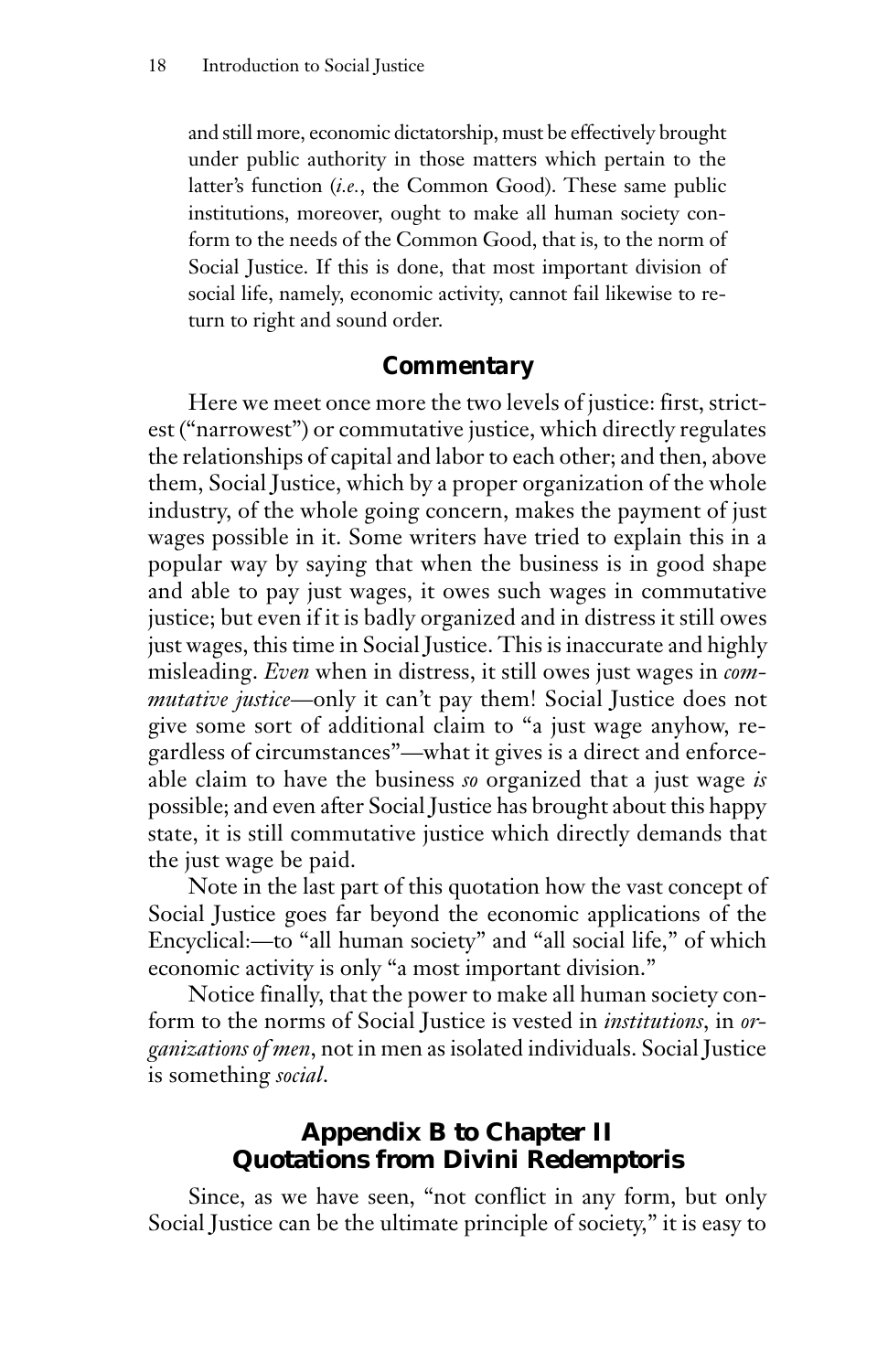and still more, economic dictatorship, must be effectively brought under public authority in those matters which pertain to the latter's function (*i.e.*, the Common Good). These same public institutions, moreover, ought to make all human society conform to the needs of the Common Good, that is, to the norm of Social Justice. If this is done, that most important division of social life, namely, economic activity, cannot fail likewise to return to right and sound order.

### Commentary

Here we meet once more the two levels of justice: first, strictest ("narrowest") or commutative justice, which directly regulates the relationships of capital and labor to each other; and then, above them, Social Justice, which by a proper organization of the whole industry, of the whole going concern, makes the payment of just wages possible in it. Some writers have tried to explain this in a popular way by saying that when the business is in good shape and able to pay just wages, it owes such wages in commutative justice; but even if it is badly organized and in distress it still owes just wages, this time in Social Justice. This is inaccurate and highly misleading. *Even* when in distress, it still owes just wages in *commutative justice*—only it can't pay them! Social Justice does not give some sort of additional claim to "a just wage anyhow, regardless of circumstances"—what it gives is a direct and enforceable claim to have the business *so* organized that a just wage *is* possible; and even after Social Justice has brought about this happy state, it is still commutative justice which directly demands that the just wage be paid.

Note in the last part of this quotation how the vast concept of Social Justice goes far beyond the economic applications of the Encyclical:—to "all human society" and "all social life," of which economic activity is only "a most important division."

Notice finally, that the power to make all human society conform to the norms of Social Justice is vested in *institutions*, in *organizations of men*, not in men as isolated individuals. Social Justice is something *social*.

## Appendix B to Chapter II
## Quotations from Divini Redemptoris

Since, as we have seen, "not conflict in any form, but only Social Justice can be the ultimate principle of society," it is easy to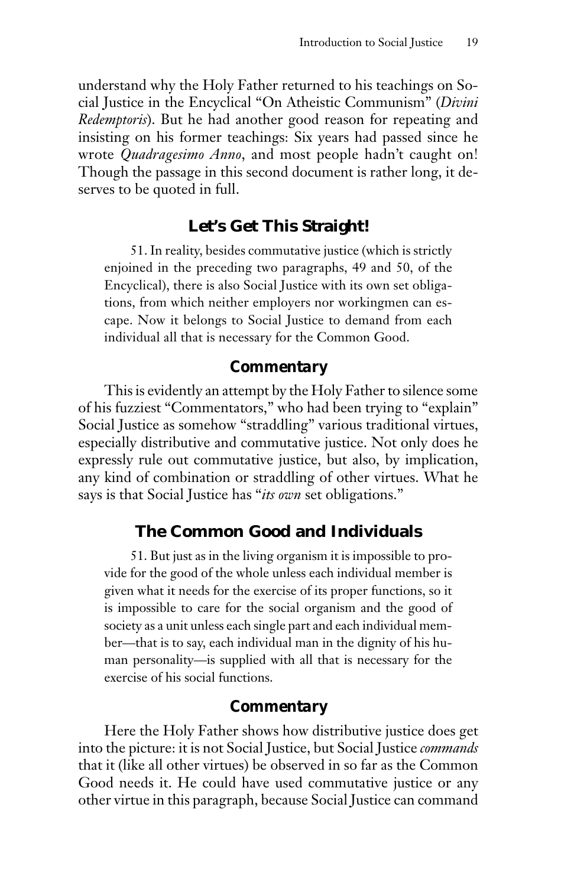understand why the Holy Father returned to his teachings on Social Justice in the Encyclical "On Atheistic Communism" (*Divini Redemptoris*). But he had another good reason for repeating and insisting on his former teachings: Six years had passed since he wrote *Quadragesimo Anno*, and most people hadn't caught on! Though the passage in this second document is rather long, it deserves to be quoted in full.

## Let's Get This Straight!

> 51. In reality, besides commutative justice (which is strictly enjoined in the preceding two paragraphs, 49 and 50, of the Encyclical), there is also Social Justice with its own set obligations, from which neither employers nor workingmen can escape. Now it belongs to Social Justice to demand from each individual all that is necessary for the Common Good.

### Commentary

This is evidently an attempt by the Holy Father to silence some of his fuzziest "Commentators," who had been trying to "explain" Social Justice as somehow "straddling" various traditional virtues, especially distributive and commutative justice. Not only does he expressly rule out commutative justice, but also, by implication, any kind of combination or straddling of other virtues. What he says is that Social Justice has "*its own* set obligations."

## The Common Good and Individuals

> 51. But just as in the living organism it is impossible to provide for the good of the whole unless each individual member is given what it needs for the exercise of its proper functions, so it is impossible to care for the social organism and the good of society as a unit unless each single part and each individual member—that is to say, each individual man in the dignity of his human personality—is supplied with all that is necessary for the exercise of his social functions.

### Commentary

Here the Holy Father shows how distributive justice does get into the picture: it is not Social Justice, but Social Justice *commands* that it (like all other virtues) be observed in so far as the Common Good needs it. He could have used commutative justice or any other virtue in this paragraph, because Social Justice can command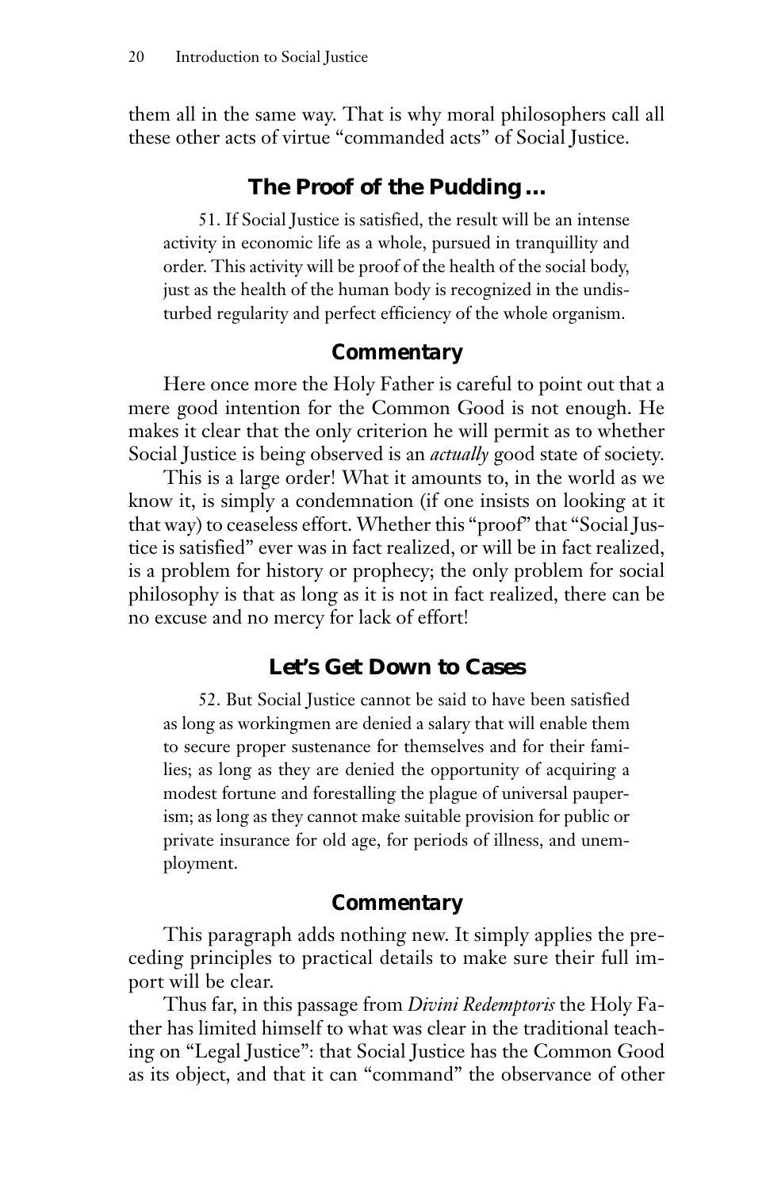them all in the same way. That is why moral philosophers call all these other acts of virtue "commanded acts" of Social Justice.

## The Proof of the Pudding…

> 51. If Social Justice is satisfied, the result will be an intense activity in economic life as a whole, pursued in tranquillity and order. This activity will be proof of the health of the social body, just as the health of the human body is recognized in the undisturbed regularity and perfect efficiency of the whole organism.

### Commentary

Here once more the Holy Father is careful to point out that a mere good intention for the Common Good is not enough. He makes it clear that the only criterion he will permit as to whether Social Justice is being observed is an *actually* good state of society.

This is a large order! What it amounts to, in the world as we know it, is simply a condemnation (if one insists on looking at it that way) to ceaseless effort. Whether this "proof" that "Social Justice is satisfied" ever was in fact realized, or will be in fact realized, is a problem for history or prophecy; the only problem for social philosophy is that as long as it is not in fact realized, there can be no excuse and no mercy for lack of effort!

## Let's Get Down to Cases

> 52. But Social Justice cannot be said to have been satisfied as long as workingmen are denied a salary that will enable them to secure proper sustenance for themselves and for their families; as long as they are denied the opportunity of acquiring a modest fortune and forestalling the plague of universal pauperism; as long as they cannot make suitable provision for public or private insurance for old age, for periods of illness, and unemployment.

### Commentary

This paragraph adds nothing new. It simply applies the preceding principles to practical details to make sure their full import will be clear.

Thus far, in this passage from *Divini Redemptoris* the Holy Father has limited himself to what was clear in the traditional teaching on "Legal Justice": that Social Justice has the Common Good as its object, and that it can "command" the observance of other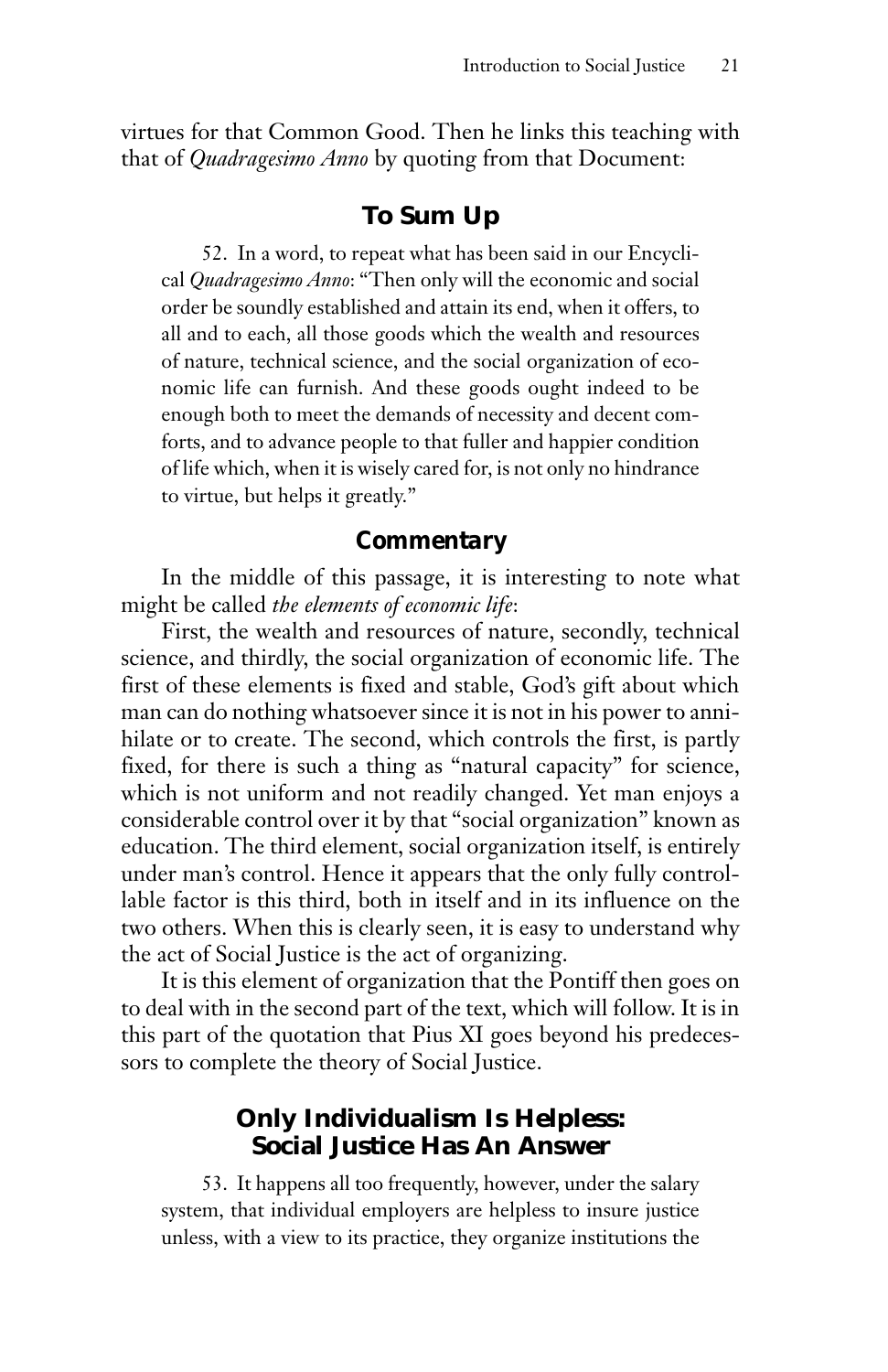virtues for that Common Good. Then he links this teaching with that of *Quadragesimo Anno* by quoting from that Document:

### To Sum Up

> 52. In a word, to repeat what has been said in our Encyclical *Quadragesimo Anno*: "Then only will the economic and social order be soundly established and attain its end, when it offers, to all and to each, all those goods which the wealth and resources of nature, technical science, and the social organization of economic life can furnish. And these goods ought indeed to be enough both to meet the demands of necessity and decent comforts, and to advance people to that fuller and happier condition of life which, when it is wisely cared for, is not only no hindrance to virtue, but helps it greatly."

### Commentary

In the middle of this passage, it is interesting to note what might be called *the elements of economic life*:

First, the wealth and resources of nature, secondly, technical science, and thirdly, the social organization of economic life. The first of these elements is fixed and stable, God's gift about which man can do nothing whatsoever since it is not in his power to annihilate or to create. The second, which controls the first, is partly fixed, for there is such a thing as "natural capacity" for science, which is not uniform and not readily changed. Yet man enjoys a considerable control over it by that "social organization" known as education. The third element, social organization itself, is entirely under man's control. Hence it appears that the only fully controllable factor is this third, both in itself and in its influence on the two others. When this is clearly seen, it is easy to understand why the act of Social Justice is the act of organizing.

It is this element of organization that the Pontiff then goes on to deal with in the second part of the text, which will follow. It is in this part of the quotation that Pius XI goes beyond his predecessors to complete the theory of Social Justice.

### Only Individualism Is Helpless: Social Justice Has An Answer

> 53. It happens all too frequently, however, under the salary system, that individual employers are helpless to insure justice unless, with a view to its practice, they organize institutions the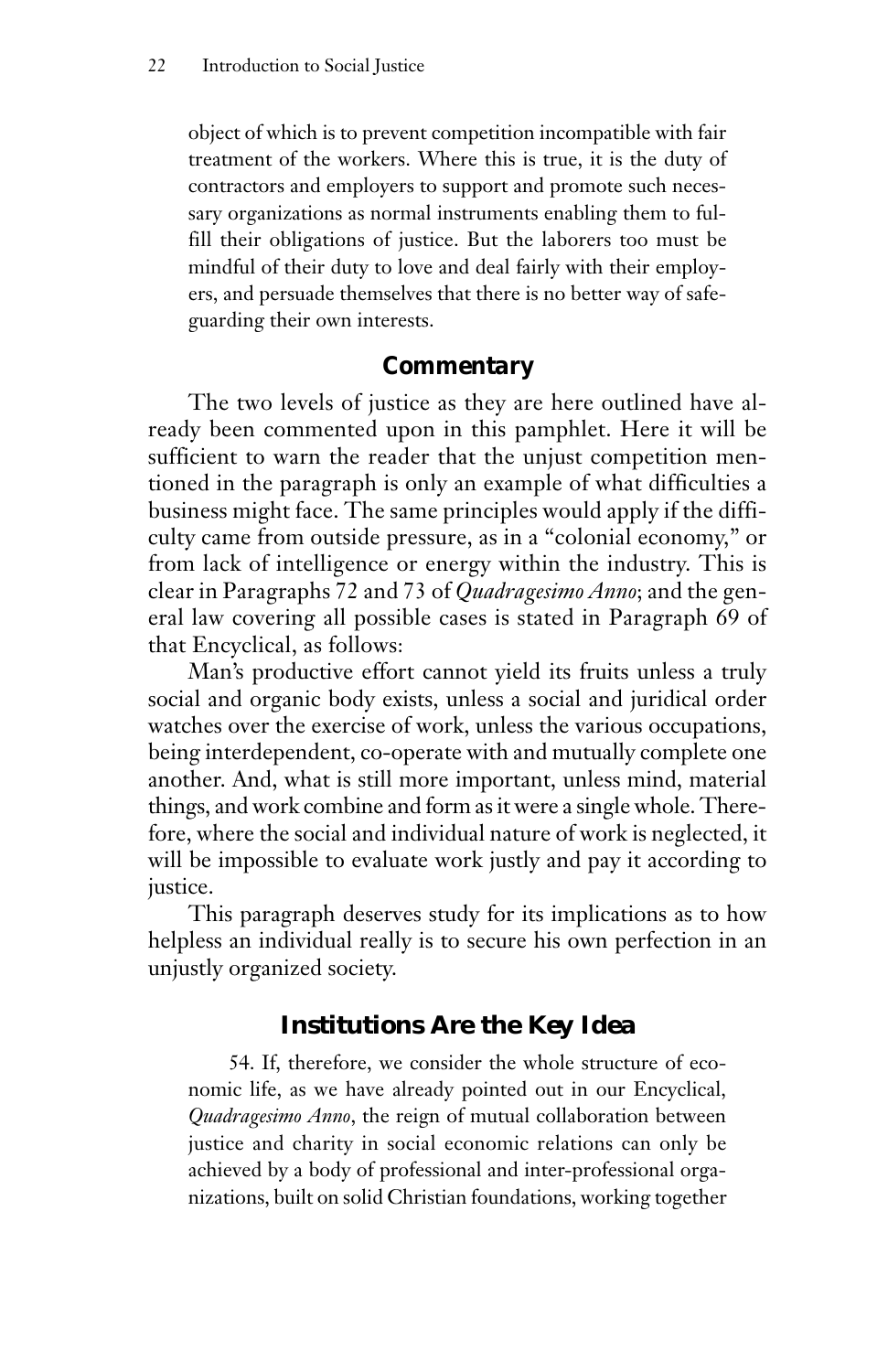object of which is to prevent competition incompatible with fair treatment of the workers. Where this is true, it is the duty of contractors and employers to support and promote such necessary organizations as normal instruments enabling them to fulfill their obligations of justice. But the laborers too must be mindful of their duty to love and deal fairly with their employers, and persuade themselves that there is no better way of safeguarding their own interests.

### Commentary

The two levels of justice as they are here outlined have already been commented upon in this pamphlet. Here it will be sufficient to warn the reader that the unjust competition mentioned in the paragraph is only an example of what difficulties a business might face. The same principles would apply if the difficulty came from outside pressure, as in a "colonial economy," or from lack of intelligence or energy within the industry. This is clear in Paragraphs 72 and 73 of *Quadragesimo Anno*; and the general law covering all possible cases is stated in Paragraph 69 of that Encyclical, as follows:

Man's productive effort cannot yield its fruits unless a truly social and organic body exists, unless a social and juridical order watches over the exercise of work, unless the various occupations, being interdependent, co-operate with and mutually complete one another. And, what is still more important, unless mind, material things, and work combine and form as it were a single whole. Therefore, where the social and individual nature of work is neglected, it will be impossible to evaluate work justly and pay it according to justice.

This paragraph deserves study for its implications as to how helpless an individual really is to secure his own perfection in an unjustly organized society.

## Institutions Are the Key Idea

54. If, therefore, we consider the whole structure of economic life, as we have already pointed out in our Encyclical, *Quadragesimo Anno*, the reign of mutual collaboration between justice and charity in social economic relations can only be achieved by a body of professional and inter-professional organizations, built on solid Christian foundations, working together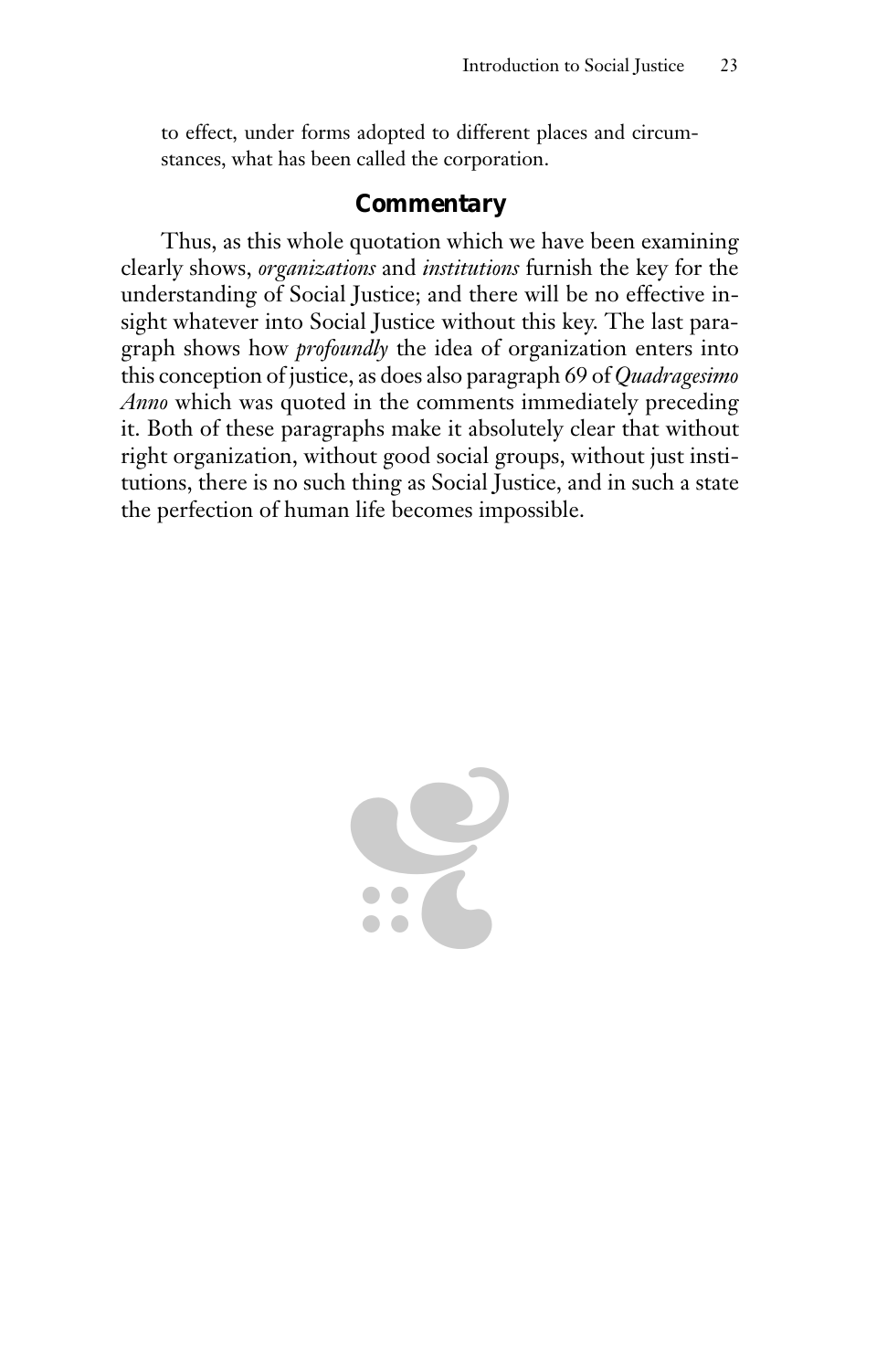to effect, under forms adopted to different places and circumstances, what has been called the corporation.

### Commentary

Thus, as this whole quotation which we have been examining clearly shows, *organizations* and *institutions* furnish the key for the understanding of Social Justice; and there will be no effective insight whatever into Social Justice without this key. The last paragraph shows how *profoundly* the idea of organization enters into this conception of justice, as does also paragraph 69 of *Quadragesimo Anno* which was quoted in the comments immediately preceding it. Both of these paragraphs make it absolutely clear that without right organization, without good social groups, without just institutions, there is no such thing as Social Justice, and in such a state the perfection of human life becomes impossible.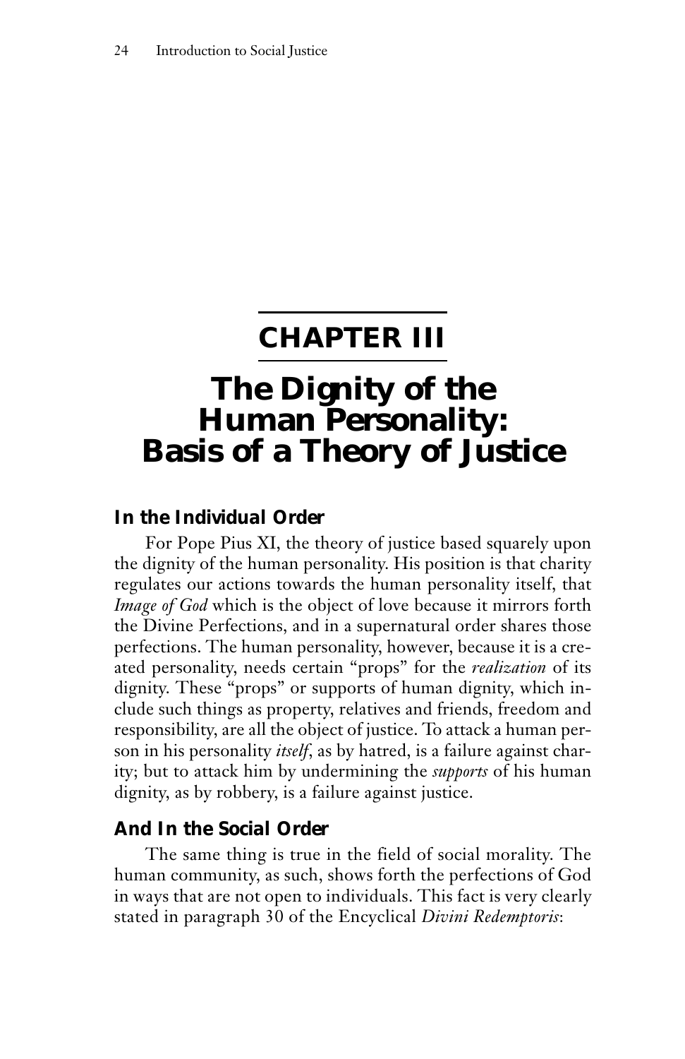# CHAPTER III

# The Dignity of the Human Personality: Basis of a Theory of Justice

### In the Individual Order

For Pope Pius XI, the theory of justice based squarely upon the dignity of the human personality. His position is that charity regulates our actions towards the human personality itself, that *Image of God* which is the object of love because it mirrors forth the Divine Perfections, and in a supernatural order shares those perfections. The human personality, however, because it is a created personality, needs certain "props" for the *realization* of its dignity. These "props" or supports of human dignity, which include such things as property, relatives and friends, freedom and responsibility, are all the object of justice. To attack a human person in his personality *itself*, as by hatred, is a failure against charity; but to attack him by undermining the *supports* of his human dignity, as by robbery, is a failure against justice.

### And In the Social Order

The same thing is true in the field of social morality. The human community, as such, shows forth the perfections of God in ways that are not open to individuals. This fact is very clearly stated in paragraph 30 of the Encyclical *Divini Redemptoris*: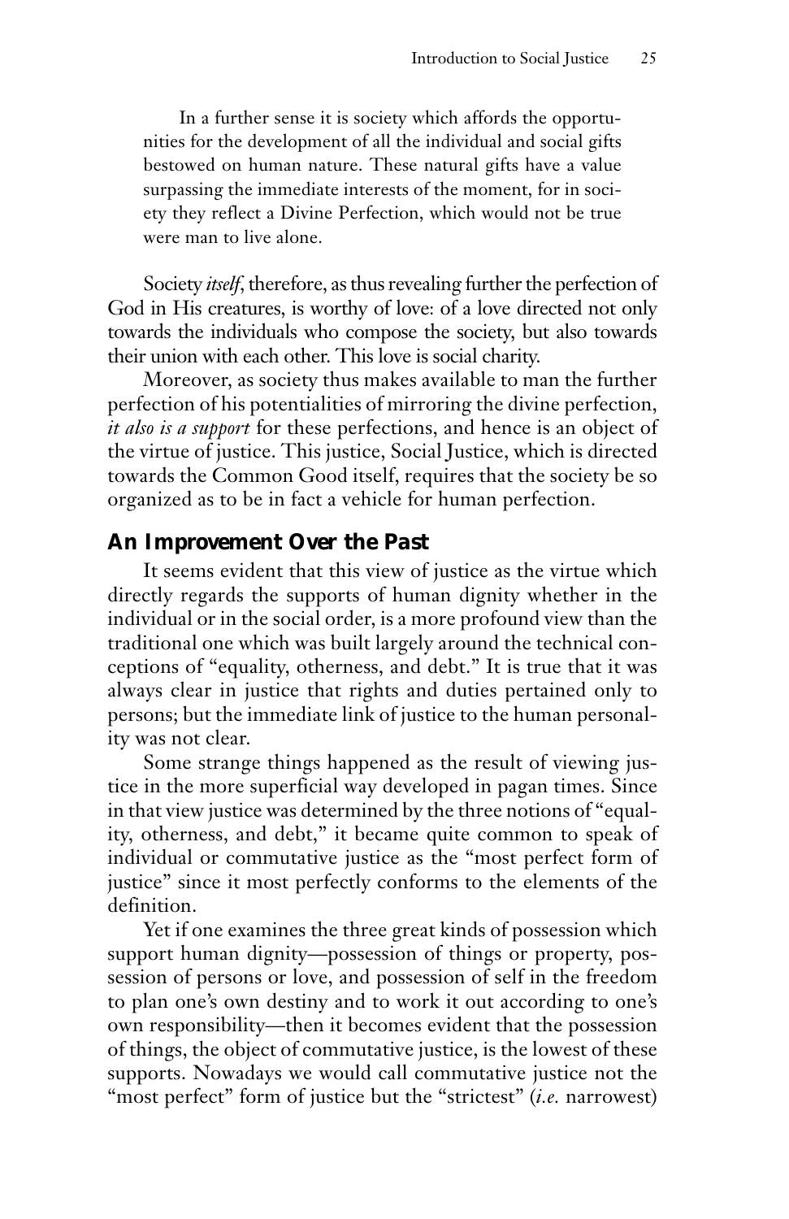> In a further sense it is society which affords the opportunities for the development of all the individual and social gifts bestowed on human nature. These natural gifts have a value surpassing the immediate interests of the moment, for in society they reflect a Divine Perfection, which would not be true were man to live alone.

Society *itself*, therefore, as thus revealing further the perfection of God in His creatures, is worthy of love: of a love directed not only towards the individuals who compose the society, but also towards their union with each other. This love is social charity.

Moreover, as society thus makes available to man the further perfection of his potentialities of mirroring the divine perfection, *it also is a support* for these perfections, and hence is an object of the virtue of justice. This justice, Social Justice, which is directed towards the Common Good itself, requires that the society be so organized as to be in fact a vehicle for human perfection.

## An Improvement Over the Past

It seems evident that this view of justice as the virtue which directly regards the supports of human dignity whether in the individual or in the social order, is a more profound view than the traditional one which was built largely around the technical conceptions of "equality, otherness, and debt." It is true that it was always clear in justice that rights and duties pertained only to persons; but the immediate link of justice to the human personality was not clear.

Some strange things happened as the result of viewing justice in the more superficial way developed in pagan times. Since in that view justice was determined by the three notions of "equality, otherness, and debt," it became quite common to speak of individual or commutative justice as the "most perfect form of justice" since it most perfectly conforms to the elements of the definition.

Yet if one examines the three great kinds of possession which support human dignity—possession of things or property, possession of persons or love, and possession of self in the freedom to plan one's own destiny and to work it out according to one's own responsibility—then it becomes evident that the possession of things, the object of commutative justice, is the lowest of these supports. Nowadays we would call commutative justice not the "most perfect" form of justice but the "strictest" (*i.e.* narrowest)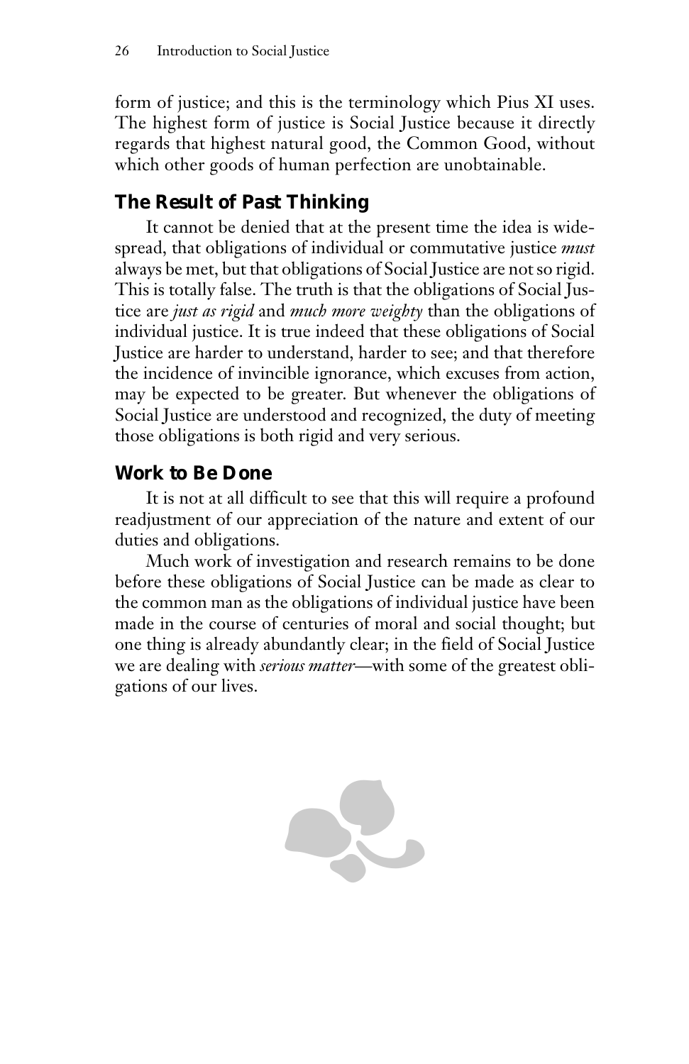form of justice; and this is the terminology which Pius XI uses. The highest form of justice is Social Justice because it directly regards that highest natural good, the Common Good, without which other goods of human perfection are unobtainable.

## The Result of Past Thinking

It cannot be denied that at the present time the idea is widespread, that obligations of individual or commutative justice *must* always be met, but that obligations of Social Justice are not so rigid. This is totally false. The truth is that the obligations of Social Justice are *just as rigid* and *much more weighty* than the obligations of individual justice. It is true indeed that these obligations of Social Justice are harder to understand, harder to see; and that therefore the incidence of invincible ignorance, which excuses from action, may be expected to be greater. But whenever the obligations of Social Justice are understood and recognized, the duty of meeting those obligations is both rigid and very serious.

## Work to Be Done

It is not at all difficult to see that this will require a profound readjustment of our appreciation of the nature and extent of our duties and obligations.

Much work of investigation and research remains to be done before these obligations of Social Justice can be made as clear to the common man as the obligations of individual justice have been made in the course of centuries of moral and social thought; but one thing is already abundantly clear; in the field of Social Justice we are dealing with *serious matter*—with some of the greatest obligations of our lives.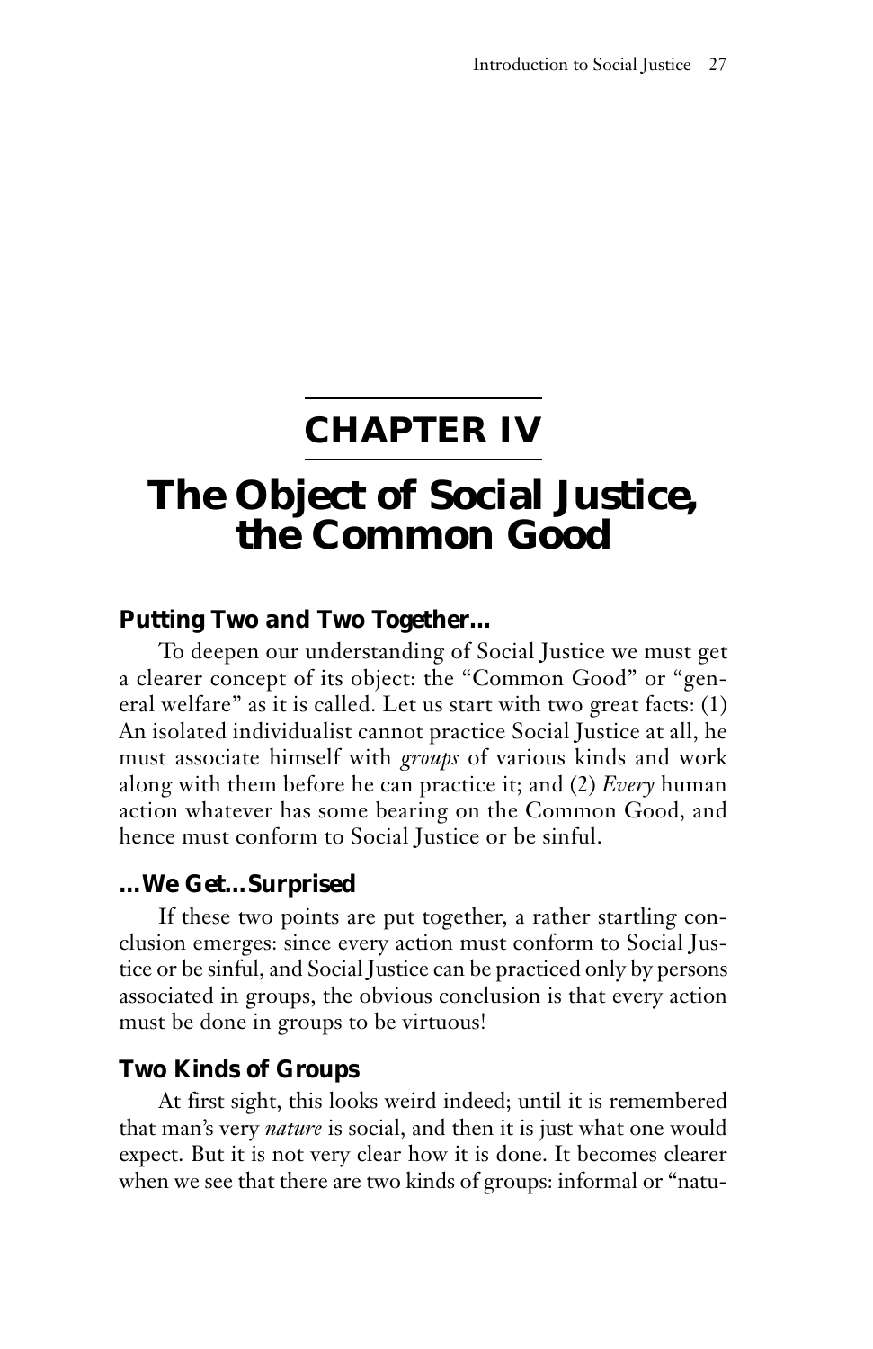# CHAPTER IV

# The Object of Social Justice, the Common Good

### Putting Two and Two Together...

To deepen our understanding of Social Justice we must get a clearer concept of its object: the "Common Good" or "general welfare" as it is called. Let us start with two great facts: (1) An isolated individualist cannot practice Social Justice at all, he must associate himself with *groups* of various kinds and work along with them before he can practice it; and (2) *Every* human action whatever has some bearing on the Common Good, and hence must conform to Social Justice or be sinful.

### ...We Get...Surprised

If these two points are put together, a rather startling conclusion emerges: since every action must conform to Social Justice or be sinful, and Social Justice can be practiced only by persons associated in groups, the obvious conclusion is that every action must be done in groups to be virtuous!

### Two Kinds of Groups

At first sight, this looks weird indeed; until it is remembered that man's very *nature* is social, and then it is just what one would expect. But it is not very clear how it is done. It becomes clearer when we see that there are two kinds of groups: informal or "natu-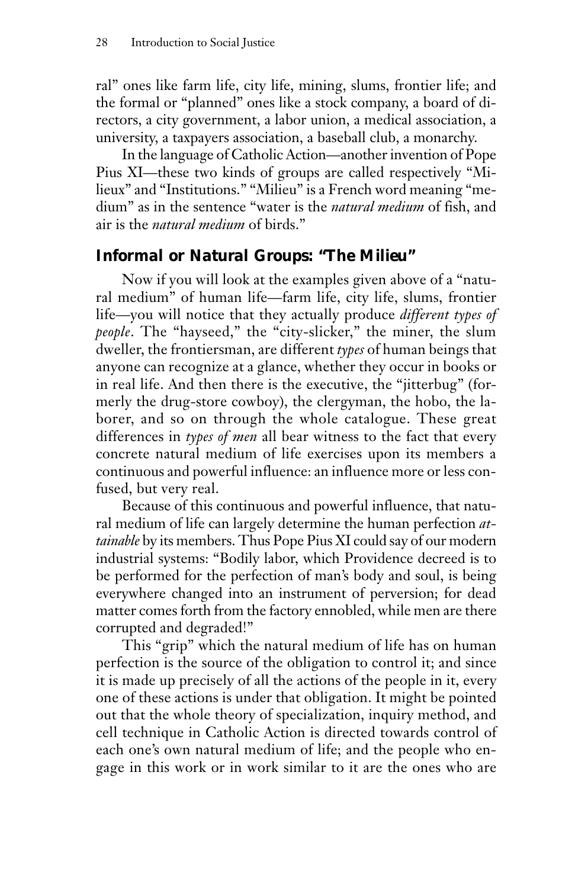ral" ones like farm life, city life, mining, slums, frontier life; and the formal or "planned" ones like a stock company, a board of directors, a city government, a labor union, a medical association, a university, a taxpayers association, a baseball club, a monarchy.

In the language of Catholic Action—another invention of Pope Pius XI—these two kinds of groups are called respectively "Milieux" and "Institutions." "Milieu" is a French word meaning "medium" as in the sentence "water is the *natural medium* of fish, and air is the *natural medium* of birds."

## Informal or Natural Groups: "The Milieu"

Now if you will look at the examples given above of a "natural medium" of human life—farm life, city life, slums, frontier life—you will notice that they actually produce *different types of people*. The "hayseed," the "city-slicker," the miner, the slum dweller, the frontiersman, are different *types* of human beings that anyone can recognize at a glance, whether they occur in books or in real life. And then there is the executive, the "jitterbug" (formerly the drug-store cowboy), the clergyman, the hobo, the laborer, and so on through the whole catalogue. These great differences in *types of men* all bear witness to the fact that every concrete natural medium of life exercises upon its members a continuous and powerful influence: an influence more or less confused, but very real.

Because of this continuous and powerful influence, that natural medium of life can largely determine the human perfection *attainable* by its members. Thus Pope Pius XI could say of our modern industrial systems: "Bodily labor, which Providence decreed is to be performed for the perfection of man's body and soul, is being everywhere changed into an instrument of perversion; for dead matter comes forth from the factory ennobled, while men are there corrupted and degraded!"

This "grip" which the natural medium of life has on human perfection is the source of the obligation to control it; and since it is made up precisely of all the actions of the people in it, every one of these actions is under that obligation. It might be pointed out that the whole theory of specialization, inquiry method, and cell technique in Catholic Action is directed towards control of each one's own natural medium of life; and the people who engage in this work or in work similar to it are the ones who are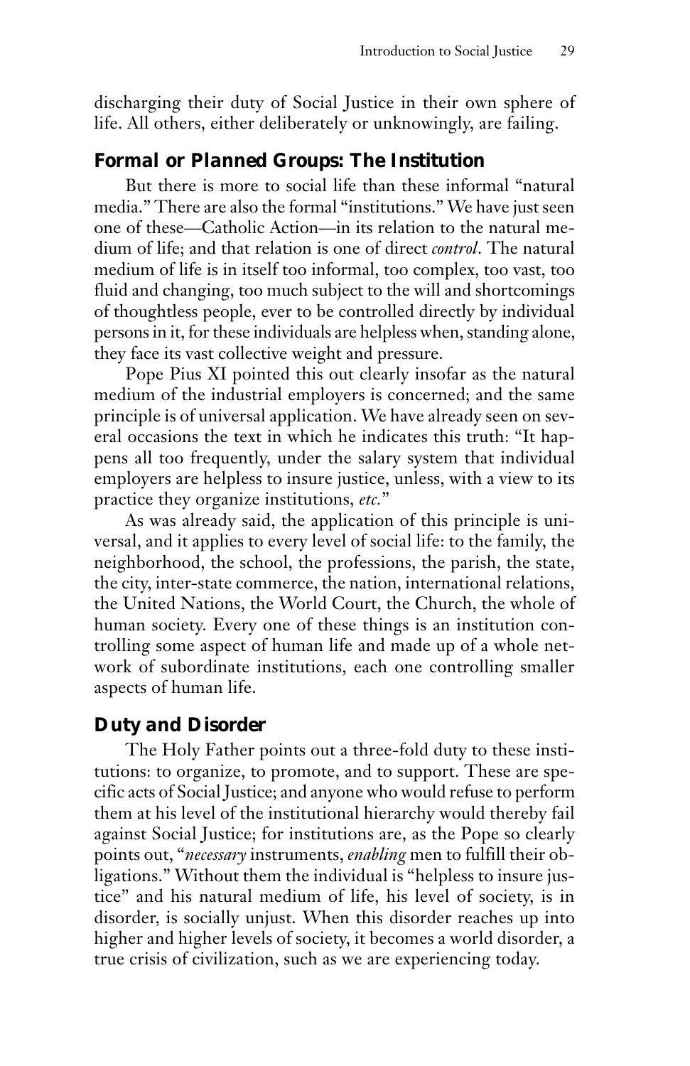discharging their duty of Social Justice in their own sphere of life. All others, either deliberately or unknowingly, are failing.

## Formal or Planned Groups: The Institution

But there is more to social life than these informal "natural media." There are also the formal "institutions." We have just seen one of these—Catholic Action—in its relation to the natural medium of life; and that relation is one of direct *control*. The natural medium of life is in itself too informal, too complex, too vast, too fluid and changing, too much subject to the will and shortcomings of thoughtless people, ever to be controlled directly by individual persons in it, for these individuals are helpless when, standing alone, they face its vast collective weight and pressure.

Pope Pius XI pointed this out clearly insofar as the natural medium of the industrial employers is concerned; and the same principle is of universal application. We have already seen on several occasions the text in which he indicates this truth: "It happens all too frequently, under the salary system that individual employers are helpless to insure justice, unless, with a view to its practice they organize institutions, *etc.*"

As was already said, the application of this principle is universal, and it applies to every level of social life: to the family, the neighborhood, the school, the professions, the parish, the state, the city, inter-state commerce, the nation, international relations, the United Nations, the World Court, the Church, the whole of human society. Every one of these things is an institution controlling some aspect of human life and made up of a whole network of subordinate institutions, each one controlling smaller aspects of human life.

## Duty and Disorder

The Holy Father points out a three-fold duty to these institutions: to organize, to promote, and to support. These are specific acts of Social Justice; and anyone who would refuse to perform them at his level of the institutional hierarchy would thereby fail against Social Justice; for institutions are, as the Pope so clearly points out, "*necessary* instruments, *enabling* men to fulfill their obligations." Without them the individual is "helpless to insure justice" and his natural medium of life, his level of society, is in disorder, is socially unjust. When this disorder reaches up into higher and higher levels of society, it becomes a world disorder, a true crisis of civilization, such as we are experiencing today.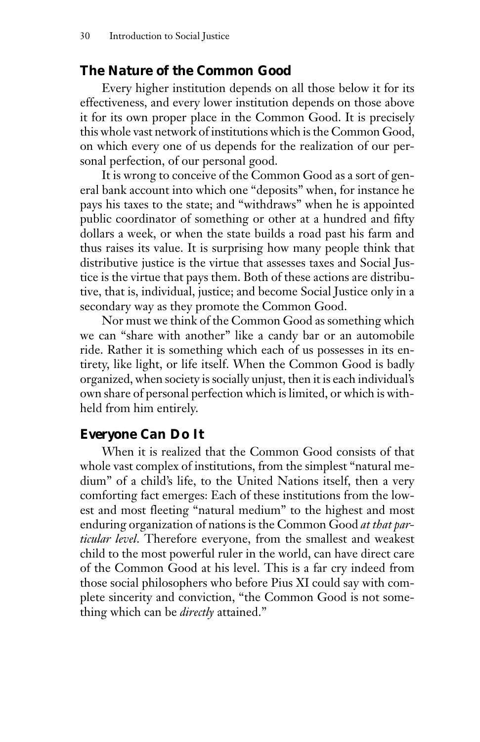## The Nature of the Common Good

Every higher institution depends on all those below it for its effectiveness, and every lower institution depends on those above it for its own proper place in the Common Good. It is precisely this whole vast network of institutions which is the Common Good, on which every one of us depends for the realization of our personal perfection, of our personal good.

It is wrong to conceive of the Common Good as a sort of general bank account into which one "deposits" when, for instance he pays his taxes to the state; and "withdraws" when he is appointed public coordinator of something or other at a hundred and fifty dollars a week, or when the state builds a road past his farm and thus raises its value. It is surprising how many people think that distributive justice is the virtue that assesses taxes and Social Justice is the virtue that pays them. Both of these actions are distributive, that is, individual, justice; and become Social Justice only in a secondary way as they promote the Common Good.

Nor must we think of the Common Good as something which we can "share with another" like a candy bar or an automobile ride. Rather it is something which each of us possesses in its entirety, like light, or life itself. When the Common Good is badly organized, when society is socially unjust, then it is each individual's own share of personal perfection which is limited, or which is withheld from him entirely.

## Everyone Can Do It

When it is realized that the Common Good consists of that whole vast complex of institutions, from the simplest "natural medium" of a child's life, to the United Nations itself, then a very comforting fact emerges: Each of these institutions from the lowest and most fleeting "natural medium" to the highest and most enduring organization of nations is the Common Good *at that particular level*. Therefore everyone, from the smallest and weakest child to the most powerful ruler in the world, can have direct care of the Common Good at his level. This is a far cry indeed from those social philosophers who before Pius XI could say with complete sincerity and conviction, "the Common Good is not something which can be *directly* attained."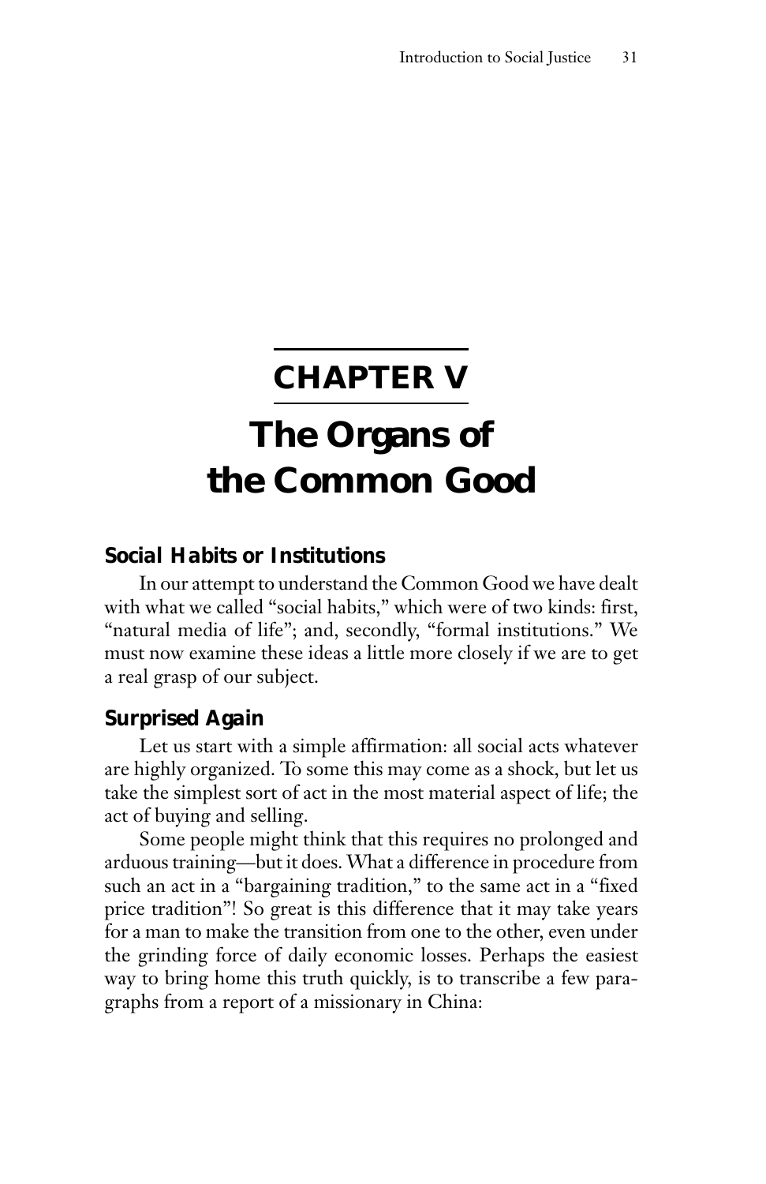# CHAPTER V

# The Organs of the Common Good

### Social Habits or Institutions

In our attempt to understand the Common Good we have dealt with what we called "social habits," which were of two kinds: first, "natural media of life"; and, secondly, "formal institutions." We must now examine these ideas a little more closely if we are to get a real grasp of our subject.

### Surprised Again

Let us start with a simple affirmation: all social acts whatever are highly organized. To some this may come as a shock, but let us take the simplest sort of act in the most material aspect of life; the act of buying and selling.

Some people might think that this requires no prolonged and arduous training—but it does. What a difference in procedure from such an act in a "bargaining tradition," to the same act in a "fixed price tradition"! So great is this difference that it may take years for a man to make the transition from one to the other, even under the grinding force of daily economic losses. Perhaps the easiest way to bring home this truth quickly, is to transcribe a few paragraphs from a report of a missionary in China: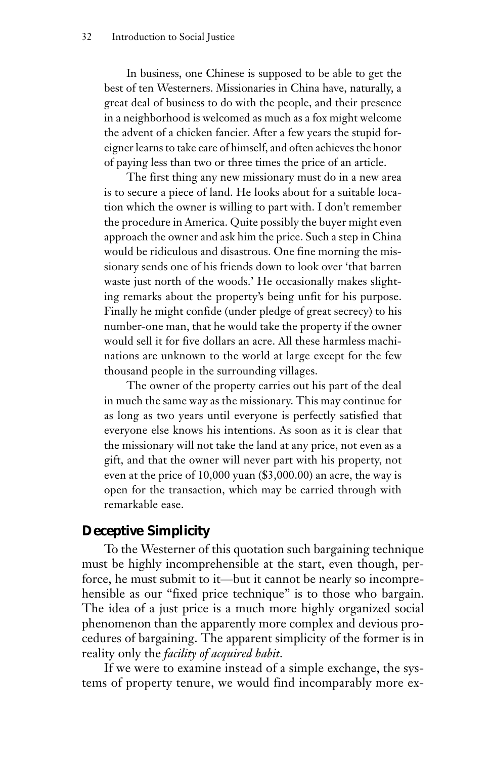In business, one Chinese is supposed to be able to get the best of ten Westerners. Missionaries in China have, naturally, a great deal of business to do with the people, and their presence in a neighborhood is welcomed as much as a fox might welcome the advent of a chicken fancier. After a few years the stupid foreigner learns to take care of himself, and often achieves the honor of paying less than two or three times the price of an article.

The first thing any new missionary must do in a new area is to secure a piece of land. He looks about for a suitable location which the owner is willing to part with. I don't remember the procedure in America. Quite possibly the buyer might even approach the owner and ask him the price. Such a step in China would be ridiculous and disastrous. One fine morning the missionary sends one of his friends down to look over 'that barren waste just north of the woods.' He occasionally makes slighting remarks about the property's being unfit for his purpose. Finally he might confide (under pledge of great secrecy) to his number-one man, that he would take the property if the owner would sell it for five dollars an acre. All these harmless machinations are unknown to the world at large except for the few thousand people in the surrounding villages.

The owner of the property carries out his part of the deal in much the same way as the missionary. This may continue for as long as two years until everyone is perfectly satisfied that everyone else knows his intentions. As soon as it is clear that the missionary will not take the land at any price, not even as a gift, and that the owner will never part with his property, not even at the price of 10,000 yuan ($3,000.00) an acre, the way is open for the transaction, which may be carried through with remarkable ease.

## Deceptive Simplicity

To the Westerner of this quotation such bargaining technique must be highly incomprehensible at the start, even though, perforce, he must submit to it—but it cannot be nearly so incomprehensible as our "fixed price technique" is to those who bargain. The idea of a just price is a much more highly organized social phenomenon than the apparently more complex and devious procedures of bargaining. The apparent simplicity of the former is in reality only the *facility of acquired habit*.

If we were to examine instead of a simple exchange, the systems of property tenure, we would find incomparably more ex-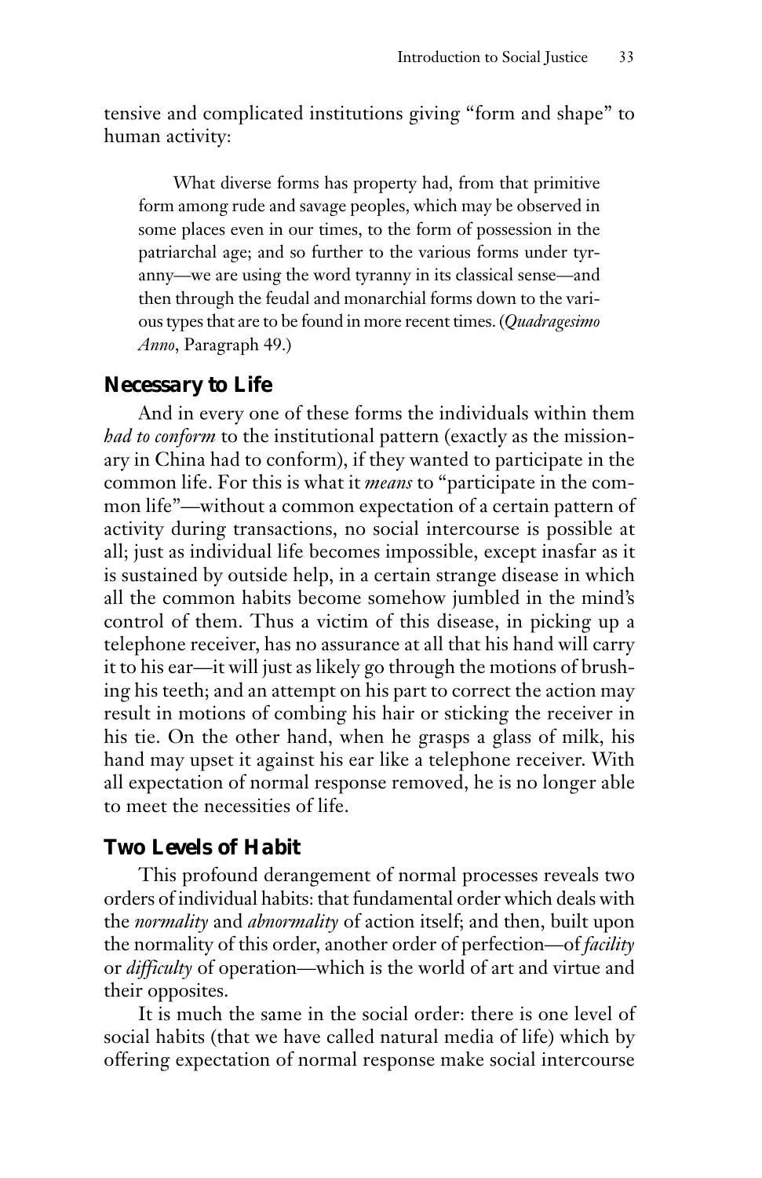tensive and complicated institutions giving "form and shape" to human activity:

> What diverse forms has property had, from that primitive form among rude and savage peoples, which may be observed in some places even in our times, to the form of possession in the patriarchal age; and so further to the various forms under tyranny—we are using the word tyranny in its classical sense—and then through the feudal and monarchial forms down to the various types that are to be found in more recent times. (*Quadragesimo Anno*, Paragraph 49.)

## Necessary to Life

And in every one of these forms the individuals within them *had to conform* to the institutional pattern (exactly as the missionary in China had to conform), if they wanted to participate in the common life. For this is what it *means* to "participate in the common life"—without a common expectation of a certain pattern of activity during transactions, no social intercourse is possible at all; just as individual life becomes impossible, except inasfar as it is sustained by outside help, in a certain strange disease in which all the common habits become somehow jumbled in the mind's control of them. Thus a victim of this disease, in picking up a telephone receiver, has no assurance at all that his hand will carry it to his ear—it will just as likely go through the motions of brushing his teeth; and an attempt on his part to correct the action may result in motions of combing his hair or sticking the receiver in his tie. On the other hand, when he grasps a glass of milk, his hand may upset it against his ear like a telephone receiver. With all expectation of normal response removed, he is no longer able to meet the necessities of life.

## Two Levels of Habit

This profound derangement of normal processes reveals two orders of individual habits: that fundamental order which deals with the *normality* and *abnormality* of action itself; and then, built upon the normality of this order, another order of perfection—of *facility* or *difficulty* of operation—which is the world of art and virtue and their opposites.

It is much the same in the social order: there is one level of social habits (that we have called natural media of life) which by offering expectation of normal response make social intercourse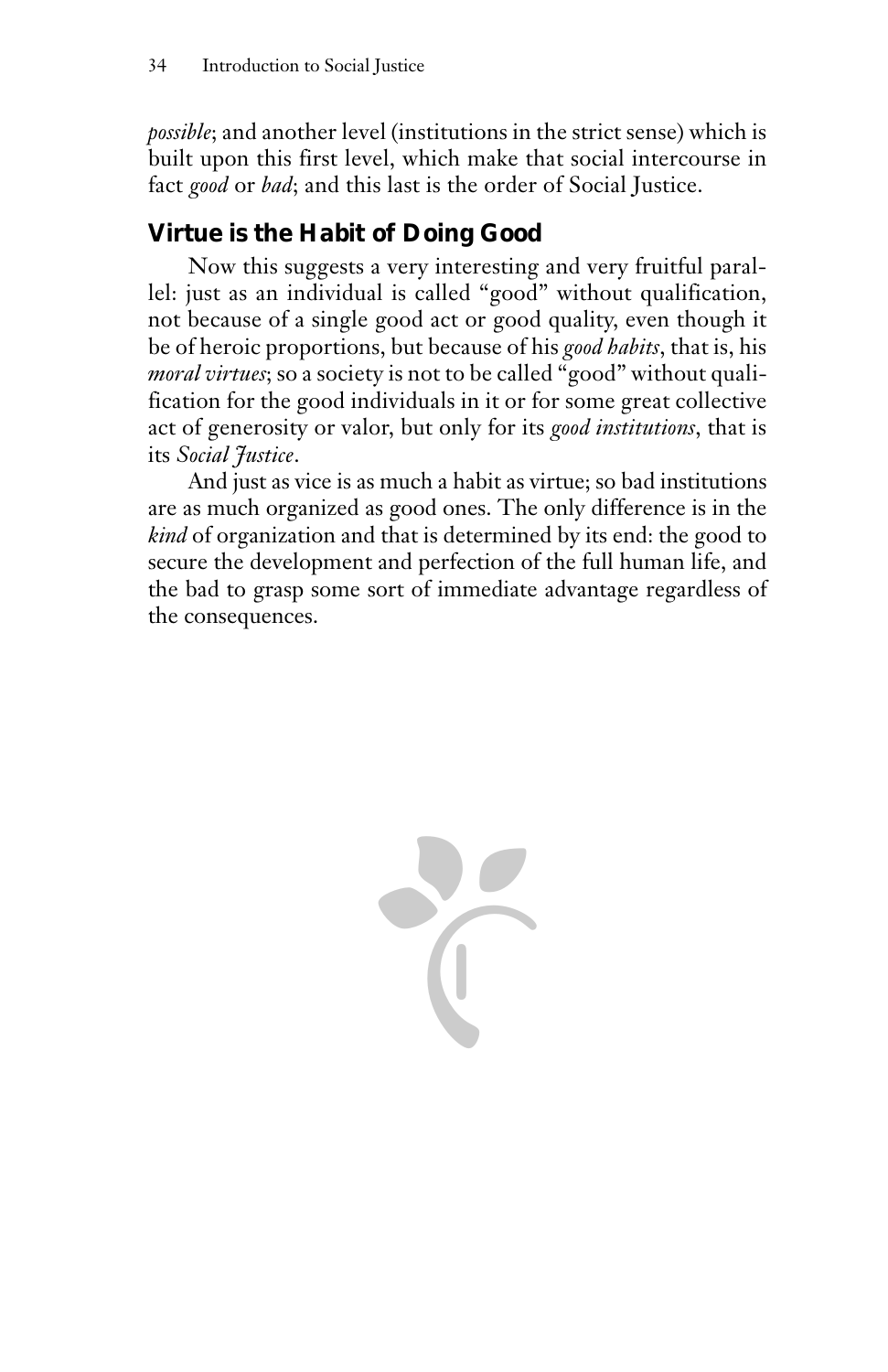*possible*; and another level (institutions in the strict sense) which is built upon this first level, which make that social intercourse in fact *good* or *bad*; and this last is the order of Social Justice.

## Virtue is the Habit of Doing Good

Now this suggests a very interesting and very fruitful parallel: just as an individual is called "good" without qualification, not because of a single good act or good quality, even though it be of heroic proportions, but because of his *good habits*, that is, his *moral virtues*; so a society is not to be called "good" without qualification for the good individuals in it or for some great collective act of generosity or valor, but only for its *good institutions*, that is its *Social Justice*.

And just as vice is as much a habit as virtue; so bad institutions are as much organized as good ones. The only difference is in the *kind* of organization and that is determined by its end: the good to secure the development and perfection of the full human life, and the bad to grasp some sort of immediate advantage regardless of the consequences.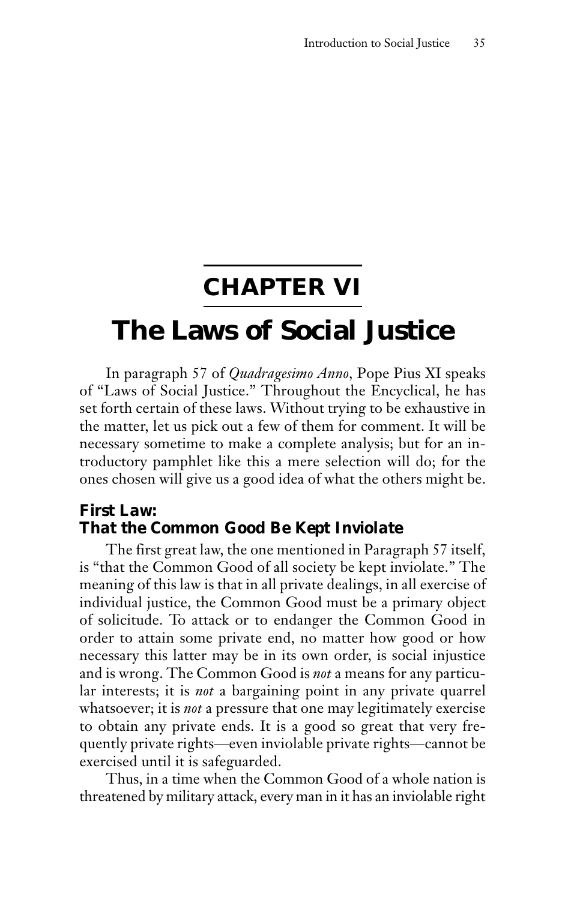# CHAPTER VI

# The Laws of Social Justice

In paragraph 57 of *Quadragesimo Anno*, Pope Pius XI speaks of "Laws of Social Justice." Throughout the Encyclical, he has set forth certain of these laws. Without trying to be exhaustive in the matter, let us pick out a few of them for comment. It will be necessary sometime to make a complete analysis; but for an introductory pamphlet like this a mere selection will do; for the ones chosen will give us a good idea of what the others might be.

## First Law: That the Common Good Be Kept Inviolate

The first great law, the one mentioned in Paragraph 57 itself, is "that the Common Good of all society be kept inviolate." The meaning of this law is that in all private dealings, in all exercise of individual justice, the Common Good must be a primary object of solicitude. To attack or to endanger the Common Good in order to attain some private end, no matter how good or how necessary this latter may be in its own order, is social injustice and is wrong. The Common Good is *not* a means for any particular interests; it is *not* a bargaining point in any private quarrel whatsoever; it is *not* a pressure that one may legitimately exercise to obtain any private ends. It is a good so great that very frequently private rights—even inviolable private rights—cannot be exercised until it is safeguarded.

Thus, in a time when the Common Good of a whole nation is threatened by military attack, every man in it has an inviolable right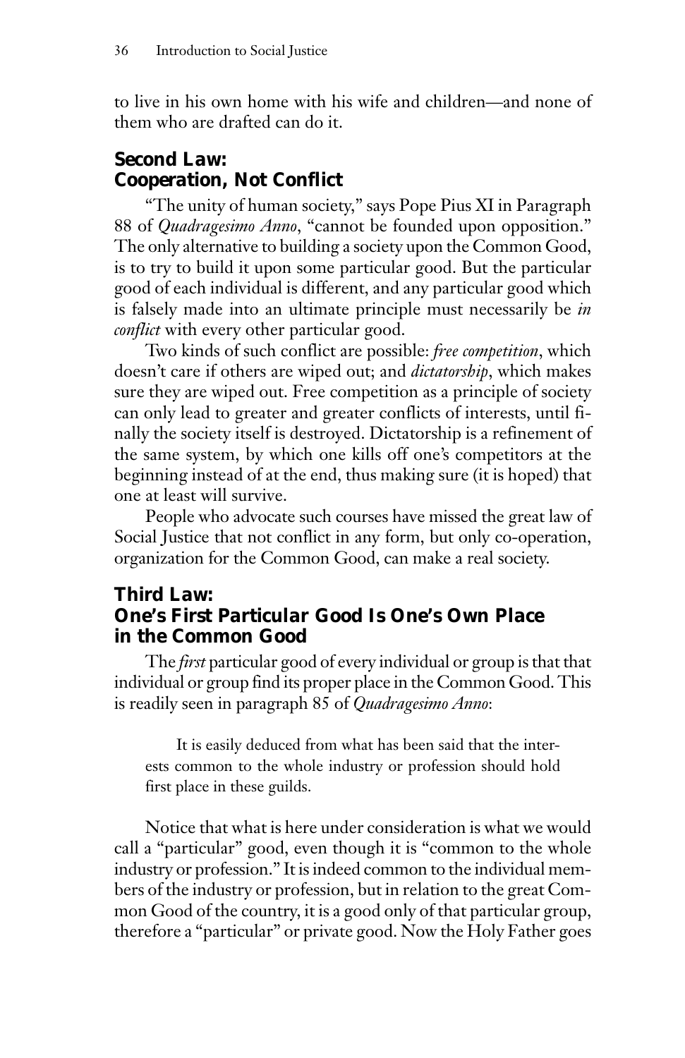to live in his own home with his wife and children—and none of them who are drafted can do it.

### Second Law: Cooperation, Not Conflict

"The unity of human society," says Pope Pius XI in Paragraph 88 of *Quadragesimo Anno*, "cannot be founded upon opposition." The only alternative to building a society upon the Common Good, is to try to build it upon some particular good. But the particular good of each individual is different, and any particular good which is falsely made into an ultimate principle must necessarily be *in conflict* with every other particular good.

Two kinds of such conflict are possible: *free competition*, which doesn't care if others are wiped out; and *dictatorship*, which makes sure they are wiped out. Free competition as a principle of society can only lead to greater and greater conflicts of interests, until finally the society itself is destroyed. Dictatorship is a refinement of the same system, by which one kills off one's competitors at the beginning instead of at the end, thus making sure (it is hoped) that one at least will survive.

People who advocate such courses have missed the great law of Social Justice that not conflict in any form, but only co-operation, organization for the Common Good, can make a real society.

### Third Law: One's First Particular Good Is One's Own Place in the Common Good

The *first* particular good of every individual or group is that that individual or group find its proper place in the Common Good. This is readily seen in paragraph 85 of *Quadragesimo Anno*:

> It is easily deduced from what has been said that the interests common to the whole industry or profession should hold first place in these guilds.

Notice that what is here under consideration is what we would call a "particular" good, even though it is "common to the whole industry or profession." It is indeed common to the individual members of the industry or profession, but in relation to the great Common Good of the country, it is a good only of that particular group, therefore a "particular" or private good. Now the Holy Father goes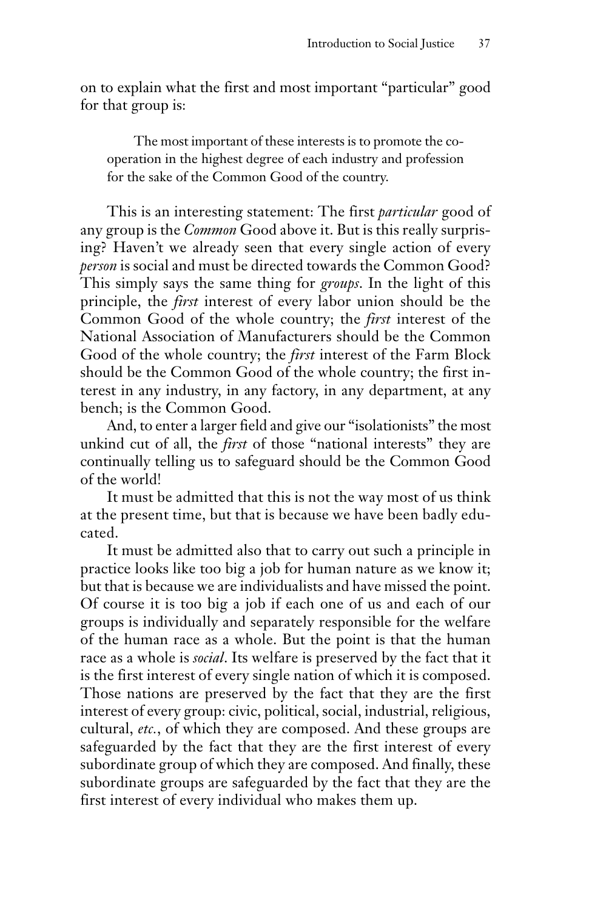on to explain what the first and most important "particular" good for that group is:

> The most important of these interests is to promote the co-operation in the highest degree of each industry and profession for the sake of the Common Good of the country.

This is an interesting statement: The first *particular* good of any group is the *Common* Good above it. But is this really surprising? Haven't we already seen that every single action of every *person* is social and must be directed towards the Common Good? This simply says the same thing for *groups*. In the light of this principle, the *first* interest of every labor union should be the Common Good of the whole country; the *first* interest of the National Association of Manufacturers should be the Common Good of the whole country; the *first* interest of the Farm Block should be the Common Good of the whole country; the first interest in any industry, in any factory, in any department, at any bench; is the Common Good.

And, to enter a larger field and give our "isolationists" the most unkind cut of all, the *first* of those "national interests" they are continually telling us to safeguard should be the Common Good of the world!

It must be admitted that this is not the way most of us think at the present time, but that is because we have been badly educated.

It must be admitted also that to carry out such a principle in practice looks like too big a job for human nature as we know it; but that is because we are individualists and have missed the point. Of course it is too big a job if each one of us and each of our groups is individually and separately responsible for the welfare of the human race as a whole. But the point is that the human race as a whole is *social*. Its welfare is preserved by the fact that it is the first interest of every single nation of which it is composed. Those nations are preserved by the fact that they are the first interest of every group: civic, political, social, industrial, religious, cultural, *etc.*, of which they are composed. And these groups are safeguarded by the fact that they are the first interest of every subordinate group of which they are composed. And finally, these subordinate groups are safeguarded by the fact that they are the first interest of every individual who makes them up.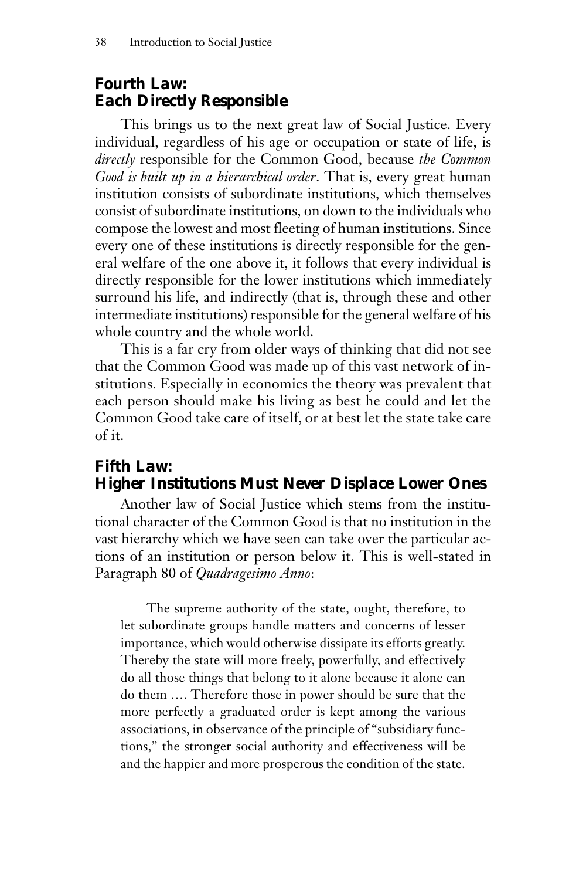## Fourth Law: Each Directly Responsible

This brings us to the next great law of Social Justice. Every individual, regardless of his age or occupation or state of life, is *directly* responsible for the Common Good, because *the Common Good is built up in a hierarchical order*. That is, every great human institution consists of subordinate institutions, which themselves consist of subordinate institutions, on down to the individuals who compose the lowest and most fleeting of human institutions. Since every one of these institutions is directly responsible for the general welfare of the one above it, it follows that every individual is directly responsible for the lower institutions which immediately surround his life, and indirectly (that is, through these and other intermediate institutions) responsible for the general welfare of his whole country and the whole world.

This is a far cry from older ways of thinking that did not see that the Common Good was made up of this vast network of institutions. Especially in economics the theory was prevalent that each person should make his living as best he could and let the Common Good take care of itself, or at best let the state take care of it.

## Fifth Law: Higher Institutions Must Never Displace Lower Ones

Another law of Social Justice which stems from the institutional character of the Common Good is that no institution in the vast hierarchy which we have seen can take over the particular actions of an institution or person below it. This is well-stated in Paragraph 80 of *Quadragesimo Anno*:

> The supreme authority of the state, ought, therefore, to let subordinate groups handle matters and concerns of lesser importance, which would otherwise dissipate its efforts greatly. Thereby the state will more freely, powerfully, and effectively do all those things that belong to it alone because it alone can do them .... Therefore those in power should be sure that the more perfectly a graduated order is kept among the various associations, in observance of the principle of "subsidiary functions," the stronger social authority and effectiveness will be and the happier and more prosperous the condition of the state.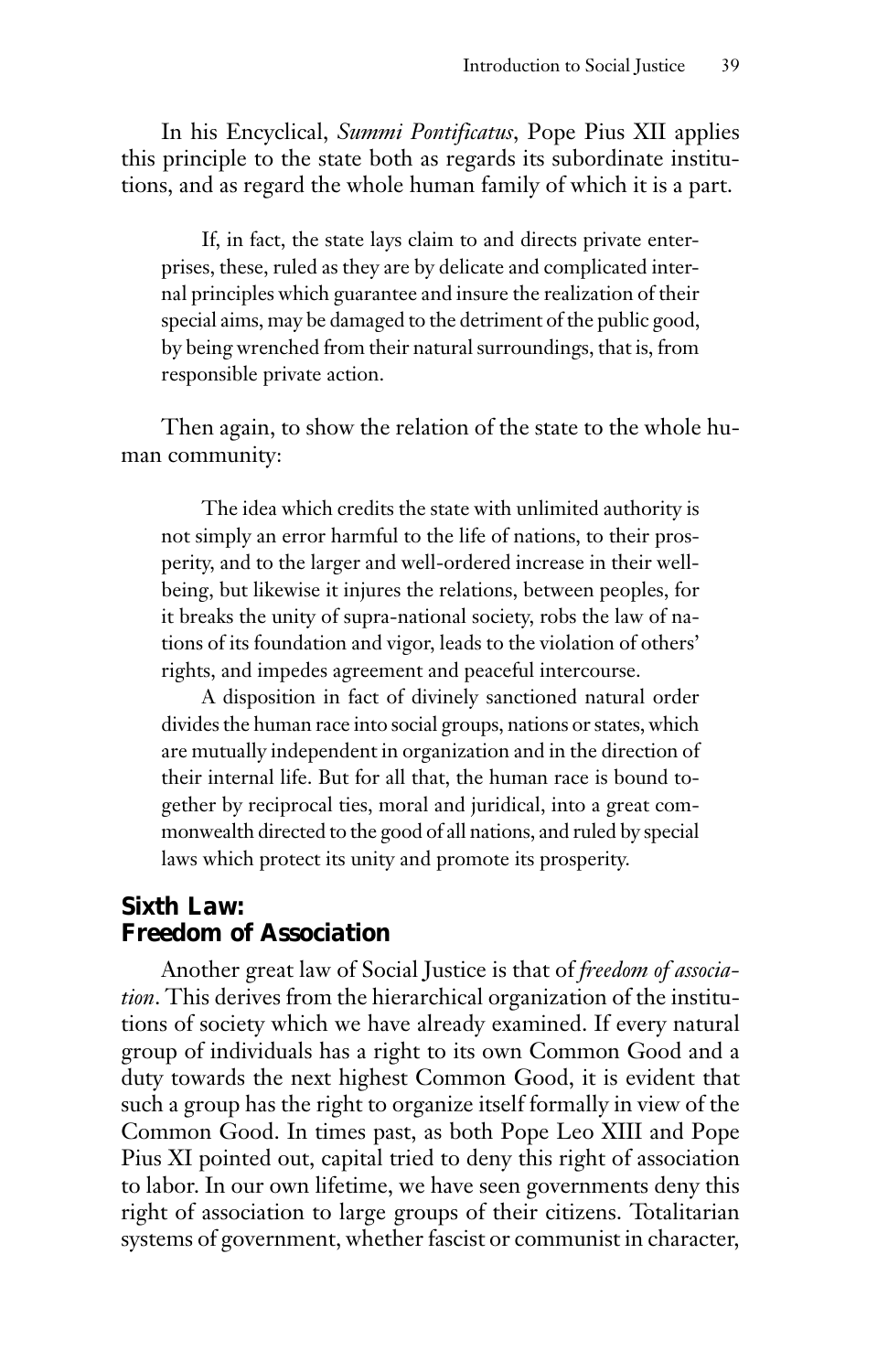In his Encyclical, *Summi Pontificatus*, Pope Pius XII applies this principle to the state both as regards its subordinate institutions, and as regard the whole human family of which it is a part.

> If, in fact, the state lays claim to and directs private enterprises, these, ruled as they are by delicate and complicated internal principles which guarantee and insure the realization of their special aims, may be damaged to the detriment of the public good, by being wrenched from their natural surroundings, that is, from responsible private action.

Then again, to show the relation of the state to the whole human community:

> The idea which credits the state with unlimited authority is not simply an error harmful to the life of nations, to their prosperity, and to the larger and well-ordered increase in their well-being, but likewise it injures the relations, between peoples, for it breaks the unity of supra-national society, robs the law of nations of its foundation and vigor, leads to the violation of others' rights, and impedes agreement and peaceful intercourse.
>
> A disposition in fact of divinely sanctioned natural order divides the human race into social groups, nations or states, which are mutually independent in organization and in the direction of their internal life. But for all that, the human race is bound together by reciprocal ties, moral and juridical, into a great commonwealth directed to the good of all nations, and ruled by special laws which protect its unity and promote its prosperity.

## Sixth Law: Freedom of Association

Another great law of Social Justice is that of *freedom of association*. This derives from the hierarchical organization of the institutions of society which we have already examined. If every natural group of individuals has a right to its own Common Good and a duty towards the next highest Common Good, it is evident that such a group has the right to organize itself formally in view of the Common Good. In times past, as both Pope Leo XIII and Pope Pius XI pointed out, capital tried to deny this right of association to labor. In our own lifetime, we have seen governments deny this right of association to large groups of their citizens. Totalitarian systems of government, whether fascist or communist in character,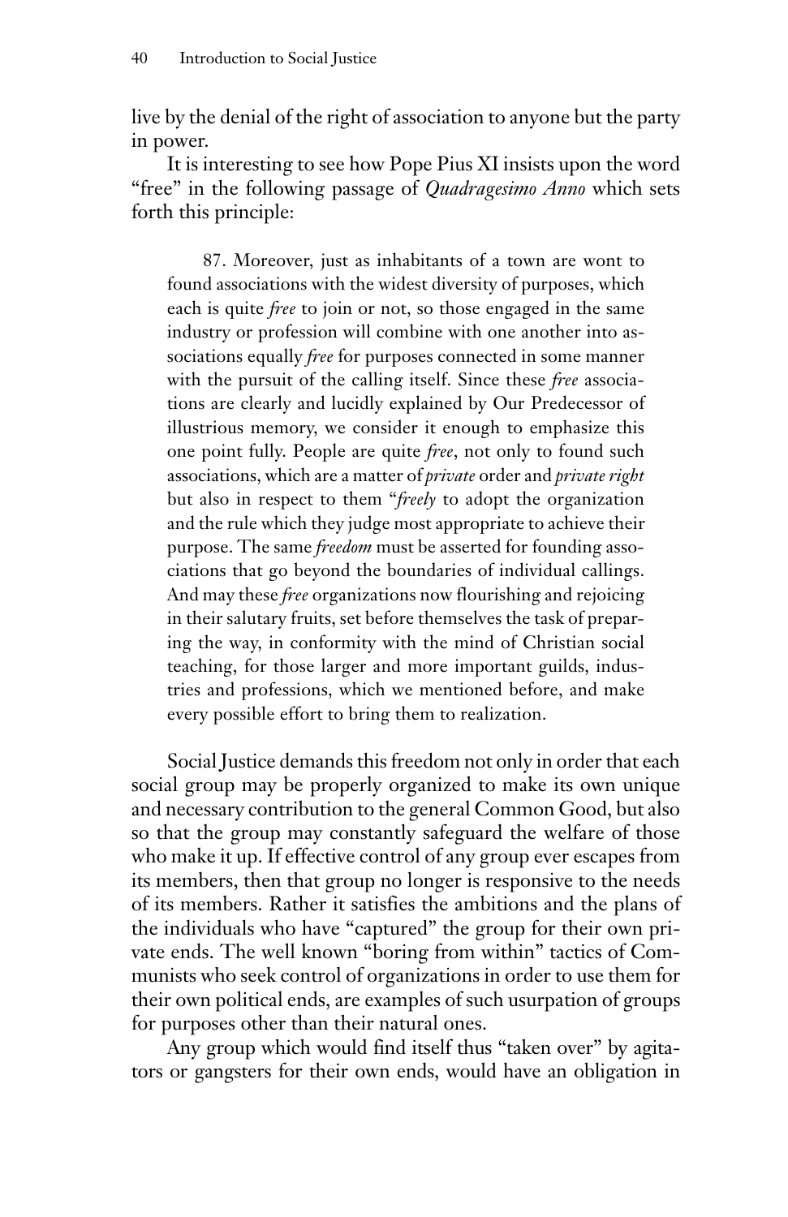live by the denial of the right of association to anyone but the party in power.

It is interesting to see how Pope Pius XI insists upon the word "free" in the following passage of *Quadragesimo Anno* which sets forth this principle:

> 87. Moreover, just as inhabitants of a town are wont to found associations with the widest diversity of purposes, which each is quite *free* to join or not, so those engaged in the same industry or profession will combine with one another into associations equally *free* for purposes connected in some manner with the pursuit of the calling itself. Since these *free* associations are clearly and lucidly explained by Our Predecessor of illustrious memory, we consider it enough to emphasize this one point fully. People are quite *free*, not only to found such associations, which are a matter of *private* order and *private right* but also in respect to them "*freely* to adopt the organization and the rule which they judge most appropriate to achieve their purpose. The same *freedom* must be asserted for founding associations that go beyond the boundaries of individual callings. And may these *free* organizations now flourishing and rejoicing in their salutary fruits, set before themselves the task of preparing the way, in conformity with the mind of Christian social teaching, for those larger and more important guilds, industries and professions, which we mentioned before, and make every possible effort to bring them to realization.

Social Justice demands this freedom not only in order that each social group may be properly organized to make its own unique and necessary contribution to the general Common Good, but also so that the group may constantly safeguard the welfare of those who make it up. If effective control of any group ever escapes from its members, then that group no longer is responsive to the needs of its members. Rather it satisfies the ambitions and the plans of the individuals who have "captured" the group for their own private ends. The well known "boring from within" tactics of Communists who seek control of organizations in order to use them for their own political ends, are examples of such usurpation of groups for purposes other than their natural ones.

Any group which would find itself thus "taken over" by agitators or gangsters for their own ends, would have an obligation in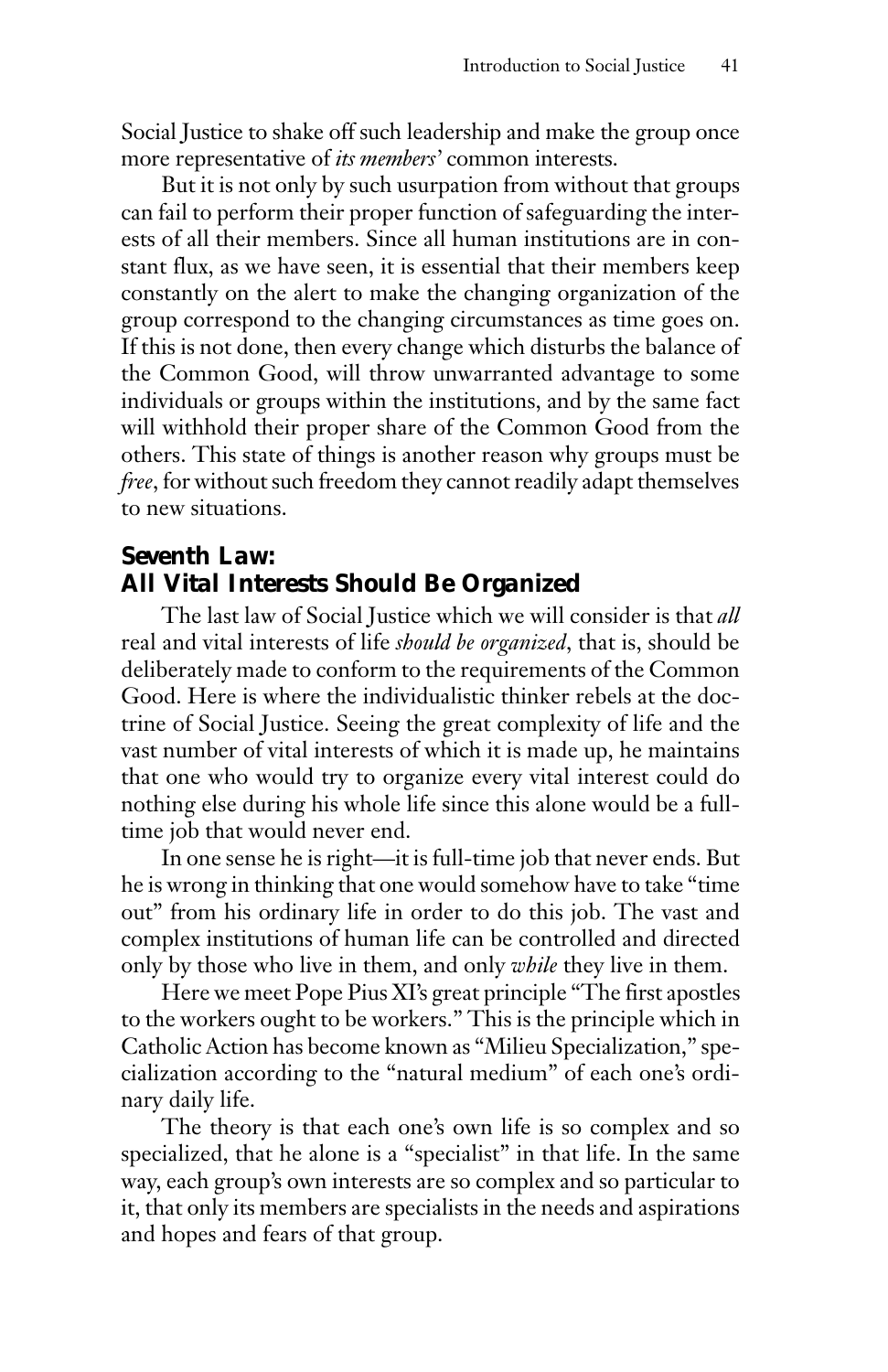Social Justice to shake off such leadership and make the group once more representative of *its members'* common interests.

But it is not only by such usurpation from without that groups can fail to perform their proper function of safeguarding the interests of all their members. Since all human institutions are in constant flux, as we have seen, it is essential that their members keep constantly on the alert to make the changing organization of the group correspond to the changing circumstances as time goes on. If this is not done, then every change which disturbs the balance of the Common Good, will throw unwarranted advantage to some individuals or groups within the institutions, and by the same fact will withhold their proper share of the Common Good from the others. This state of things is another reason why groups must be *free*, for without such freedom they cannot readily adapt themselves to new situations.

## Seventh Law: All Vital Interests Should Be Organized

The last law of Social Justice which we will consider is that *all* real and vital interests of life *should be organized*, that is, should be deliberately made to conform to the requirements of the Common Good. Here is where the individualistic thinker rebels at the doctrine of Social Justice. Seeing the great complexity of life and the vast number of vital interests of which it is made up, he maintains that one who would try to organize every vital interest could do nothing else during his whole life since this alone would be a full-time job that would never end.

In one sense he is right—it is full-time job that never ends. But he is wrong in thinking that one would somehow have to take "time out" from his ordinary life in order to do this job. The vast and complex institutions of human life can be controlled and directed only by those who live in them, and only *while* they live in them.

Here we meet Pope Pius XI's great principle "The first apostles to the workers ought to be workers." This is the principle which in Catholic Action has become known as "Milieu Specialization," specialization according to the "natural medium" of each one's ordinary daily life.

The theory is that each one's own life is so complex and so specialized, that he alone is a "specialist" in that life. In the same way, each group's own interests are so complex and so particular to it, that only its members are specialists in the needs and aspirations and hopes and fears of that group.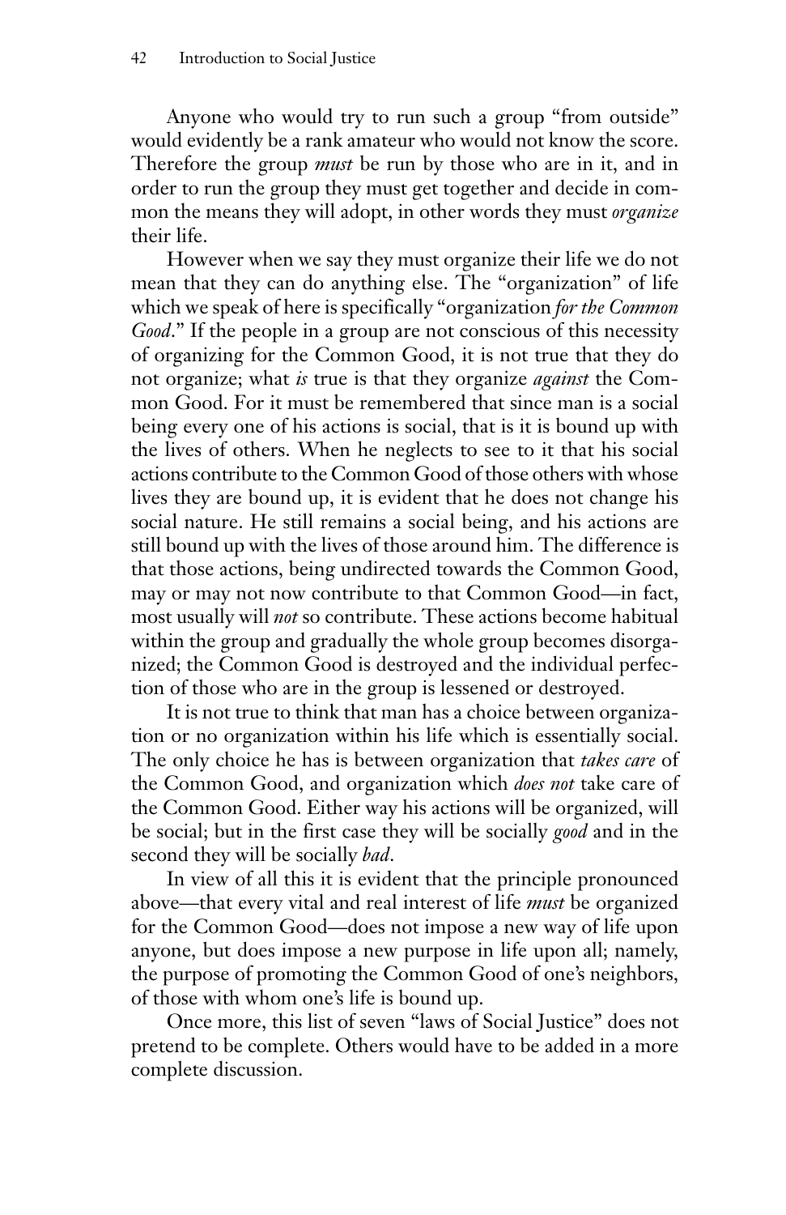Anyone who would try to run such a group "from outside" would evidently be a rank amateur who would not know the score. Therefore the group *must* be run by those who are in it, and in order to run the group they must get together and decide in common the means they will adopt, in other words they must *organize* their life.

However when we say they must organize their life we do not mean that they can do anything else. The "organization" of life which we speak of here is specifically "organization *for the Common Good*." If the people in a group are not conscious of this necessity of organizing for the Common Good, it is not true that they do not organize; what *is* true is that they organize *against* the Common Good. For it must be remembered that since man is a social being every one of his actions is social, that is it is bound up with the lives of others. When he neglects to see to it that his social actions contribute to the Common Good of those others with whose lives they are bound up, it is evident that he does not change his social nature. He still remains a social being, and his actions are still bound up with the lives of those around him. The difference is that those actions, being undirected towards the Common Good, may or may not now contribute to that Common Good—in fact, most usually will *not* so contribute. These actions become habitual within the group and gradually the whole group becomes disorganized; the Common Good is destroyed and the individual perfection of those who are in the group is lessened or destroyed.

It is not true to think that man has a choice between organization or no organization within his life which is essentially social. The only choice he has is between organization that *takes care* of the Common Good, and organization which *does not* take care of the Common Good. Either way his actions will be organized, will be social; but in the first case they will be socially *good* and in the second they will be socially *bad*.

In view of all this it is evident that the principle pronounced above—that every vital and real interest of life *must* be organized for the Common Good—does not impose a new way of life upon anyone, but does impose a new purpose in life upon all; namely, the purpose of promoting the Common Good of one's neighbors, of those with whom one's life is bound up.

Once more, this list of seven "laws of Social Justice" does not pretend to be complete. Others would have to be added in a more complete discussion.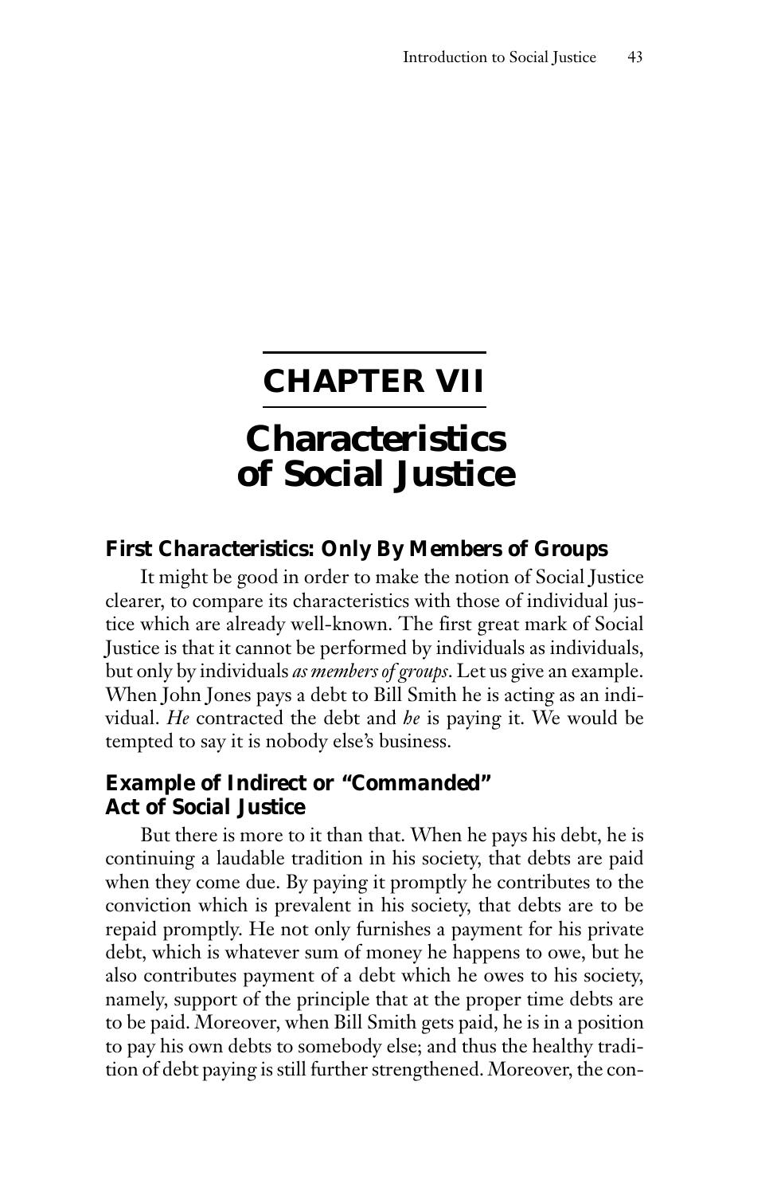# CHAPTER VII

# Characteristics of Social Justice

### First Characteristics: Only By Members of Groups

It might be good in order to make the notion of Social Justice clearer, to compare its characteristics with those of individual justice which are already well-known. The first great mark of Social Justice is that it cannot be performed by individuals as individuals, but only by individuals *as members of groups*. Let us give an example. When John Jones pays a debt to Bill Smith he is acting as an individual. *He* contracted the debt and *he* is paying it. We would be tempted to say it is nobody else's business.

### Example of Indirect or "Commanded" Act of Social Justice

But there is more to it than that. When he pays his debt, he is continuing a laudable tradition in his society, that debts are paid when they come due. By paying it promptly he contributes to the conviction which is prevalent in his society, that debts are to be repaid promptly. He not only furnishes a payment for his private debt, which is whatever sum of money he happens to owe, but he also contributes payment of a debt which he owes to his society, namely, support of the principle that at the proper time debts are to be paid. Moreover, when Bill Smith gets paid, he is in a position to pay his own debts to somebody else; and thus the healthy tradition of debt paying is still further strengthened. Moreover, the con-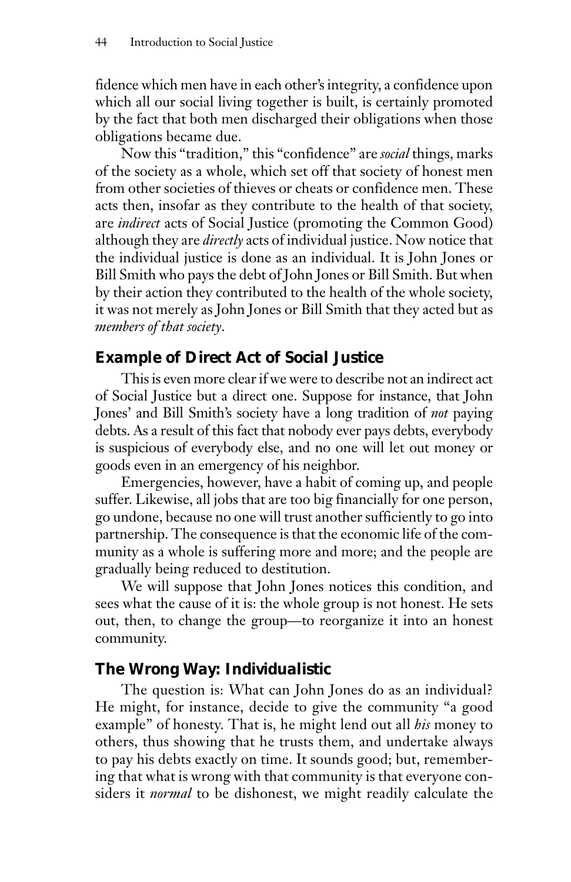fidence which men have in each other's integrity, a confidence upon which all our social living together is built, is certainly promoted by the fact that both men discharged their obligations when those obligations became due.

Now this "tradition," this "confidence" are *social* things, marks of the society as a whole, which set off that society of honest men from other societies of thieves or cheats or confidence men. These acts then, insofar as they contribute to the health of that society, are *indirect* acts of Social Justice (promoting the Common Good) although they are *directly* acts of individual justice. Now notice that the individual justice is done as an individual. It is John Jones or Bill Smith who pays the debt of John Jones or Bill Smith. But when by their action they contributed to the health of the whole society, it was not merely as John Jones or Bill Smith that they acted but as *members of that society*.

## Example of Direct Act of Social Justice

This is even more clear if we were to describe not an indirect act of Social Justice but a direct one. Suppose for instance, that John Jones' and Bill Smith's society have a long tradition of *not* paying debts. As a result of this fact that nobody ever pays debts, everybody is suspicious of everybody else, and no one will let out money or goods even in an emergency of his neighbor.

Emergencies, however, have a habit of coming up, and people suffer. Likewise, all jobs that are too big financially for one person, go undone, because no one will trust another sufficiently to go into partnership. The consequence is that the economic life of the community as a whole is suffering more and more; and the people are gradually being reduced to destitution.

We will suppose that John Jones notices this condition, and sees what the cause of it is: the whole group is not honest. He sets out, then, to change the group—to reorganize it into an honest community.

## The Wrong Way: Individualistic

The question is: What can John Jones do as an individual? He might, for instance, decide to give the community "a good example" of honesty. That is, he might lend out all *his* money to others, thus showing that he trusts them, and undertake always to pay his debts exactly on time. It sounds good; but, remembering that what is wrong with that community is that everyone considers it *normal* to be dishonest, we might readily calculate the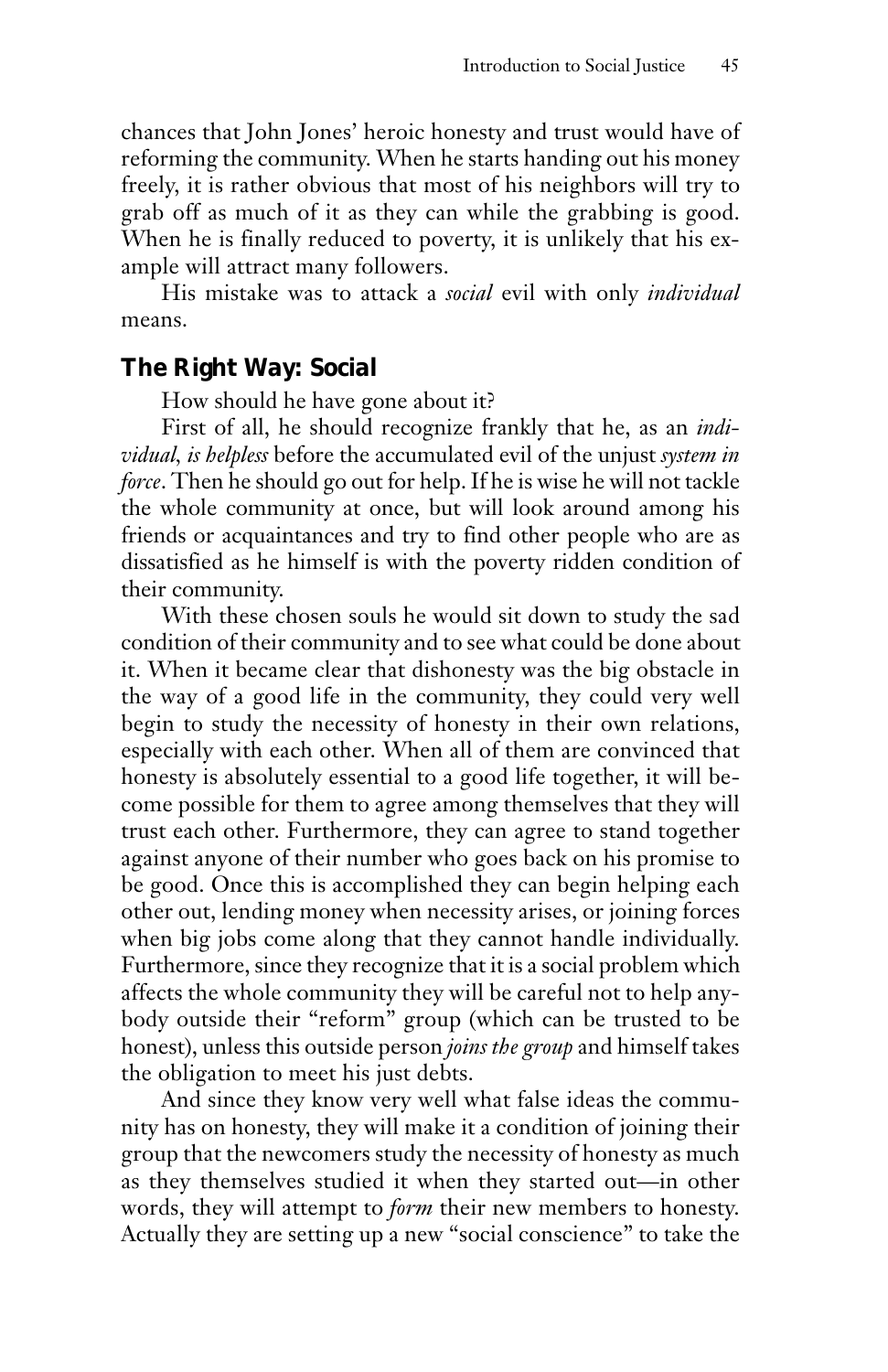chances that John Jones' heroic honesty and trust would have of reforming the community. When he starts handing out his money freely, it is rather obvious that most of his neighbors will try to grab off as much of it as they can while the grabbing is good. When he is finally reduced to poverty, it is unlikely that his example will attract many followers.

His mistake was to attack a *social* evil with only *individual* means.

## The Right Way: Social

How should he have gone about it?

First of all, he should recognize frankly that he, as an *individual, is helpless* before the accumulated evil of the unjust *system in force*. Then he should go out for help. If he is wise he will not tackle the whole community at once, but will look around among his friends or acquaintances and try to find other people who are as dissatisfied as he himself is with the poverty ridden condition of their community.

With these chosen souls he would sit down to study the sad condition of their community and to see what could be done about it. When it became clear that dishonesty was the big obstacle in the way of a good life in the community, they could very well begin to study the necessity of honesty in their own relations, especially with each other. When all of them are convinced that honesty is absolutely essential to a good life together, it will become possible for them to agree among themselves that they will trust each other. Furthermore, they can agree to stand together against anyone of their number who goes back on his promise to be good. Once this is accomplished they can begin helping each other out, lending money when necessity arises, or joining forces when big jobs come along that they cannot handle individually. Furthermore, since they recognize that it is a social problem which affects the whole community they will be careful not to help anybody outside their "reform" group (which can be trusted to be honest), unless this outside person *joins the group* and himself takes the obligation to meet his just debts.

And since they know very well what false ideas the community has on honesty, they will make it a condition of joining their group that the newcomers study the necessity of honesty as much as they themselves studied it when they started out—in other words, they will attempt to *form* their new members to honesty. Actually they are setting up a new "social conscience" to take the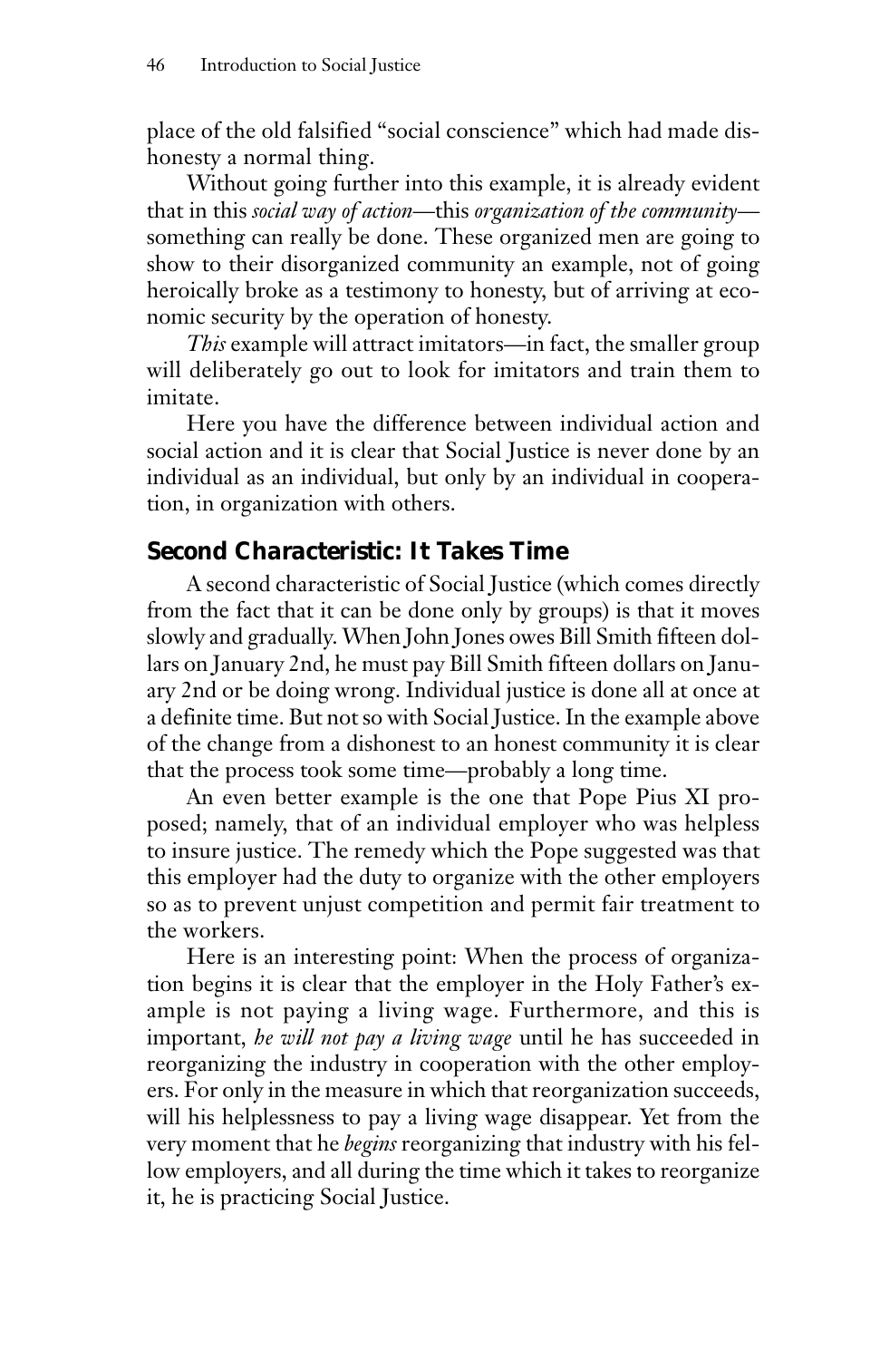place of the old falsified "social conscience" which had made dishonesty a normal thing.

Without going further into this example, it is already evident that in this *social way of action*—this *organization of the community*—something can really be done. These organized men are going to show to their disorganized community an example, not of going heroically broke as a testimony to honesty, but of arriving at economic security by the operation of honesty.

*This* example will attract imitators—in fact, the smaller group will deliberately go out to look for imitators and train them to imitate.

Here you have the difference between individual action and social action and it is clear that Social Justice is never done by an individual as an individual, but only by an individual in cooperation, in organization with others.

## Second Characteristic: It Takes Time

A second characteristic of Social Justice (which comes directly from the fact that it can be done only by groups) is that it moves slowly and gradually. When John Jones owes Bill Smith fifteen dollars on January 2nd, he must pay Bill Smith fifteen dollars on January 2nd or be doing wrong. Individual justice is done all at once at a definite time. But not so with Social Justice. In the example above of the change from a dishonest to an honest community it is clear that the process took some time—probably a long time.

An even better example is the one that Pope Pius XI proposed; namely, that of an individual employer who was helpless to insure justice. The remedy which the Pope suggested was that this employer had the duty to organize with the other employers so as to prevent unjust competition and permit fair treatment to the workers.

Here is an interesting point: When the process of organization begins it is clear that the employer in the Holy Father's example is not paying a living wage. Furthermore, and this is important, *he will not pay a living wage* until he has succeeded in reorganizing the industry in cooperation with the other employers. For only in the measure in which that reorganization succeeds, will his helplessness to pay a living wage disappear. Yet from the very moment that he *begins* reorganizing that industry with his fellow employers, and all during the time which it takes to reorganize it, he is practicing Social Justice.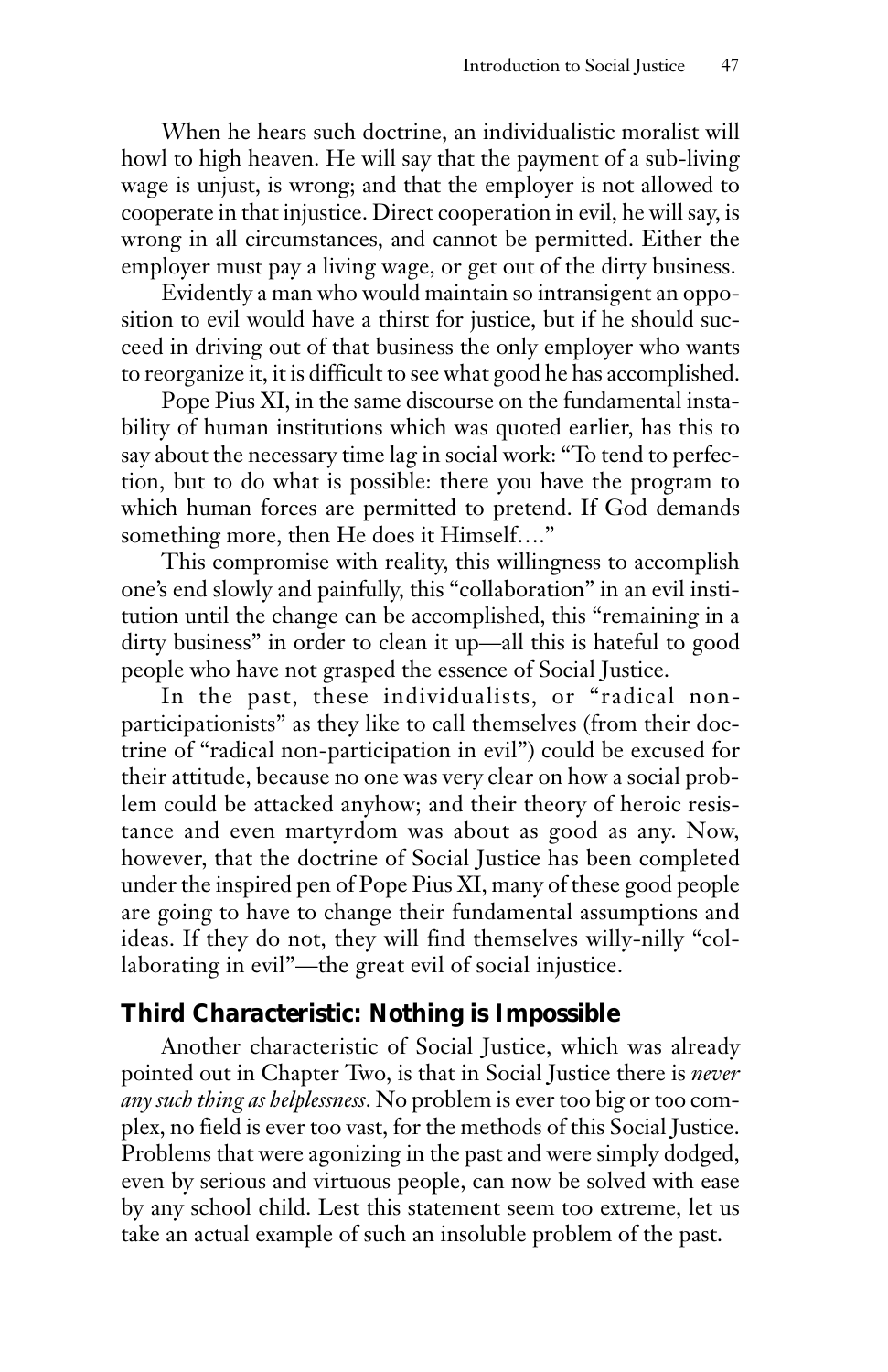When he hears such doctrine, an individualistic moralist will howl to high heaven. He will say that the payment of a sub-living wage is unjust, is wrong; and that the employer is not allowed to cooperate in that injustice. Direct cooperation in evil, he will say, is wrong in all circumstances, and cannot be permitted. Either the employer must pay a living wage, or get out of the dirty business.

Evidently a man who would maintain so intransigent an opposition to evil would have a thirst for justice, but if he should succeed in driving out of that business the only employer who wants to reorganize it, it is difficult to see what good he has accomplished.

Pope Pius XI, in the same discourse on the fundamental instability of human institutions which was quoted earlier, has this to say about the necessary time lag in social work: "To tend to perfection, but to do what is possible: there you have the program to which human forces are permitted to pretend. If God demands something more, then He does it Himself…."

This compromise with reality, this willingness to accomplish one's end slowly and painfully, this "collaboration" in an evil institution until the change can be accomplished, this "remaining in a dirty business" in order to clean it up—all this is hateful to good people who have not grasped the essence of Social Justice.

In the past, these individualists, or "radical non-participationists" as they like to call themselves (from their doctrine of "radical non-participation in evil") could be excused for their attitude, because no one was very clear on how a social problem could be attacked anyhow; and their theory of heroic resistance and even martyrdom was about as good as any. Now, however, that the doctrine of Social Justice has been completed under the inspired pen of Pope Pius XI, many of these good people are going to have to change their fundamental assumptions and ideas. If they do not, they will find themselves willy-nilly "collaborating in evil"—the great evil of social injustice.

## Third Characteristic: Nothing is Impossible

Another characteristic of Social Justice, which was already pointed out in Chapter Two, is that in Social Justice there is *never any such thing as helplessness*. No problem is ever too big or too complex, no field is ever too vast, for the methods of this Social Justice. Problems that were agonizing in the past and were simply dodged, even by serious and virtuous people, can now be solved with ease by any school child. Lest this statement seem too extreme, let us take an actual example of such an insoluble problem of the past.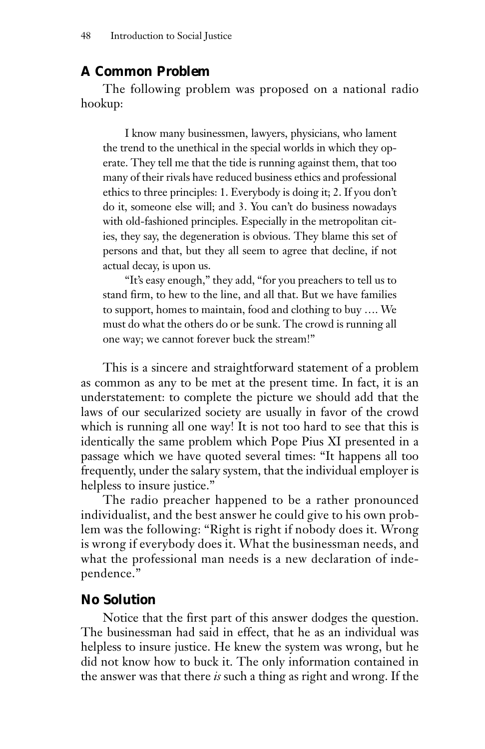## A Common Problem

The following problem was proposed on a national radio hookup:

> I know many businessmen, lawyers, physicians, who lament the trend to the unethical in the special worlds in which they operate. They tell me that the tide is running against them, that too many of their rivals have reduced business ethics and professional ethics to three principles: 1. Everybody is doing it; 2. If you don't do it, someone else will; and 3. You can't do business nowadays with old-fashioned principles. Especially in the metropolitan cities, they say, the degeneration is obvious. They blame this set of persons and that, but they all seem to agree that decline, if not actual decay, is upon us.
>
> "It's easy enough," they add, "for you preachers to tell us to stand firm, to hew to the line, and all that. But we have families to support, homes to maintain, food and clothing to buy …. We must do what the others do or be sunk. The crowd is running all one way; we cannot forever buck the stream!"

This is a sincere and straightforward statement of a problem as common as any to be met at the present time. In fact, it is an understatement: to complete the picture we should add that the laws of our secularized society are usually in favor of the crowd which is running all one way! It is not too hard to see that this is identically the same problem which Pope Pius XI presented in a passage which we have quoted several times: "It happens all too frequently, under the salary system, that the individual employer is helpless to insure justice."

The radio preacher happened to be a rather pronounced individualist, and the best answer he could give to his own problem was the following: "Right is right if nobody does it. Wrong is wrong if everybody does it. What the businessman needs, and what the professional man needs is a new declaration of independence."

## No Solution

Notice that the first part of this answer dodges the question. The businessman had said in effect, that he as an individual was helpless to insure justice. He knew the system was wrong, but he did not know how to buck it. The only information contained in the answer was that there *is* such a thing as right and wrong. If the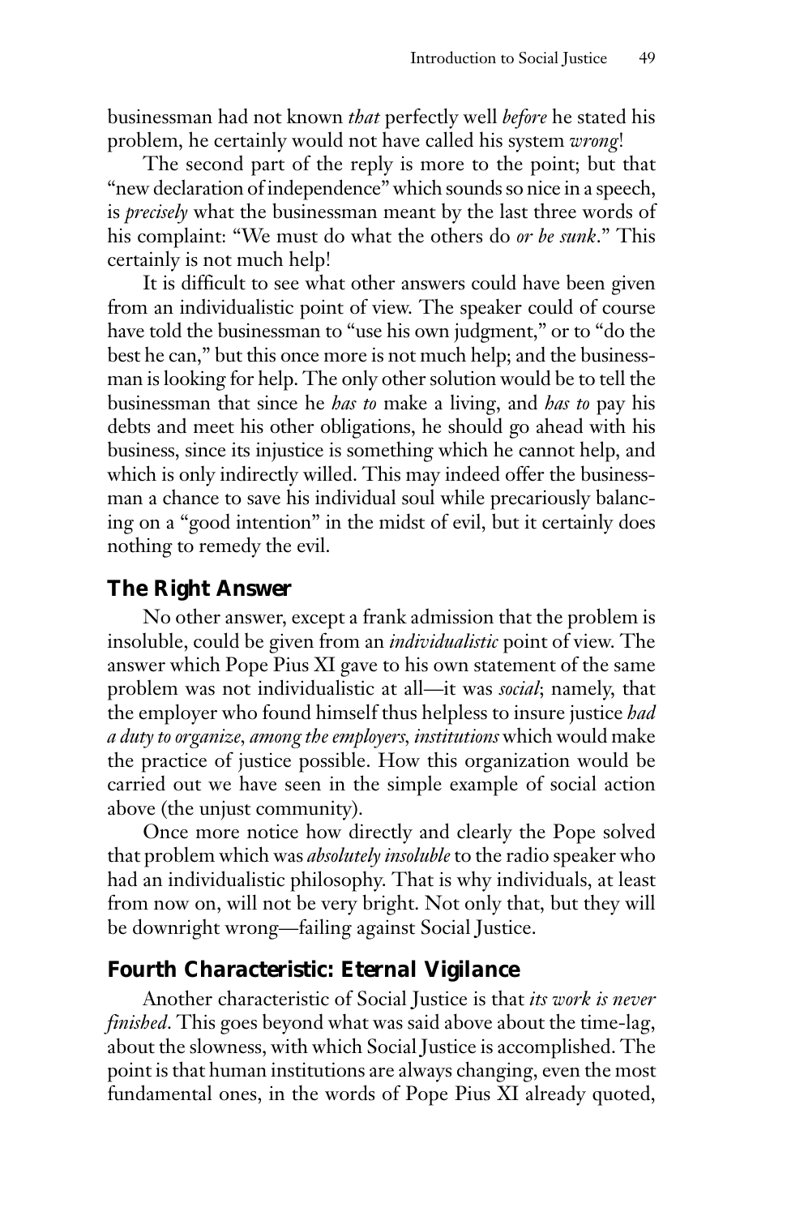businessman had not known *that* perfectly well *before* he stated his problem, he certainly would not have called his system *wrong*!

The second part of the reply is more to the point; but that "new declaration of independence" which sounds so nice in a speech, is *precisely* what the businessman meant by the last three words of his complaint: "We must do what the others do *or be sunk*." This certainly is not much help!

It is difficult to see what other answers could have been given from an individualistic point of view. The speaker could of course have told the businessman to "use his own judgment," or to "do the best he can," but this once more is not much help; and the businessman is looking for help. The only other solution would be to tell the businessman that since he *has to* make a living, and *has to* pay his debts and meet his other obligations, he should go ahead with his business, since its injustice is something which he cannot help, and which is only indirectly willed. This may indeed offer the businessman a chance to save his individual soul while precariously balancing on a "good intention" in the midst of evil, but it certainly does nothing to remedy the evil.

## The Right Answer

No other answer, except a frank admission that the problem is insoluble, could be given from an *individualistic* point of view. The answer which Pope Pius XI gave to his own statement of the same problem was not individualistic at all—it was *social*; namely, that the employer who found himself thus helpless to insure justice *had a duty to organize, among the employers, institutions* which would make the practice of justice possible. How this organization would be carried out we have seen in the simple example of social action above (the unjust community).

Once more notice how directly and clearly the Pope solved that problem which was *absolutely insoluble* to the radio speaker who had an individualistic philosophy. That is why individuals, at least from now on, will not be very bright. Not only that, but they will be downright wrong—failing against Social Justice.

## Fourth Characteristic: Eternal Vigilance

Another characteristic of Social Justice is that *its work is never finished*. This goes beyond what was said above about the time-lag, about the slowness, with which Social Justice is accomplished. The point is that human institutions are always changing, even the most fundamental ones, in the words of Pope Pius XI already quoted,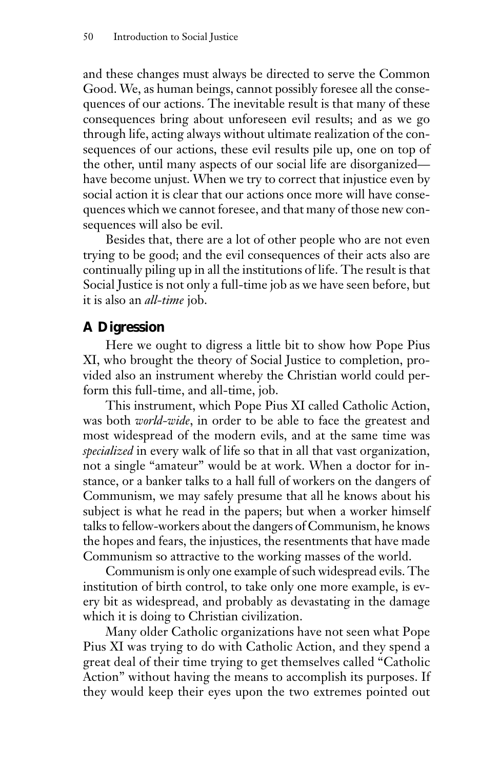and these changes must always be directed to serve the Common Good. We, as human beings, cannot possibly foresee all the consequences of our actions. The inevitable result is that many of these consequences bring about unforeseen evil results; and as we go through life, acting always without ultimate realization of the consequences of our actions, these evil results pile up, one on top of the other, until many aspects of our social life are disorganized—have become unjust. When we try to correct that injustice even by social action it is clear that our actions once more will have consequences which we cannot foresee, and that many of those new consequences will also be evil.

Besides that, there are a lot of other people who are not even trying to be good; and the evil consequences of their acts also are continually piling up in all the institutions of life. The result is that Social Justice is not only a full-time job as we have seen before, but it is also an *all-time* job.

## A Digression

Here we ought to digress a little bit to show how Pope Pius XI, who brought the theory of Social Justice to completion, provided also an instrument whereby the Christian world could perform this full-time, and all-time, job.

This instrument, which Pope Pius XI called Catholic Action, was both *world-wide*, in order to be able to face the greatest and most widespread of the modern evils, and at the same time was *specialized* in every walk of life so that in all that vast organization, not a single "amateur" would be at work. When a doctor for instance, or a banker talks to a hall full of workers on the dangers of Communism, we may safely presume that all he knows about his subject is what he read in the papers; but when a worker himself talks to fellow-workers about the dangers of Communism, he knows the hopes and fears, the injustices, the resentments that have made Communism so attractive to the working masses of the world.

Communism is only one example of such widespread evils. The institution of birth control, to take only one more example, is every bit as widespread, and probably as devastating in the damage which it is doing to Christian civilization.

Many older Catholic organizations have not seen what Pope Pius XI was trying to do with Catholic Action, and they spend a great deal of their time trying to get themselves called "Catholic Action" without having the means to accomplish its purposes. If they would keep their eyes upon the two extremes pointed out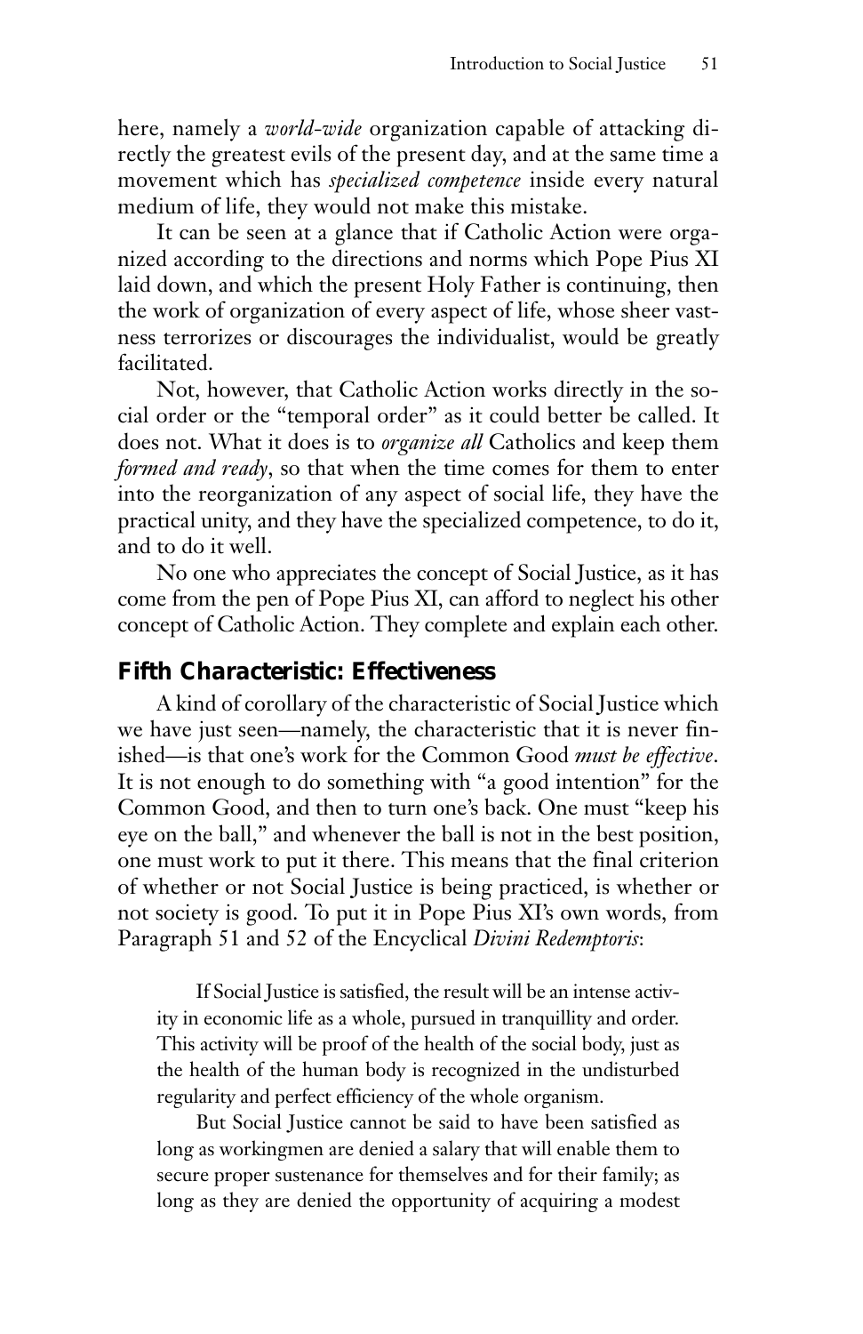here, namely a *world-wide* organization capable of attacking directly the greatest evils of the present day, and at the same time a movement which has *specialized competence* inside every natural medium of life, they would not make this mistake.

It can be seen at a glance that if Catholic Action were organized according to the directions and norms which Pope Pius XI laid down, and which the present Holy Father is continuing, then the work of organization of every aspect of life, whose sheer vastness terrorizes or discourages the individualist, would be greatly facilitated.

Not, however, that Catholic Action works directly in the social order or the "temporal order" as it could better be called. It does not. What it does is to *organize all* Catholics and keep them *formed and ready*, so that when the time comes for them to enter into the reorganization of any aspect of social life, they have the practical unity, and they have the specialized competence, to do it, and to do it well.

No one who appreciates the concept of Social Justice, as it has come from the pen of Pope Pius XI, can afford to neglect his other concept of Catholic Action. They complete and explain each other.

## Fifth Characteristic: Effectiveness

A kind of corollary of the characteristic of Social Justice which we have just seen—namely, the characteristic that it is never finished—is that one's work for the Common Good *must be effective*. It is not enough to do something with "a good intention" for the Common Good, and then to turn one's back. One must "keep his eye on the ball," and whenever the ball is not in the best position, one must work to put it there. This means that the final criterion of whether or not Social Justice is being practiced, is whether or not society is good. To put it in Pope Pius XI's own words, from Paragraph 51 and 52 of the Encyclical *Divini Redemptoris*:

> If Social Justice is satisfied, the result will be an intense activity in economic life as a whole, pursued in tranquillity and order. This activity will be proof of the health of the social body, just as the health of the human body is recognized in the undisturbed regularity and perfect efficiency of the whole organism.
>
> But Social Justice cannot be said to have been satisfied as long as workingmen are denied a salary that will enable them to secure proper sustenance for themselves and for their family; as long as they are denied the opportunity of acquiring a modest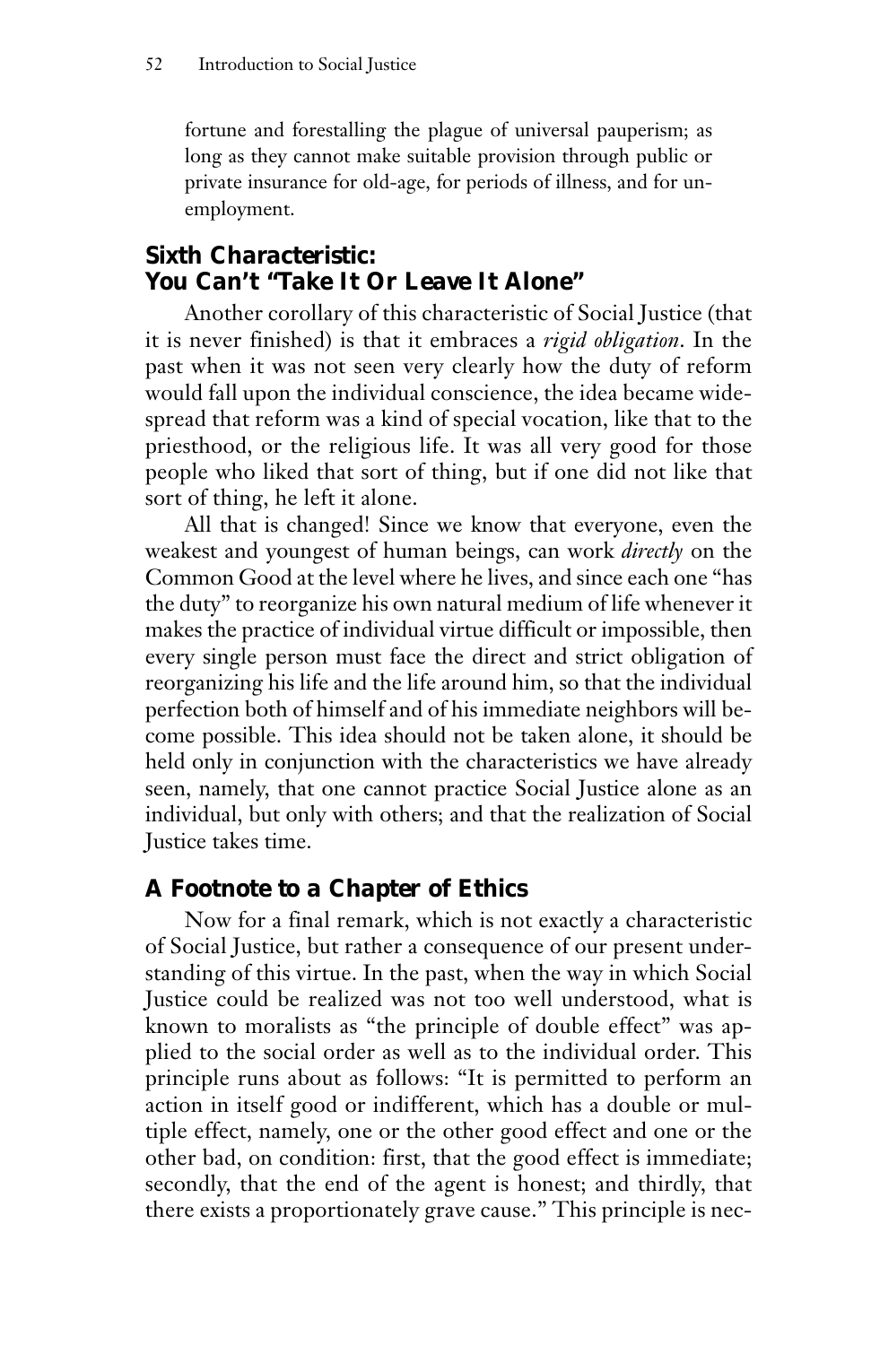fortune and forestalling the plague of universal pauperism; as long as they cannot make suitable provision through public or private insurance for old-age, for periods of illness, and for unemployment.

## Sixth Characteristic: You Can't "Take It Or Leave It Alone"

Another corollary of this characteristic of Social Justice (that it is never finished) is that it embraces a *rigid obligation*. In the past when it was not seen very clearly how the duty of reform would fall upon the individual conscience, the idea became widespread that reform was a kind of special vocation, like that to the priesthood, or the religious life. It was all very good for those people who liked that sort of thing, but if one did not like that sort of thing, he left it alone.

All that is changed! Since we know that everyone, even the weakest and youngest of human beings, can work *directly* on the Common Good at the level where he lives, and since each one "has the duty" to reorganize his own natural medium of life whenever it makes the practice of individual virtue difficult or impossible, then every single person must face the direct and strict obligation of reorganizing his life and the life around him, so that the individual perfection both of himself and of his immediate neighbors will become possible. This idea should not be taken alone, it should be held only in conjunction with the characteristics we have already seen, namely, that one cannot practice Social Justice alone as an individual, but only with others; and that the realization of Social Justice takes time.

## A Footnote to a Chapter of Ethics

Now for a final remark, which is not exactly a characteristic of Social Justice, but rather a consequence of our present understanding of this virtue. In the past, when the way in which Social Justice could be realized was not too well understood, what is known to moralists as "the principle of double effect" was applied to the social order as well as to the individual order. This principle runs about as follows: "It is permitted to perform an action in itself good or indifferent, which has a double or multiple effect, namely, one or the other good effect and one or the other bad, on condition: first, that the good effect is immediate; secondly, that the end of the agent is honest; and thirdly, that there exists a proportionately grave cause." This principle is nec-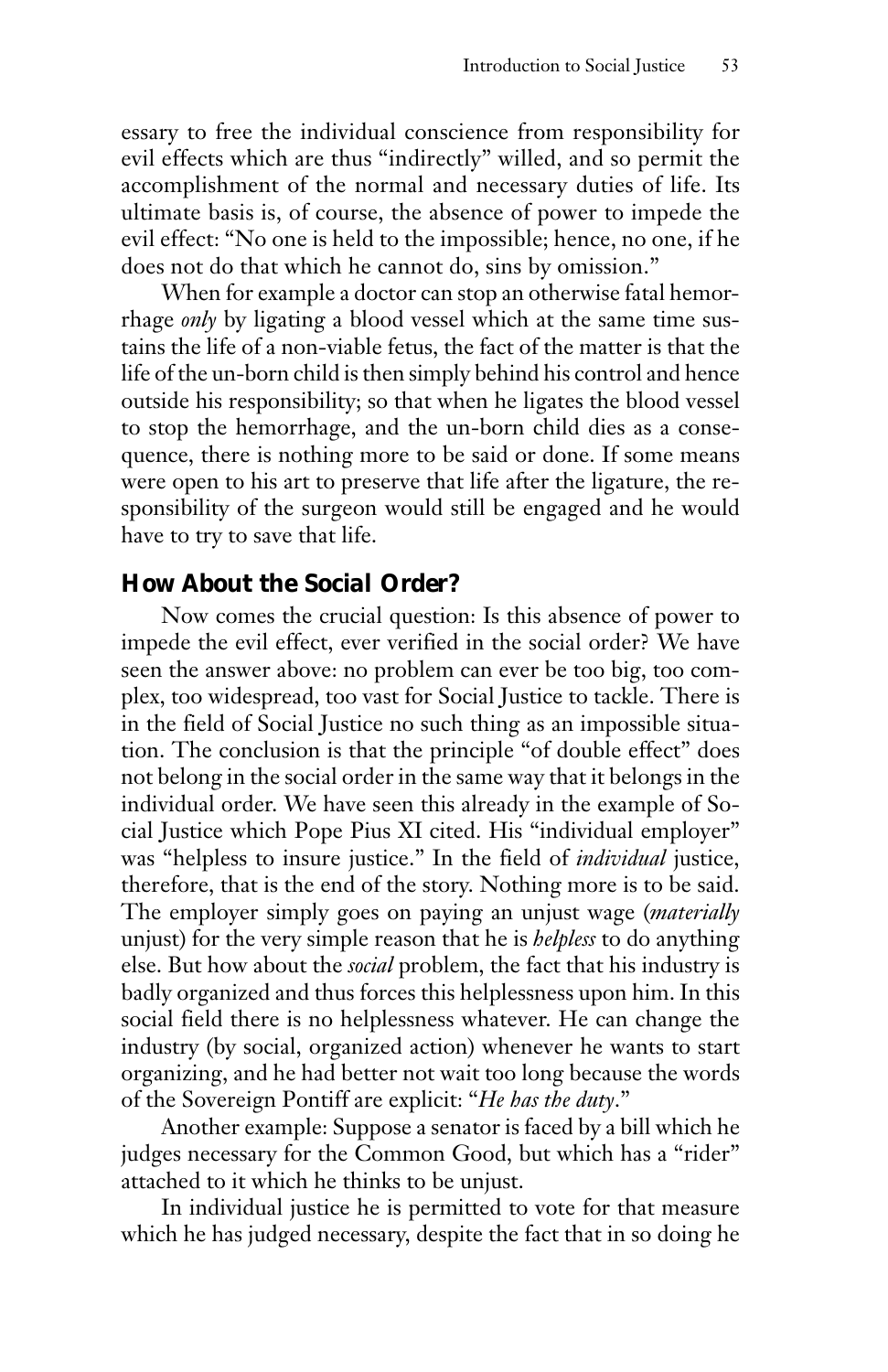essary to free the individual conscience from responsibility for evil effects which are thus "indirectly" willed, and so permit the accomplishment of the normal and necessary duties of life. Its ultimate basis is, of course, the absence of power to impede the evil effect: "No one is held to the impossible; hence, no one, if he does not do that which he cannot do, sins by omission."

When for example a doctor can stop an otherwise fatal hemorrhage *only* by ligating a blood vessel which at the same time sustains the life of a non-viable fetus, the fact of the matter is that the life of the un-born child is then simply behind his control and hence outside his responsibility; so that when he ligates the blood vessel to stop the hemorrhage, and the un-born child dies as a consequence, there is nothing more to be said or done. If some means were open to his art to preserve that life after the ligature, the responsibility of the surgeon would still be engaged and he would have to try to save that life.

## How About the Social Order?

Now comes the crucial question: Is this absence of power to impede the evil effect, ever verified in the social order? We have seen the answer above: no problem can ever be too big, too complex, too widespread, too vast for Social Justice to tackle. There is in the field of Social Justice no such thing as an impossible situation. The conclusion is that the principle "of double effect" does not belong in the social order in the same way that it belongs in the individual order. We have seen this already in the example of Social Justice which Pope Pius XI cited. His "individual employer" was "helpless to insure justice." In the field of *individual* justice, therefore, that is the end of the story. Nothing more is to be said. The employer simply goes on paying an unjust wage (*materially* unjust) for the very simple reason that he is *helpless* to do anything else. But how about the *social* problem, the fact that his industry is badly organized and thus forces this helplessness upon him. In this social field there is no helplessness whatever. He can change the industry (by social, organized action) whenever he wants to start organizing, and he had better not wait too long because the words of the Sovereign Pontiff are explicit: "*He has the duty*."

Another example: Suppose a senator is faced by a bill which he judges necessary for the Common Good, but which has a "rider" attached to it which he thinks to be unjust.

In individual justice he is permitted to vote for that measure which he has judged necessary, despite the fact that in so doing he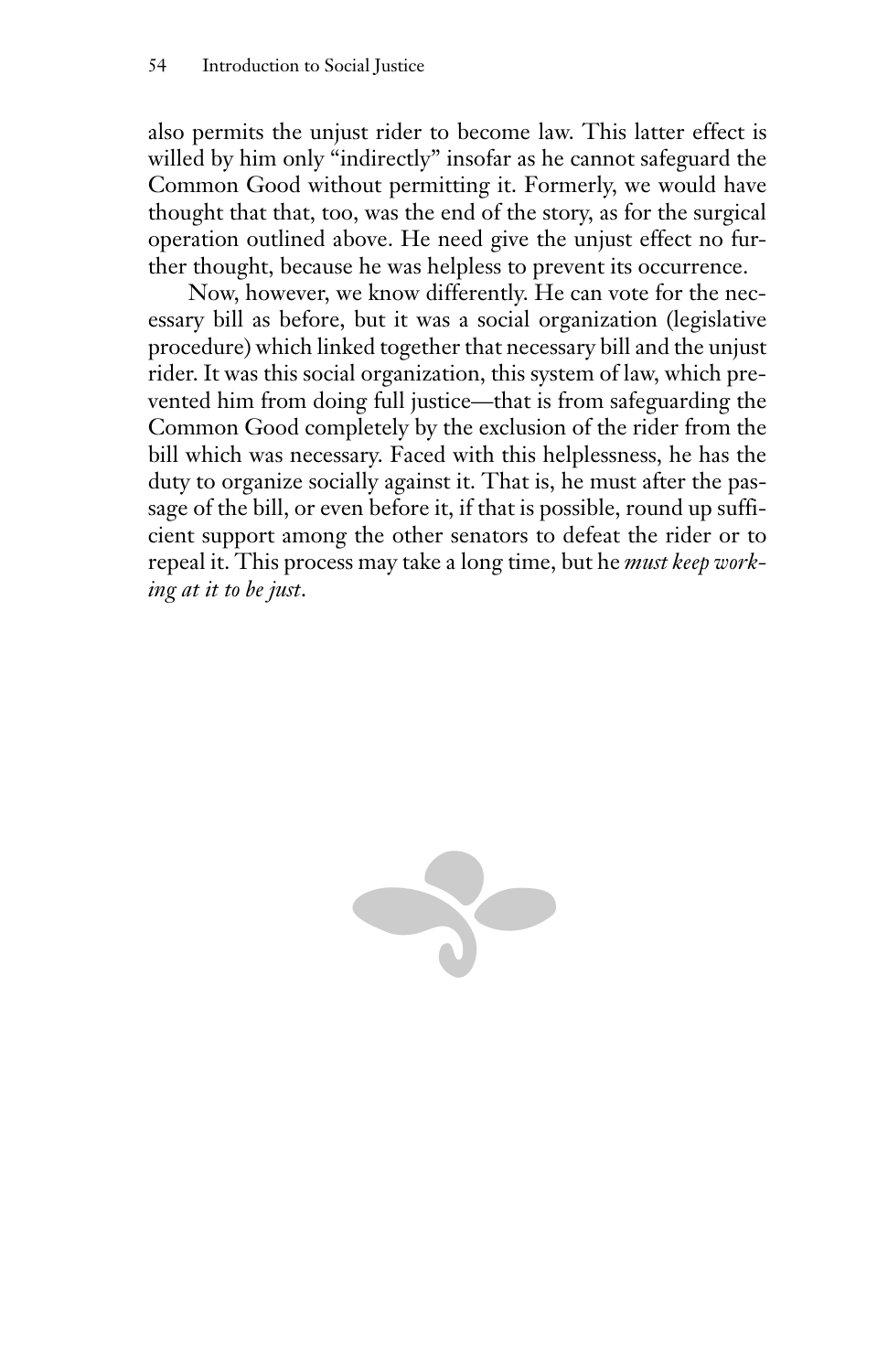also permits the unjust rider to become law. This latter effect is willed by him only "indirectly" insofar as he cannot safeguard the Common Good without permitting it. Formerly, we would have thought that that, too, was the end of the story, as for the surgical operation outlined above. He need give the unjust effect no further thought, because he was helpless to prevent its occurrence.

Now, however, we know differently. He can vote for the necessary bill as before, but it was a social organization (legislative procedure) which linked together that necessary bill and the unjust rider. It was this social organization, this system of law, which prevented him from doing full justice—that is from safeguarding the Common Good completely by the exclusion of the rider from the bill which was necessary. Faced with this helplessness, he has the duty to organize socially against it. That is, he must after the passage of the bill, or even before it, if that is possible, round up sufficient support among the other senators to defeat the rider or to repeal it. This process may take a long time, but he *must keep working at it to be just*.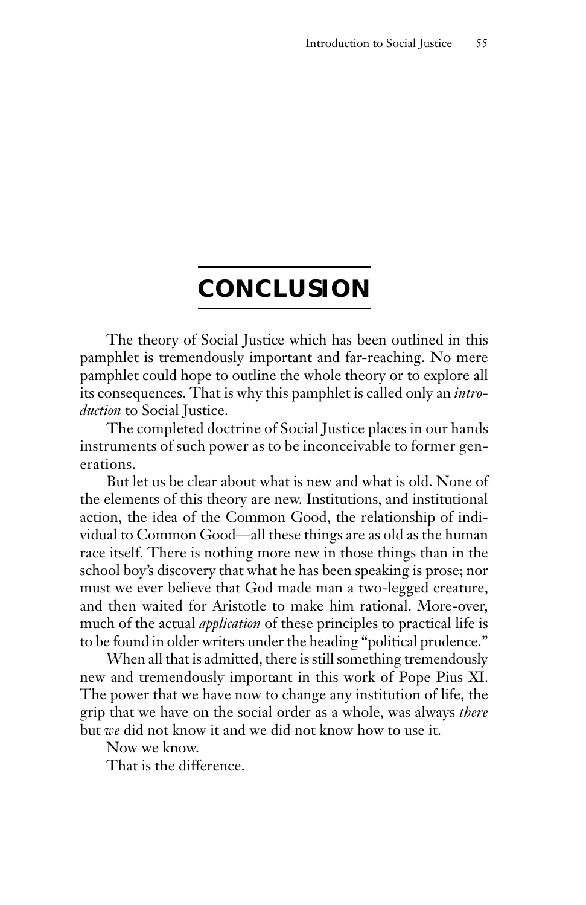# CONCLUSION

The theory of Social Justice which has been outlined in this pamphlet is tremendously important and far-reaching. No mere pamphlet could hope to outline the whole theory or to explore all its consequences. That is why this pamphlet is called only an *introduction* to Social Justice.

The completed doctrine of Social Justice places in our hands instruments of such power as to be inconceivable to former generations.

But let us be clear about what is new and what is old. None of the elements of this theory are new. Institutions, and institutional action, the idea of the Common Good, the relationship of individual to Common Good—all these things are as old as the human race itself. There is nothing more new in those things than in the school boy's discovery that what he has been speaking is prose; nor must we ever believe that God made man a two-legged creature, and then waited for Aristotle to make him rational. More-over, much of the actual *application* of these principles to practical life is to be found in older writers under the heading "political prudence."

When all that is admitted, there is still something tremendously new and tremendously important in this work of Pope Pius XI. The power that we have now to change any institution of life, the grip that we have on the social order as a whole, was always *there* but *we* did not know it and we did not know how to use it.

Now we know.

That is the difference.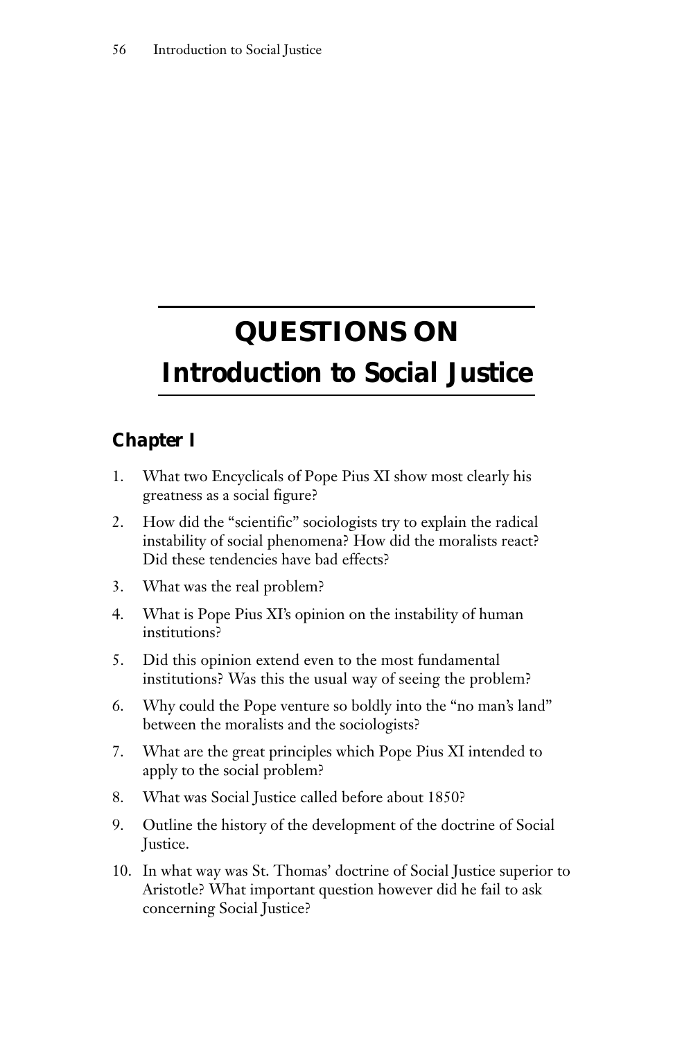# QUESTIONS ON Introduction to Social Justice

## Chapter I

1. What two Encyclicals of Pope Pius XI show most clearly his greatness as a social figure?
2. How did the "scientific" sociologists try to explain the radical instability of social phenomena? How did the moralists react? Did these tendencies have bad effects?
3. What was the real problem?
4. What is Pope Pius XI's opinion on the instability of human institutions?
5. Did this opinion extend even to the most fundamental institutions? Was this the usual way of seeing the problem?
6. Why could the Pope venture so boldly into the "no man's land" between the moralists and the sociologists?
7. What are the great principles which Pope Pius XI intended to apply to the social problem?
8. What was Social Justice called before about 1850?
9. Outline the history of the development of the doctrine of Social Justice.
10. In what way was St. Thomas' doctrine of Social Justice superior to Aristotle? What important question however did he fail to ask concerning Social Justice?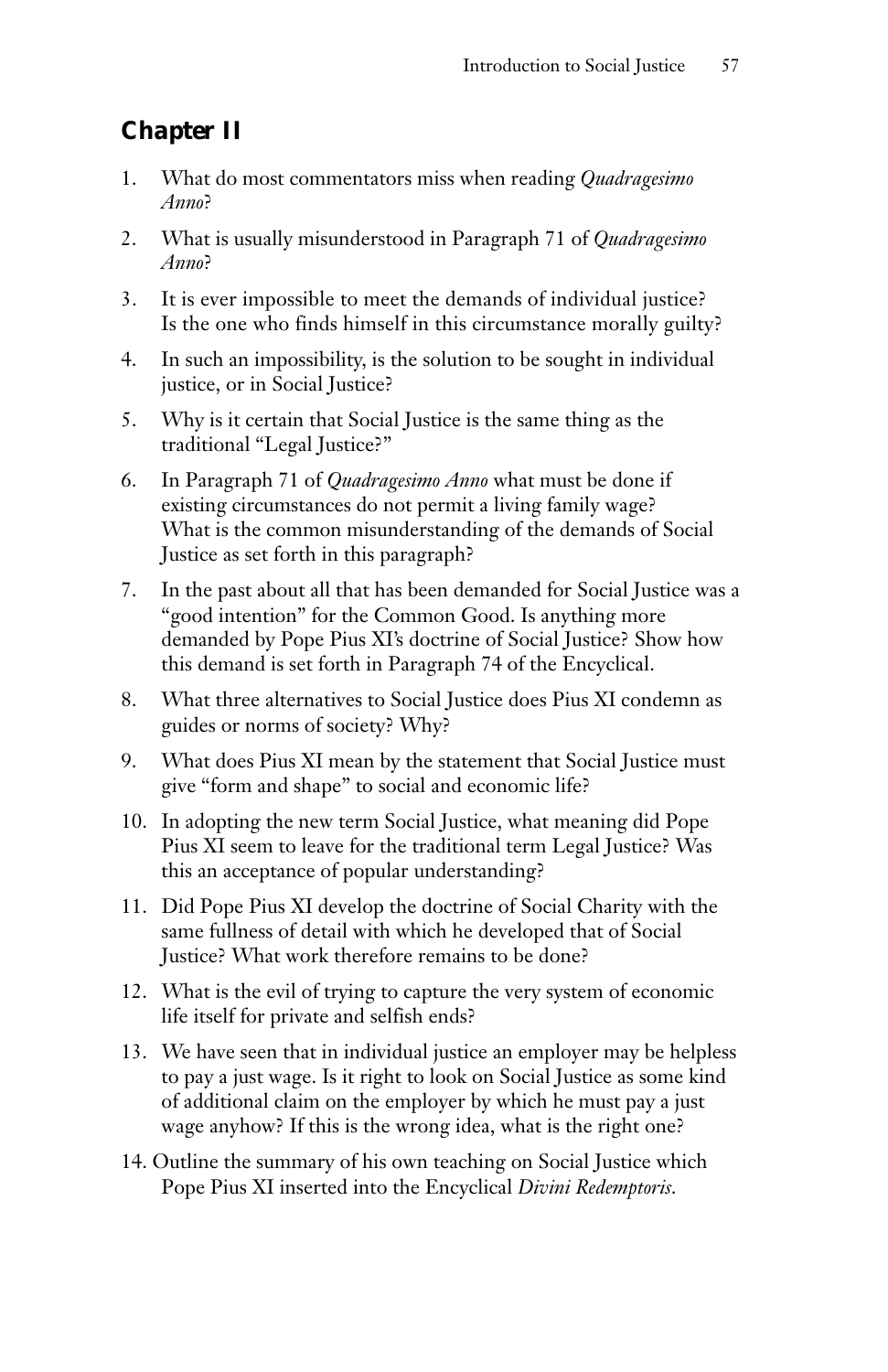## Chapter II

1. What do most commentators miss when reading *Quadragesimo Anno*?
2. What is usually misunderstood in Paragraph 71 of *Quadragesimo Anno*?
3. It is ever impossible to meet the demands of individual justice? Is the one who finds himself in this circumstance morally guilty?
4. In such an impossibility, is the solution to be sought in individual justice, or in Social Justice?
5. Why is it certain that Social Justice is the same thing as the traditional "Legal Justice?"
6. In Paragraph 71 of *Quadragesimo Anno* what must be done if existing circumstances do not permit a living family wage? What is the common misunderstanding of the demands of Social Justice as set forth in this paragraph?
7. In the past about all that has been demanded for Social Justice was a "good intention" for the Common Good. Is anything more demanded by Pope Pius XI's doctrine of Social Justice? Show how this demand is set forth in Paragraph 74 of the Encyclical.
8. What three alternatives to Social Justice does Pius XI condemn as guides or norms of society? Why?
9. What does Pius XI mean by the statement that Social Justice must give "form and shape" to social and economic life?
10. In adopting the new term Social Justice, what meaning did Pope Pius XI seem to leave for the traditional term Legal Justice? Was this an acceptance of popular understanding?
11. Did Pope Pius XI develop the doctrine of Social Charity with the same fullness of detail with which he developed that of Social Justice? What work therefore remains to be done?
12. What is the evil of trying to capture the very system of economic life itself for private and selfish ends?
13. We have seen that in individual justice an employer may be helpless to pay a just wage. Is it right to look on Social Justice as some kind of additional claim on the employer by which he must pay a just wage anyhow? If this is the wrong idea, what is the right one?
14. Outline the summary of his own teaching on Social Justice which Pope Pius XI inserted into the Encyclical *Divini Redemptoris*.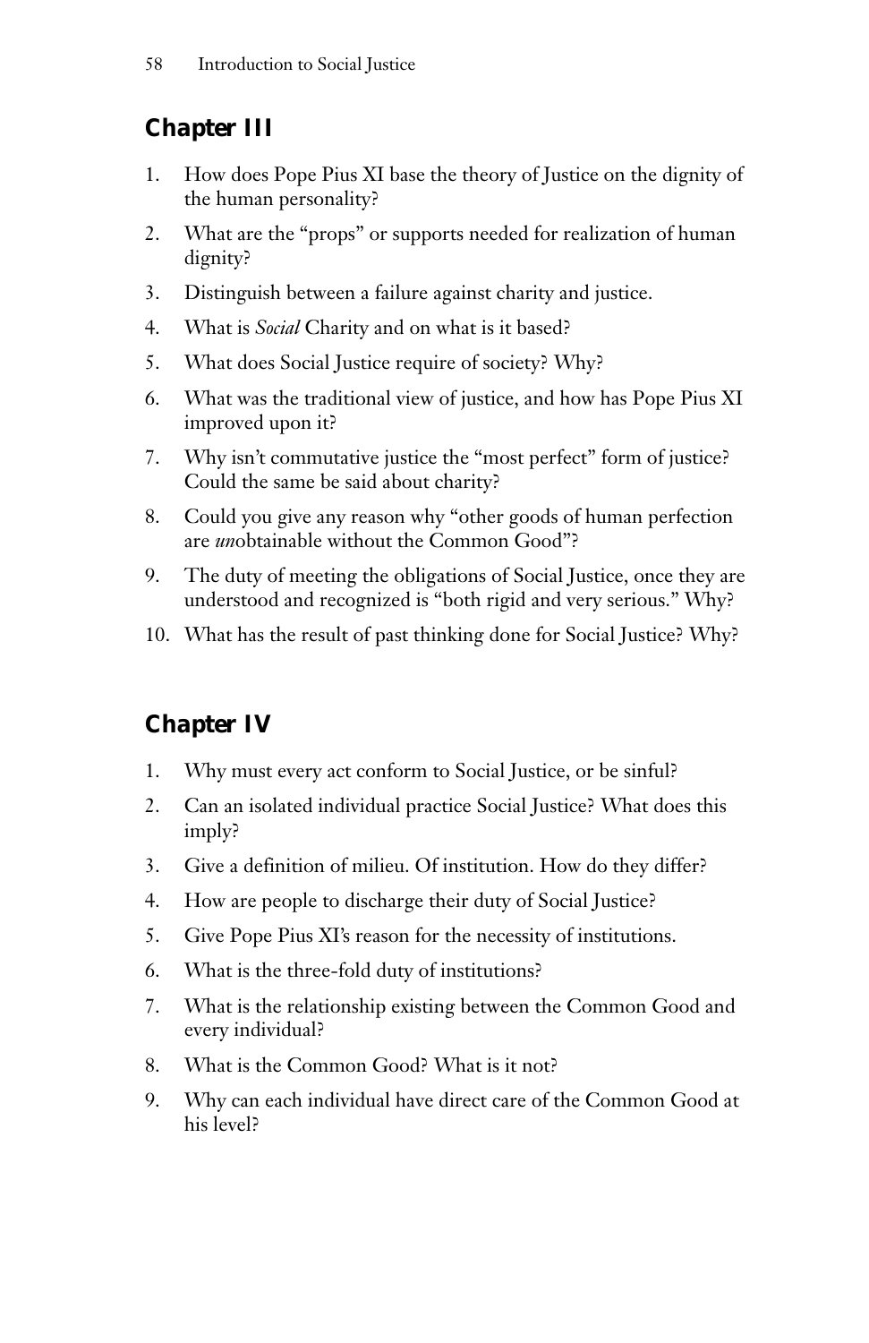## Chapter III

1. How does Pope Pius XI base the theory of Justice on the dignity of the human personality?
2. What are the "props" or supports needed for realization of human dignity?
3. Distinguish between a failure against charity and justice.
4. What is *Social* Charity and on what is it based?
5. What does Social Justice require of society? Why?
6. What was the traditional view of justice, and how has Pope Pius XI improved upon it?
7. Why isn't commutative justice the "most perfect" form of justice? Could the same be said about charity?
8. Could you give any reason why "other goods of human perfection are *un*obtainable without the Common Good"?
9. The duty of meeting the obligations of Social Justice, once they are understood and recognized is "both rigid and very serious." Why?
10. What has the result of past thinking done for Social Justice? Why?

## Chapter IV

1. Why must every act conform to Social Justice, or be sinful?
2. Can an isolated individual practice Social Justice? What does this imply?
3. Give a definition of milieu. Of institution. How do they differ?
4. How are people to discharge their duty of Social Justice?
5. Give Pope Pius XI's reason for the necessity of institutions.
6. What is the three-fold duty of institutions?
7. What is the relationship existing between the Common Good and every individual?
8. What is the Common Good? What is it not?
9. Why can each individual have direct care of the Common Good at his level?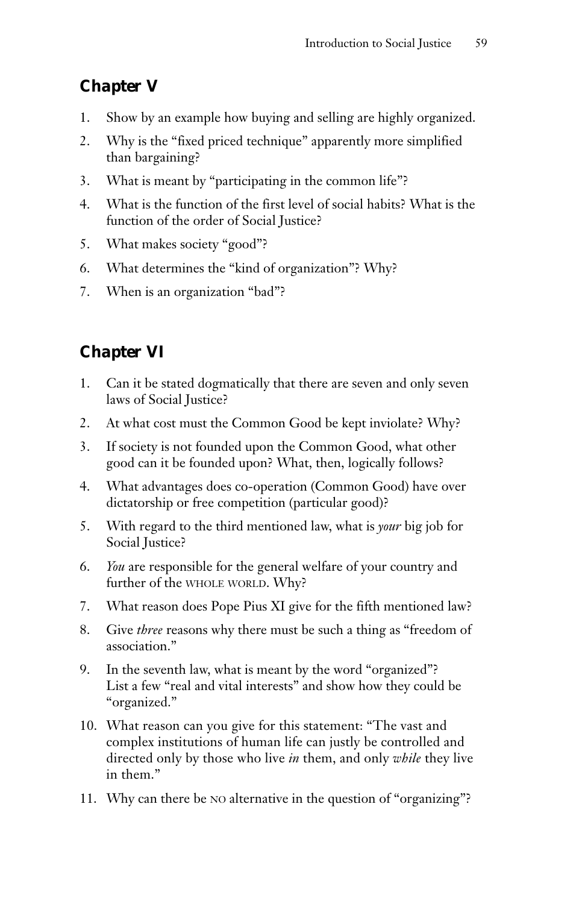## Chapter V

1. Show by an example how buying and selling are highly organized.
2. Why is the "fixed priced technique" apparently more simplified than bargaining?
3. What is meant by "participating in the common life"?
4. What is the function of the first level of social habits? What is the function of the order of Social Justice?
5. What makes society "good"?
6. What determines the "kind of organization"? Why?
7. When is an organization "bad"?

## Chapter VI

1. Can it be stated dogmatically that there are seven and only seven laws of Social Justice?
2. At what cost must the Common Good be kept inviolate? Why?
3. If society is not founded upon the Common Good, what other good can it be founded upon? What, then, logically follows?
4. What advantages does co-operation (Common Good) have over dictatorship or free competition (particular good)?
5. With regard to the third mentioned law, what is *your* big job for Social Justice?
6. *You* are responsible for the general welfare of your country and further of the WHOLE WORLD. Why?
7. What reason does Pope Pius XI give for the fifth mentioned law?
8. Give *three* reasons why there must be such a thing as "freedom of association."
9. In the seventh law, what is meant by the word "organized"? List a few "real and vital interests" and show how they could be "organized."
10. What reason can you give for this statement: "The vast and complex institutions of human life can justly be controlled and directed only by those who live *in* them, and only *while* they live in them."
11. Why can there be NO alternative in the question of "organizing"?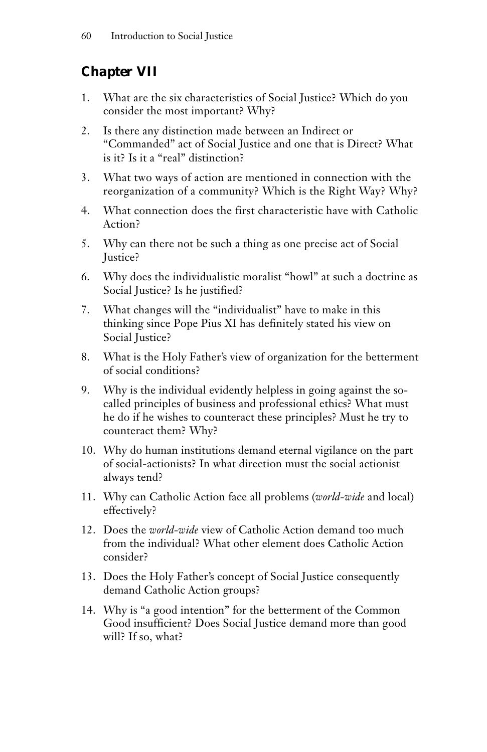## Chapter VII

1. What are the six characteristics of Social Justice? Which do you consider the most important? Why?
2. Is there any distinction made between an Indirect or "Commanded" act of Social Justice and one that is Direct? What is it? Is it a "real" distinction?
3. What two ways of action are mentioned in connection with the reorganization of a community? Which is the Right Way? Why?
4. What connection does the first characteristic have with Catholic Action?
5. Why can there not be such a thing as one precise act of Social Justice?
6. Why does the individualistic moralist "howl" at such a doctrine as Social Justice? Is he justified?
7. What changes will the "individualist" have to make in this thinking since Pope Pius XI has definitely stated his view on Social Justice?
8. What is the Holy Father's view of organization for the betterment of social conditions?
9. Why is the individual evidently helpless in going against the so-called principles of business and professional ethics? What must he do if he wishes to counteract these principles? Must he try to counteract them? Why?
10. Why do human institutions demand eternal vigilance on the part of social-actionists? In what direction must the social actionist always tend?
11. Why can Catholic Action face all problems (*world-wide* and local) effectively?
12. Does the *world-wide* view of Catholic Action demand too much from the individual? What other element does Catholic Action consider?
13. Does the Holy Father's concept of Social Justice consequently demand Catholic Action groups?
14. Why is "a good intention" for the betterment of the Common Good insufficient? Does Social Justice demand more than good will? If so, what?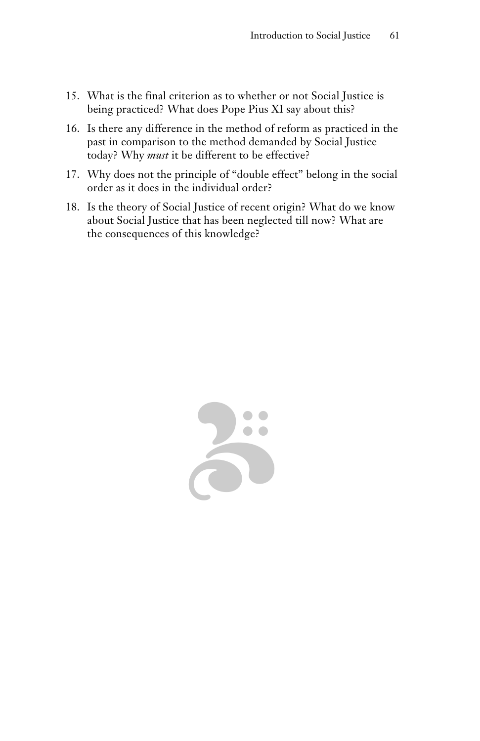15. What is the final criterion as to whether or not Social Justice is being practiced? What does Pope Pius XI say about this?
16. Is there any difference in the method of reform as practiced in the past in comparison to the method demanded by Social Justice today? Why *must* it be different to be effective?
17. Why does not the principle of "double effect" belong in the social order as it does in the individual order?
18. Is the theory of Social Justice of recent origin? What do we know about Social Justice that has been neglected till now? What are the consequences of this knowledge?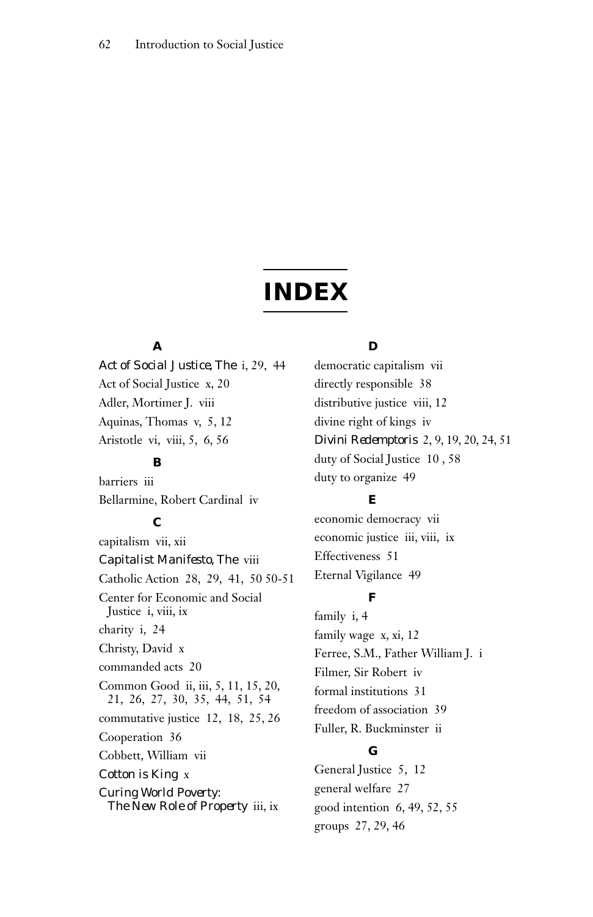# INDEX

### A

*Act of Social Justice, The* i, 29, 44
Act of Social Justice x, 20
Adler, Mortimer J. viii
Aquinas, Thomas v, 5, 12
Aristotle vi, viii, 5, 6, 56

### B

barriers iii
Bellarmine, Robert Cardinal iv

### C

capitalism vii, xii
*Capitalist Manifesto, The* viii
Catholic Action 28, 29, 41, 50 50-51
Center for Economic and Social Justice i, viii, ix
charity i, 24
Christy, David x
commanded acts 20
Common Good ii, iii, 5, 11, 15, 20, 21, 26, 27, 30, 35, 44, 51, 54
commutative justice 12, 18, 25, 26
Cooperation 36
Cobbett, William vii
*Cotton is King* x
*Curing World Poverty: The New Role of Property* iii, ix

### D

democratic capitalism vii
directly responsible 38
distributive justice viii, 12
divine right of kings iv
*Divini Redemptoris* 2, 9, 19, 20, 24, 51
duty of Social Justice 10 , 58
duty to organize 49

### E

economic democracy vii
economic justice iii, viii, ix
Effectiveness 51
Eternal Vigilance 49

### F

family i, 4
family wage x, xi, 12
Ferree, S.M., Father William J. i
Filmer, Sir Robert iv
formal institutions 31
freedom of association 39
Fuller, R. Buckminster ii

### G

General Justice 5, 12
general welfare 27
good intention 6, 49, 52, 55
groups 27, 29, 46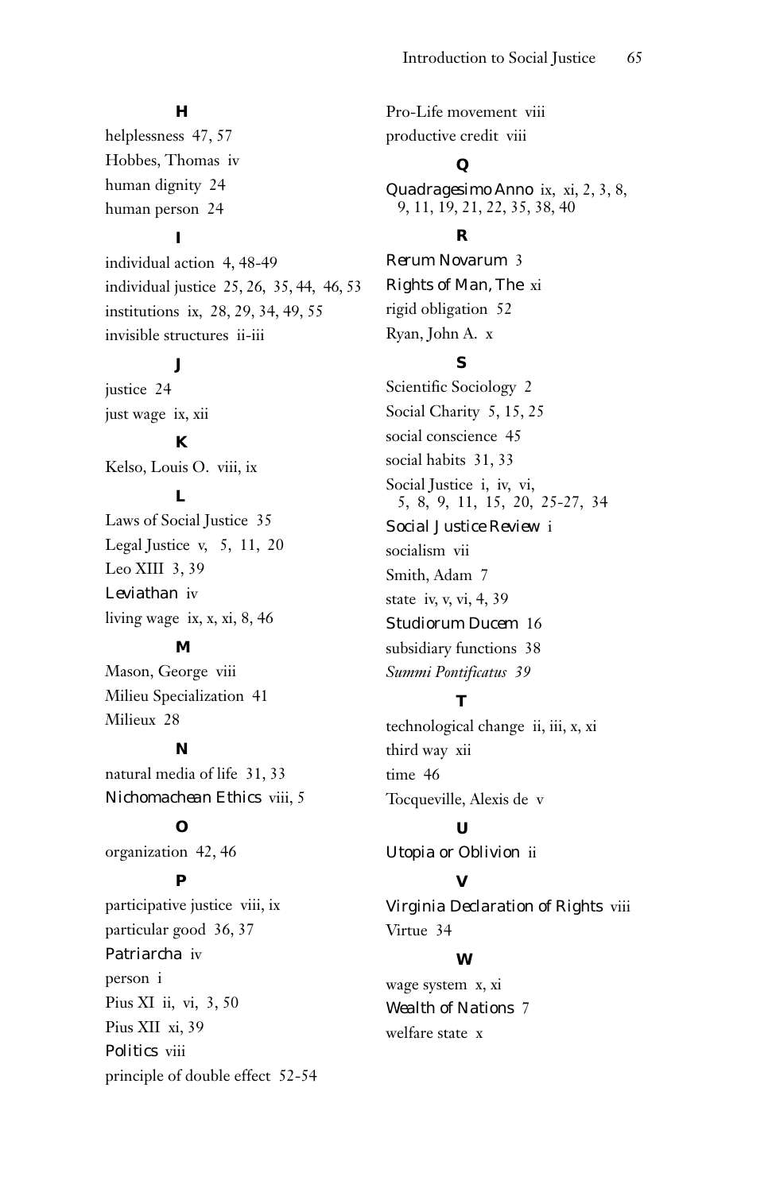**H**

helplessness 47, 57
Hobbes, Thomas iv
human dignity 24
human person 24

**I**

individual action 4, 48-49
individual justice 25, 26, 35, 44, 46, 53
institutions ix, 28, 29, 34, 49, 55
invisible structures ii-iii

**J**

justice 24
just wage ix, xii

**K**

Kelso, Louis O. viii, ix

**L**

Laws of Social Justice 35
Legal Justice v, 5, 11, 20
Leo XIII 3, 39
*Leviathan* iv
living wage ix, x, xi, 8, 46

**M**

Mason, George viii
Milieu Specialization 41
Milieux 28

**N**

natural media of life 31, 33
*Nichomachean Ethics* viii, 5

**O**

organization 42, 46

**P**

participative justice viii, ix
particular good 36, 37
*Patriarcha* iv
person i
Pius XI ii, vi, 3, 50
Pius XII xi, 39
*Politics* viii
principle of double effect 52-54
Pro-Life movement viii
productive credit viii

**Q**

*Quadragesimo Anno* ix, xi, 2, 3, 8, 9, 11, 19, 21, 22, 35, 38, 40

**R**

*Rerum Novarum* 3
*Rights of Man, The* xi
rigid obligation 52
Ryan, John A. x

**S**

Scientific Sociology 2
Social Charity 5, 15, 25
social conscience 45
social habits 31, 33
Social Justice i, iv, vi, 5, 8, 9, 11, 15, 20, 25-27, 34
*Social Justice Review* i
socialism vii
Smith, Adam 7
state iv, v, vi, 4, 39
*Studiorum Ducem* 16
subsidiary functions 38
*Summi Pontificatus* 39

**T**

technological change ii, iii, x, xi
third way xii
time 46
Tocqueville, Alexis de v

**U**

*Utopia or Oblivion* ii

**V**

*Virginia Declaration of Rights* viii
Virtue 34

**W**

wage system x, xi
*Wealth of Nations* 7
welfare state x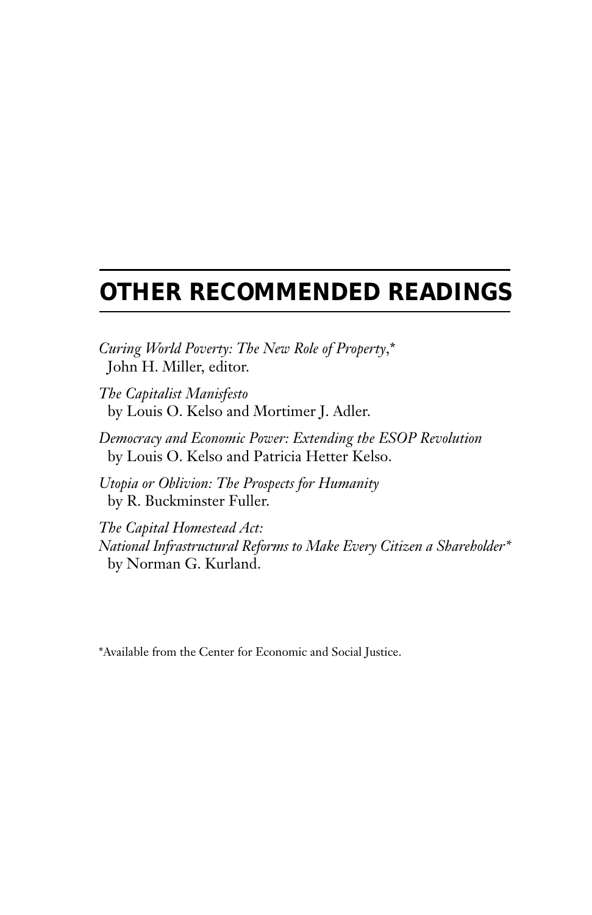## OTHER RECOMMENDED READINGS

*Curing World Poverty: The New Role of Property*,*
John H. Miller, editor.

*The Capitalist Manifesto*
by Louis O. Kelso and Mortimer J. Adler.

*Democracy and Economic Power: Extending the ESOP Revolution*
by Louis O. Kelso and Patricia Hetter Kelso.

*Utopia or Oblivion: The Prospects for Humanity*
by R. Buckminster Fuller.

*The Capital Homestead Act:*
*National Infrastructural Reforms to Make Every Citizen a Shareholder**
by Norman G. Kurland.

*Available from the Center for Economic and Social Justice.